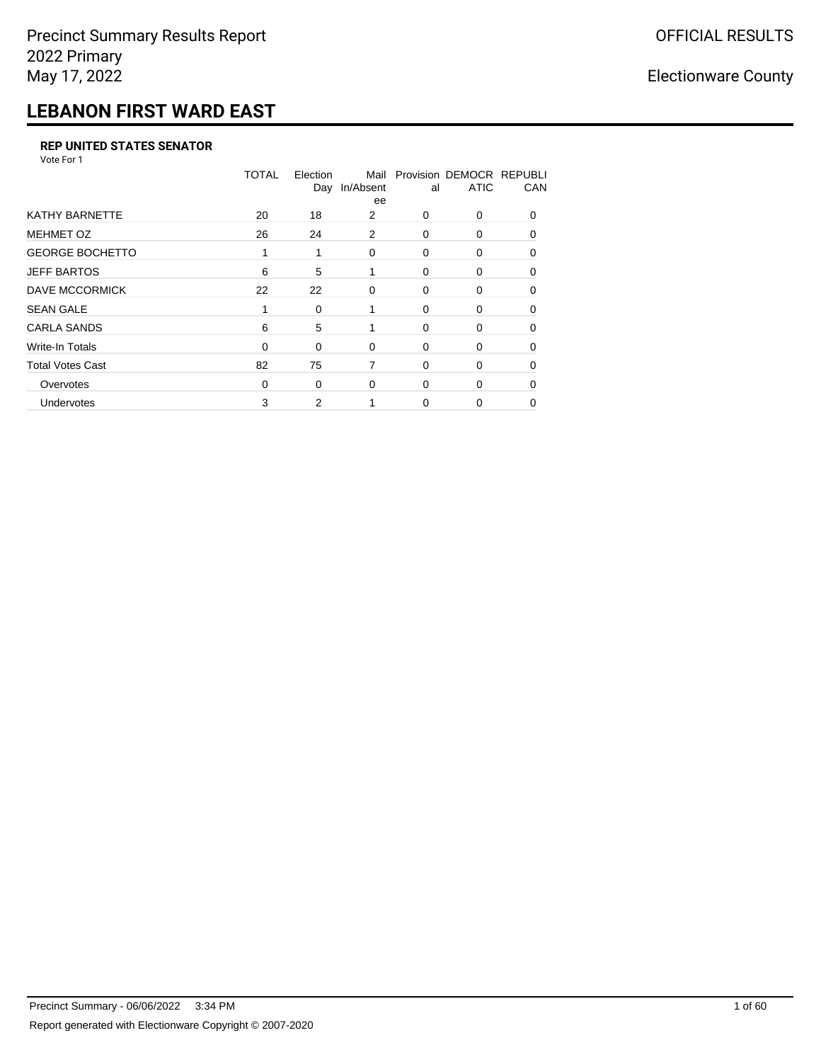Precinct Summary Results Report
2022 Primary
May 17, 2022

OFFICIAL RESULTS

Electionware County

# LEBANON FIRST WARD EAST

### REP UNITED STATES SENATOR

Vote For 1

| | TOTAL | Election Day | Mail In/Absentee | Provisional | DEMOCRATIC | REPUBLICAN |
|---|---|---|---|---|---|---|
| KATHY BARNETTE | 20 | 18 | 2 | 0 | 0 | 0 |
| MEHMET OZ | 26 | 24 | 2 | 0 | 0 | 0 |
| GEORGE BOCHETTO | 1 | 1 | 0 | 0 | 0 | 0 |
| JEFF BARTOS | 6 | 5 | 1 | 0 | 0 | 0 |
| DAVE MCCORMICK | 22 | 22 | 0 | 0 | 0 | 0 |
| SEAN GALE | 1 | 0 | 1 | 0 | 0 | 0 |
| CARLA SANDS | 6 | 5 | 1 | 0 | 0 | 0 |
| Write-In Totals | 0 | 0 | 0 | 0 | 0 | 0 |
| Total Votes Cast | 82 | 75 | 7 | 0 | 0 | 0 |
| Overvotes | 0 | 0 | 0 | 0 | 0 | 0 |
| Undervotes | 3 | 2 | 1 | 0 | 0 | 0 |

Precinct Summary - 06/06/2022 3:34 PM

Report generated with Electionware Copyright © 2007-2020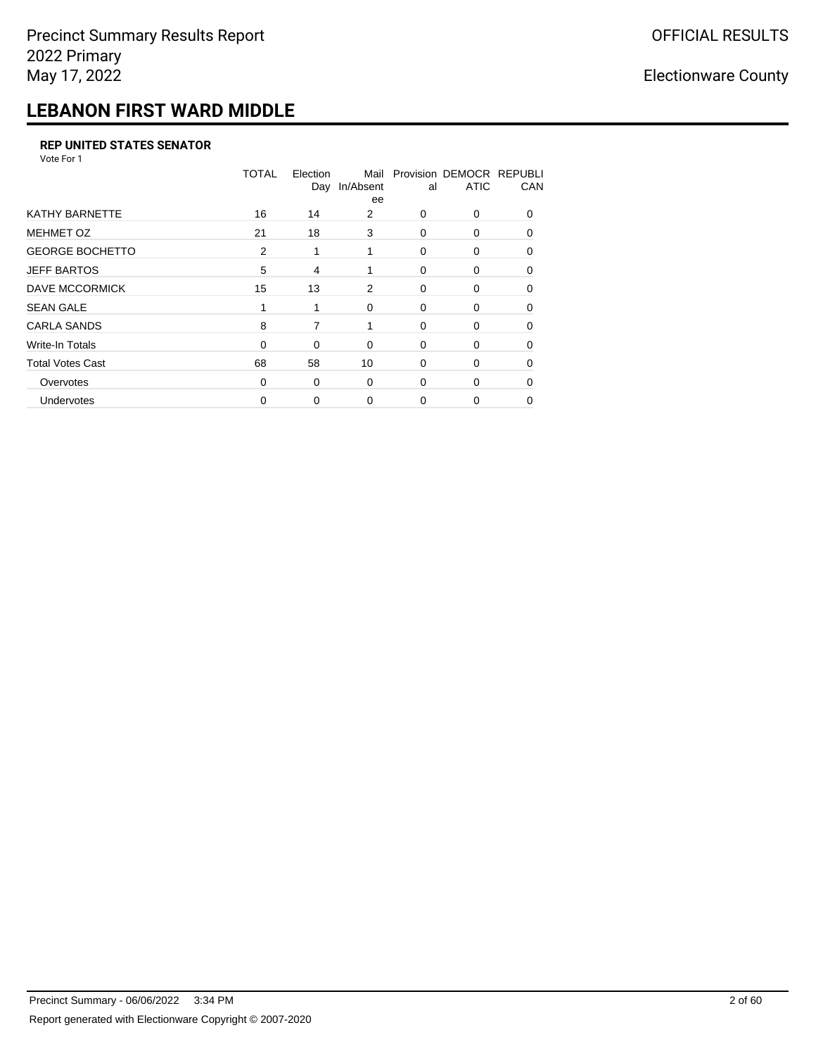# LEBANON FIRST WARD MIDDLE

### REP UNITED STATES SENATOR

Vote For 1

| | TOTAL | Election Day | Mail In/Absentee | Provisional | DEMOCRATIC | REPUBLICAN |
|---|---|---|---|---|---|---|
| KATHY BARNETTE | 16 | 14 | 2 | 0 | 0 | 0 |
| MEHMET OZ | 21 | 18 | 3 | 0 | 0 | 0 |
| GEORGE BOCHETTO | 2 | 1 | 1 | 0 | 0 | 0 |
| JEFF BARTOS | 5 | 4 | 1 | 0 | 0 | 0 |
| DAVE MCCORMICK | 15 | 13 | 2 | 0 | 0 | 0 |
| SEAN GALE | 1 | 1 | 0 | 0 | 0 | 0 |
| CARLA SANDS | 8 | 7 | 1 | 0 | 0 | 0 |
| Write-In Totals | 0 | 0 | 0 | 0 | 0 | 0 |
| Total Votes Cast | 68 | 58 | 10 | 0 | 0 | 0 |
| Overvotes | 0 | 0 | 0 | 0 | 0 | 0 |
| Undervotes | 0 | 0 | 0 | 0 | 0 | 0 |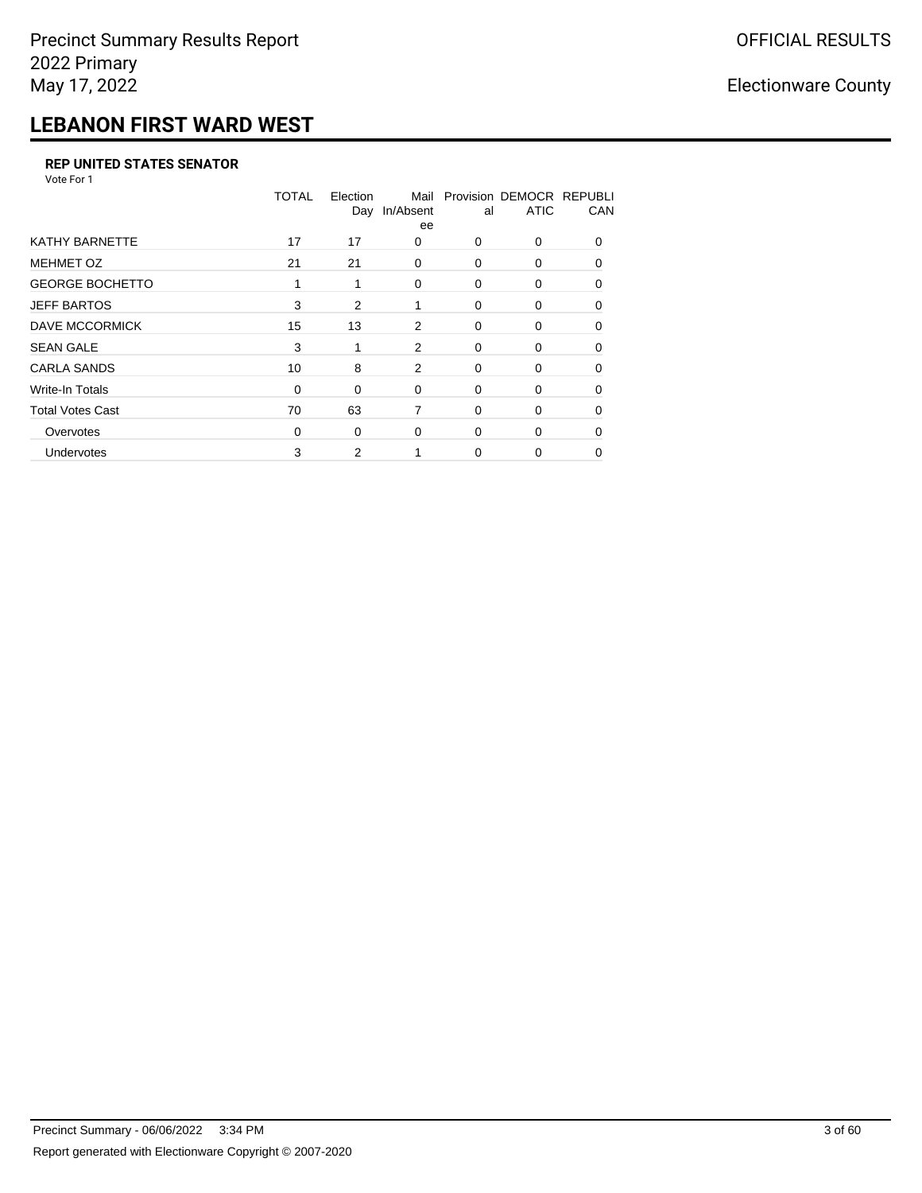# LEBANON FIRST WARD WEST

### REP UNITED STATES SENATOR

Vote For 1

| | TOTAL | Election Day | Mail In/Absentee | Provisional | DEMOCRATIC | REPUBLICAN |
|---|---|---|---|---|---|---|
| KATHY BARNETTE | 17 | 17 | 0 | 0 | 0 | 0 |
| MEHMET OZ | 21 | 21 | 0 | 0 | 0 | 0 |
| GEORGE BOCHETTO | 1 | 1 | 0 | 0 | 0 | 0 |
| JEFF BARTOS | 3 | 2 | 1 | 0 | 0 | 0 |
| DAVE MCCORMICK | 15 | 13 | 2 | 0 | 0 | 0 |
| SEAN GALE | 3 | 1 | 2 | 0 | 0 | 0 |
| CARLA SANDS | 10 | 8 | 2 | 0 | 0 | 0 |
| Write-In Totals | 0 | 0 | 0 | 0 | 0 | 0 |
| Total Votes Cast | 70 | 63 | 7 | 0 | 0 | 0 |
| Overvotes | 0 | 0 | 0 | 0 | 0 | 0 |
| Undervotes | 3 | 2 | 1 | 0 | 0 | 0 |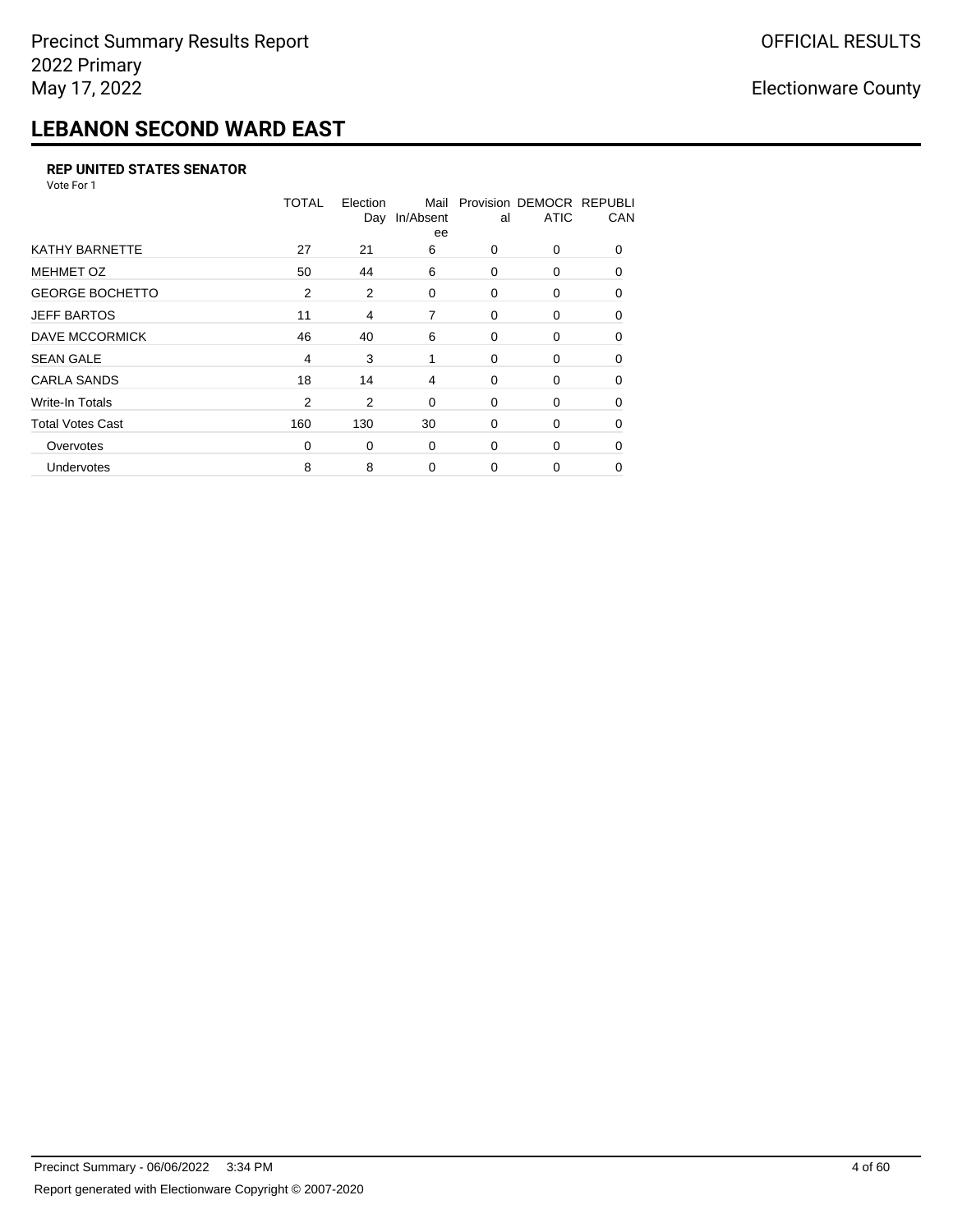Precinct Summary Results Report
2022 Primary
May 17, 2022

OFFICIAL RESULTS

Electionware County

# LEBANON SECOND WARD EAST

### REP UNITED STATES SENATOR

Vote For 1

| | TOTAL | Election Day | Mail In/Absentee | Provisional | DEMOCRATIC | REPUBLICAN |
|---|---|---|---|---|---|---|
| KATHY BARNETTE | 27 | 21 | 6 | 0 | 0 | 0 |
| MEHMET OZ | 50 | 44 | 6 | 0 | 0 | 0 |
| GEORGE BOCHETTO | 2 | 2 | 0 | 0 | 0 | 0 |
| JEFF BARTOS | 11 | 4 | 7 | 0 | 0 | 0 |
| DAVE MCCORMICK | 46 | 40 | 6 | 0 | 0 | 0 |
| SEAN GALE | 4 | 3 | 1 | 0 | 0 | 0 |
| CARLA SANDS | 18 | 14 | 4 | 0 | 0 | 0 |
| Write-In Totals | 2 | 2 | 0 | 0 | 0 | 0 |
| Total Votes Cast | 160 | 130 | 30 | 0 | 0 | 0 |
| Overvotes | 0 | 0 | 0 | 0 | 0 | 0 |
| Undervotes | 8 | 8 | 0 | 0 | 0 | 0 |

Precinct Summary - 06/06/2022 3:34 PM

Report generated with Electionware Copyright © 2007-2020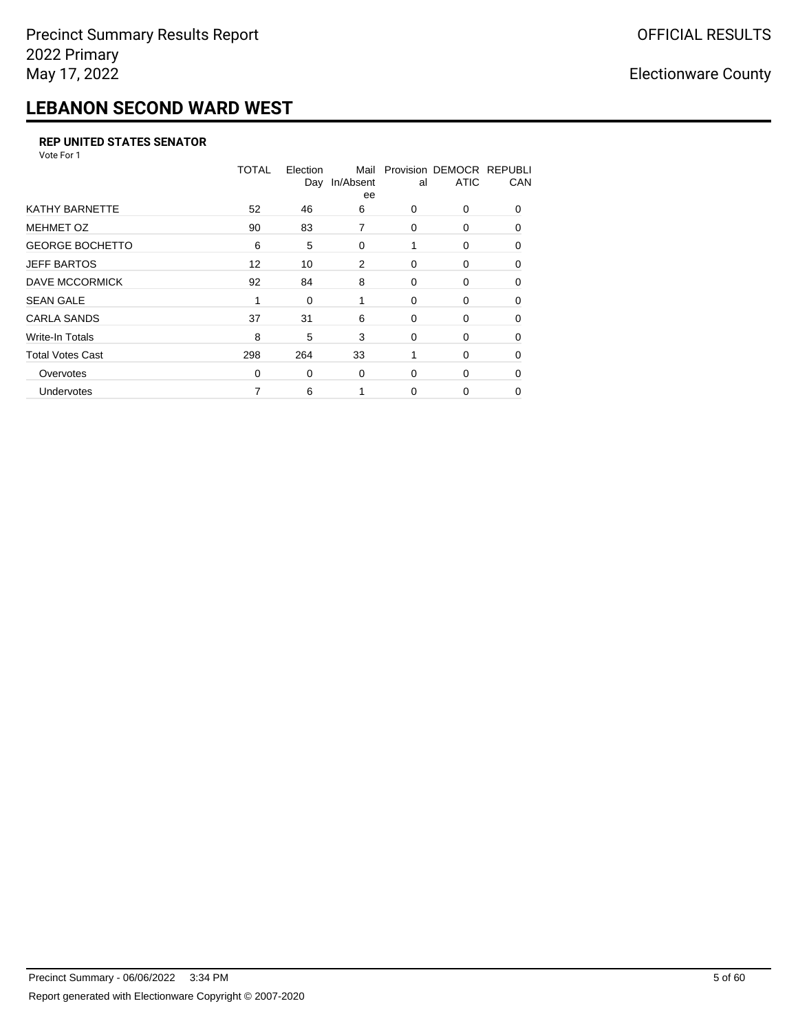Precinct Summary Results Report
2022 Primary
May 17, 2022

OFFICIAL RESULTS

Electionware County

# LEBANON SECOND WARD WEST

### REP UNITED STATES SENATOR

Vote For 1

| | TOTAL | Election Day | Mail In/Absentee | Provisional | DEMOCRATIC | REPUBLICAN |
|---|---|---|---|---|---|---|
| KATHY BARNETTE | 52 | 46 | 6 | 0 | 0 | 0 |
| MEHMET OZ | 90 | 83 | 7 | 0 | 0 | 0 |
| GEORGE BOCHETTO | 6 | 5 | 0 | 1 | 0 | 0 |
| JEFF BARTOS | 12 | 10 | 2 | 0 | 0 | 0 |
| DAVE MCCORMICK | 92 | 84 | 8 | 0 | 0 | 0 |
| SEAN GALE | 1 | 0 | 1 | 0 | 0 | 0 |
| CARLA SANDS | 37 | 31 | 6 | 0 | 0 | 0 |
| Write-In Totals | 8 | 5 | 3 | 0 | 0 | 0 |
| Total Votes Cast | 298 | 264 | 33 | 1 | 0 | 0 |
| Overvotes | 0 | 0 | 0 | 0 | 0 | 0 |
| Undervotes | 7 | 6 | 1 | 0 | 0 | 0 |

Precinct Summary - 06/06/2022 3:34 PM

Report generated with Electionware Copyright © 2007-2020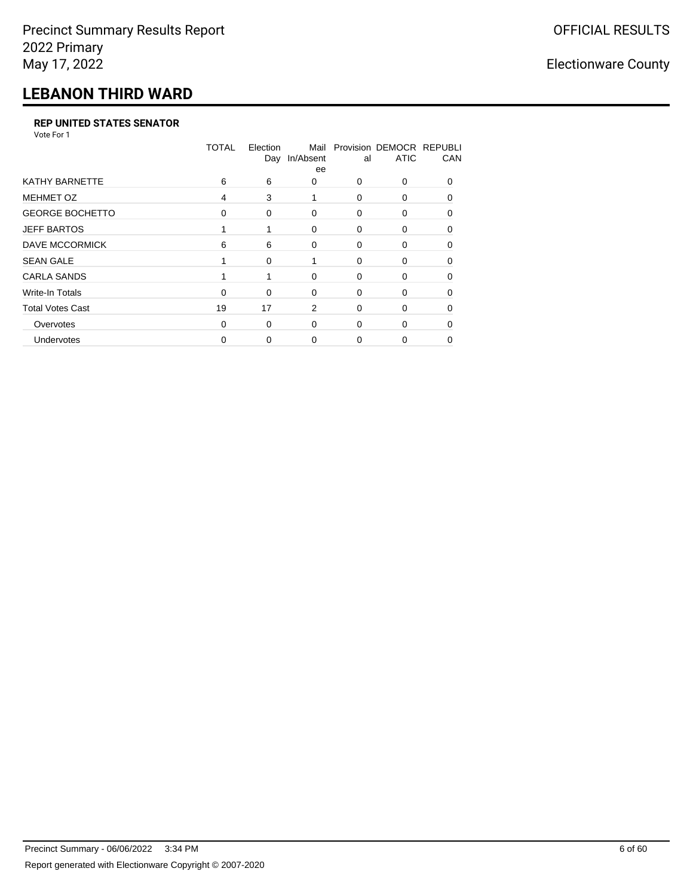Precinct Summary Results Report
2022 Primary
May 17, 2022

OFFICIAL RESULTS

Electionware County

# LEBANON THIRD WARD

### REP UNITED STATES SENATOR

Vote For 1

| | TOTAL | Election Day | Mail In/Absentee | Provisional | DEMOCRATIC | REPUBLICAN |
|---|---|---|---|---|---|---|
| KATHY BARNETTE | 6 | 6 | 0 | 0 | 0 | 0 |
| MEHMET OZ | 4 | 3 | 1 | 0 | 0 | 0 |
| GEORGE BOCHETTO | 0 | 0 | 0 | 0 | 0 | 0 |
| JEFF BARTOS | 1 | 1 | 0 | 0 | 0 | 0 |
| DAVE MCCORMICK | 6 | 6 | 0 | 0 | 0 | 0 |
| SEAN GALE | 1 | 0 | 1 | 0 | 0 | 0 |
| CARLA SANDS | 1 | 1 | 0 | 0 | 0 | 0 |
| Write-In Totals | 0 | 0 | 0 | 0 | 0 | 0 |
| Total Votes Cast | 19 | 17 | 2 | 0 | 0 | 0 |
| Overvotes | 0 | 0 | 0 | 0 | 0 | 0 |
| Undervotes | 0 | 0 | 0 | 0 | 0 | 0 |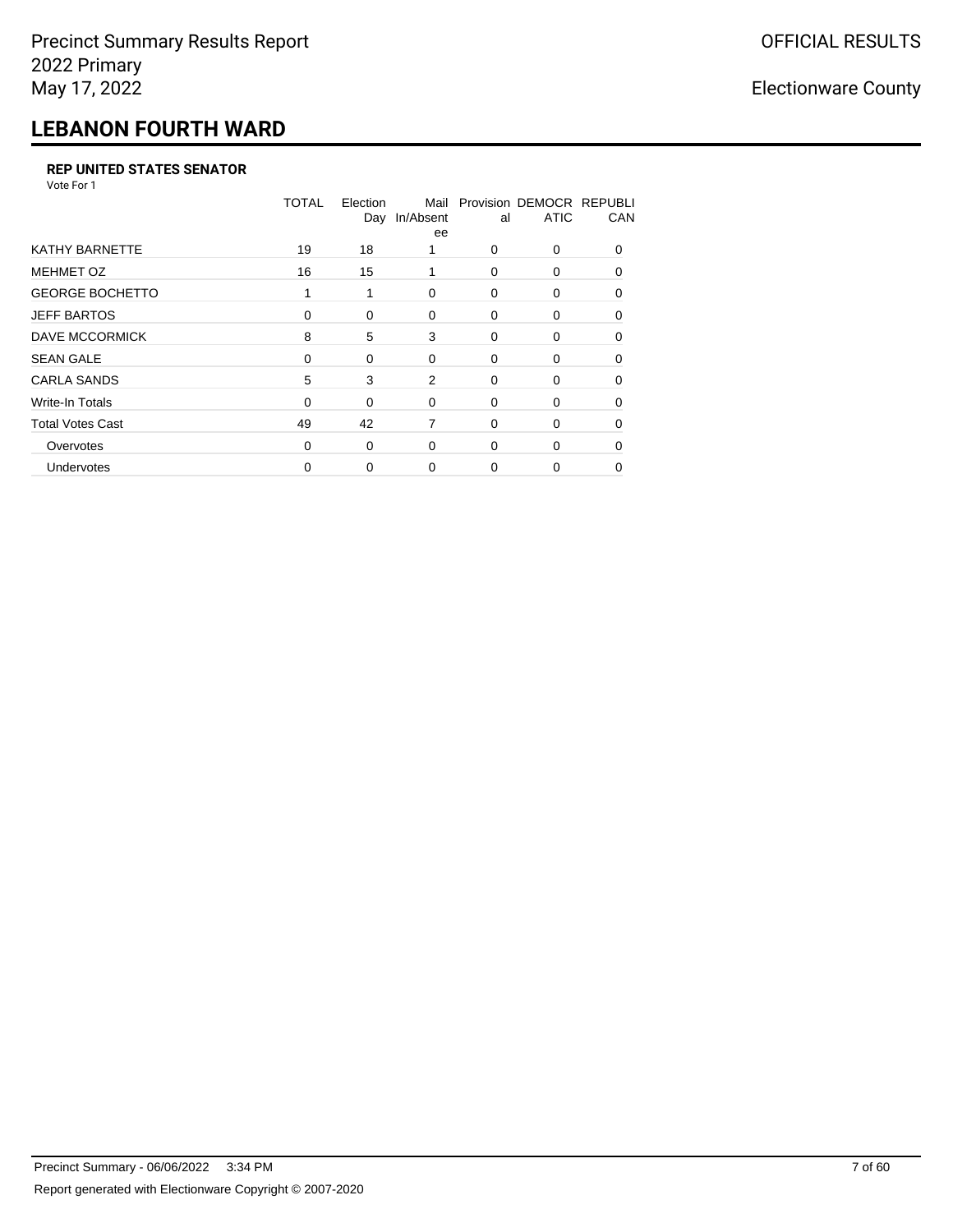Precinct Summary Results Report
2022 Primary
May 17, 2022

OFFICIAL RESULTS

Electionware County

# LEBANON FOURTH WARD

### REP UNITED STATES SENATOR

Vote For 1

| | TOTAL | Election Day | Mail In/Absentee | Provisional | DEMOCRATIC | REPUBLICAN |
|---|---|---|---|---|---|---|
| KATHY BARNETTE | 19 | 18 | 1 | 0 | 0 | 0 |
| MEHMET OZ | 16 | 15 | 1 | 0 | 0 | 0 |
| GEORGE BOCHETTO | 1 | 1 | 0 | 0 | 0 | 0 |
| JEFF BARTOS | 0 | 0 | 0 | 0 | 0 | 0 |
| DAVE MCCORMICK | 8 | 5 | 3 | 0 | 0 | 0 |
| SEAN GALE | 0 | 0 | 0 | 0 | 0 | 0 |
| CARLA SANDS | 5 | 3 | 2 | 0 | 0 | 0 |
| Write-In Totals | 0 | 0 | 0 | 0 | 0 | 0 |
| Total Votes Cast | 49 | 42 | 7 | 0 | 0 | 0 |
| Overvotes | 0 | 0 | 0 | 0 | 0 | 0 |
| Undervotes | 0 | 0 | 0 | 0 | 0 | 0 |

Precinct Summary - 06/06/2022 3:34 PM

Report generated with Electionware Copyright © 2007-2020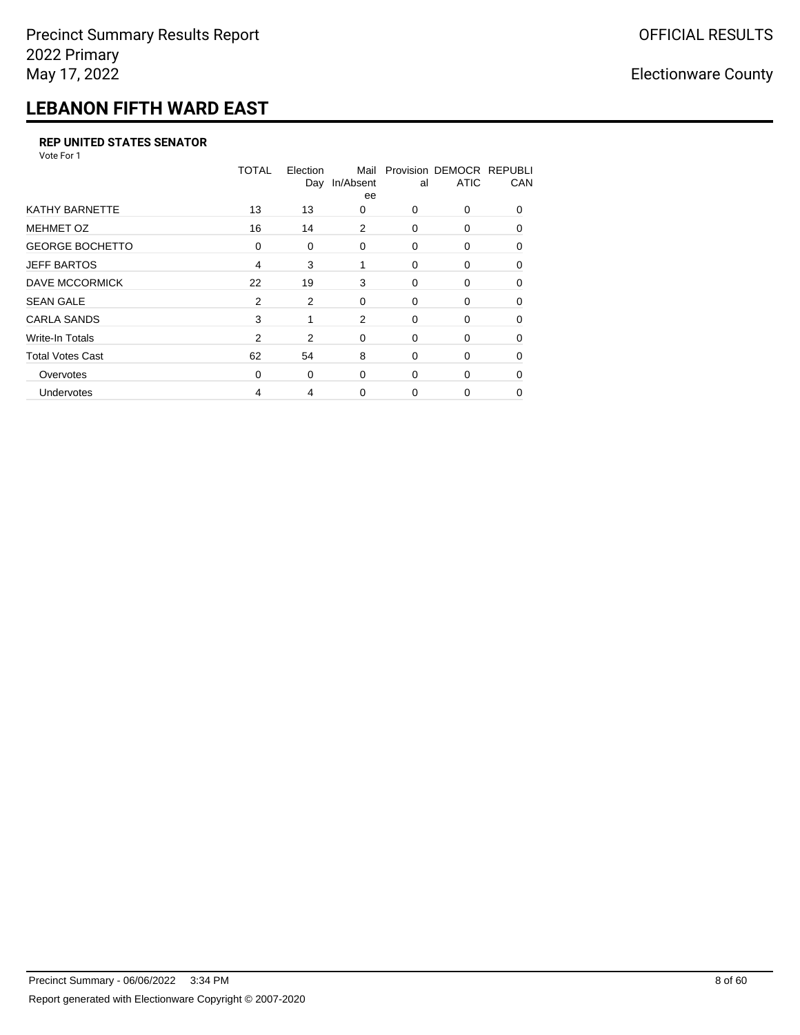# LEBANON FIFTH WARD EAST

### REP UNITED STATES SENATOR

Vote For 1

| | TOTAL | Election Day | Mail In/Absentee | Provisional | DEMOCRATIC | REPUBLICAN |
|---|---|---|---|---|---|---|
| KATHY BARNETTE | 13 | 13 | 0 | 0 | 0 | 0 |
| MEHMET OZ | 16 | 14 | 2 | 0 | 0 | 0 |
| GEORGE BOCHETTO | 0 | 0 | 0 | 0 | 0 | 0 |
| JEFF BARTOS | 4 | 3 | 1 | 0 | 0 | 0 |
| DAVE MCCORMICK | 22 | 19 | 3 | 0 | 0 | 0 |
| SEAN GALE | 2 | 2 | 0 | 0 | 0 | 0 |
| CARLA SANDS | 3 | 1 | 2 | 0 | 0 | 0 |
| Write-In Totals | 2 | 2 | 0 | 0 | 0 | 0 |
| Total Votes Cast | 62 | 54 | 8 | 0 | 0 | 0 |
| Overvotes | 0 | 0 | 0 | 0 | 0 | 0 |
| Undervotes | 4 | 4 | 0 | 0 | 0 | 0 |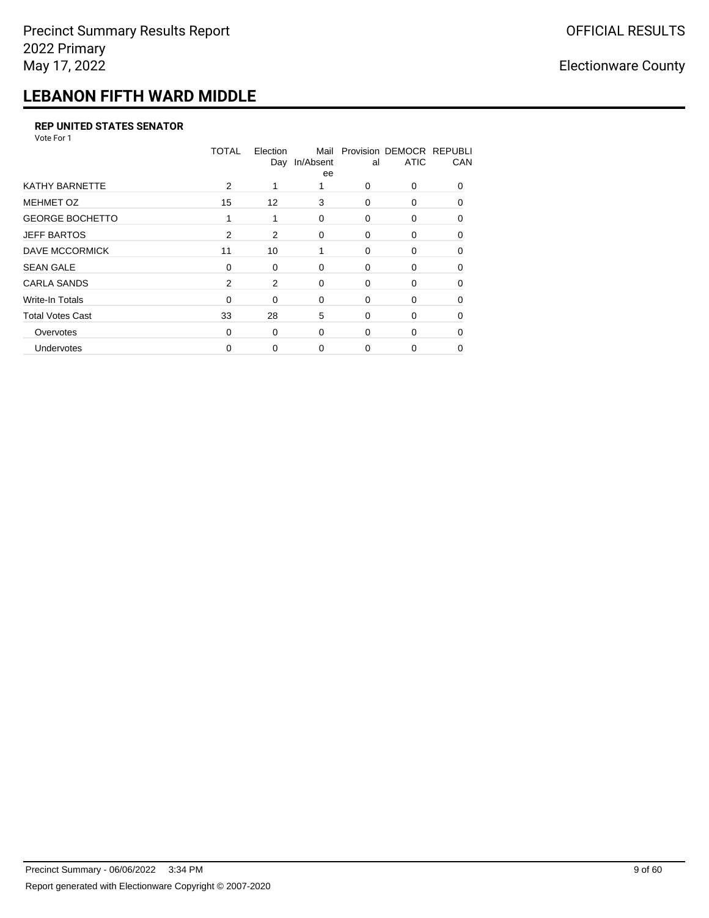# LEBANON FIFTH WARD MIDDLE

**REP UNITED STATES SENATOR**

Vote For 1

| | TOTAL | Election Day | Mail In/Absentee | Provisional | DEMOCRATIC | REPUBLICAN |
|---|---|---|---|---|---|---|
| KATHY BARNETTE | 2 | 1 | 1 | 0 | 0 | 0 |
| MEHMET OZ | 15 | 12 | 3 | 0 | 0 | 0 |
| GEORGE BOCHETTO | 1 | 1 | 0 | 0 | 0 | 0 |
| JEFF BARTOS | 2 | 2 | 0 | 0 | 0 | 0 |
| DAVE MCCORMICK | 11 | 10 | 1 | 0 | 0 | 0 |
| SEAN GALE | 0 | 0 | 0 | 0 | 0 | 0 |
| CARLA SANDS | 2 | 2 | 0 | 0 | 0 | 0 |
| Write-In Totals | 0 | 0 | 0 | 0 | 0 | 0 |
| Total Votes Cast | 33 | 28 | 5 | 0 | 0 | 0 |
| Overvotes | 0 | 0 | 0 | 0 | 0 | 0 |
| Undervotes | 0 | 0 | 0 | 0 | 0 | 0 |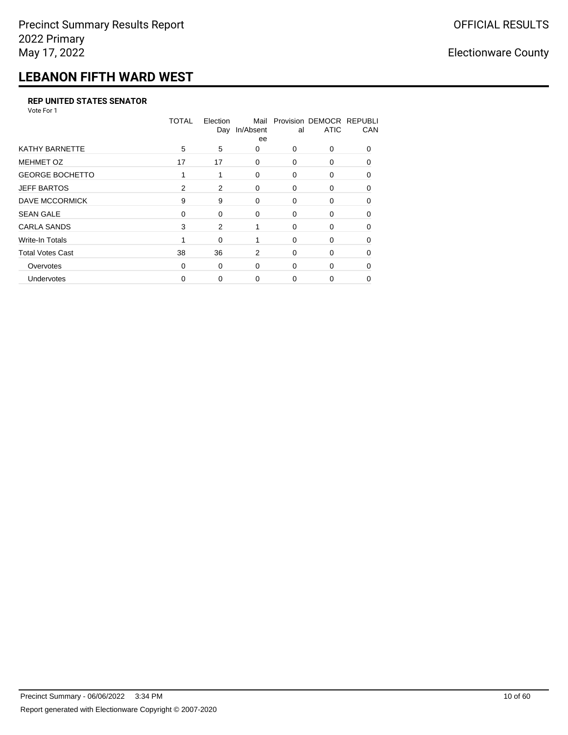# LEBANON FIFTH WARD WEST

### REP UNITED STATES SENATOR

Vote For 1

| | TOTAL | Election Day | Mail In/Absentee | Provisional | DEMOCRATIC | REPUBLICAN |
|---|---|---|---|---|---|---|
| KATHY BARNETTE | 5 | 5 | 0 | 0 | 0 | 0 |
| MEHMET OZ | 17 | 17 | 0 | 0 | 0 | 0 |
| GEORGE BOCHETTO | 1 | 1 | 0 | 0 | 0 | 0 |
| JEFF BARTOS | 2 | 2 | 0 | 0 | 0 | 0 |
| DAVE MCCORMICK | 9 | 9 | 0 | 0 | 0 | 0 |
| SEAN GALE | 0 | 0 | 0 | 0 | 0 | 0 |
| CARLA SANDS | 3 | 2 | 1 | 0 | 0 | 0 |
| Write-In Totals | 1 | 0 | 1 | 0 | 0 | 0 |
| Total Votes Cast | 38 | 36 | 2 | 0 | 0 | 0 |
| Overvotes | 0 | 0 | 0 | 0 | 0 | 0 |
| Undervotes | 0 | 0 | 0 | 0 | 0 | 0 |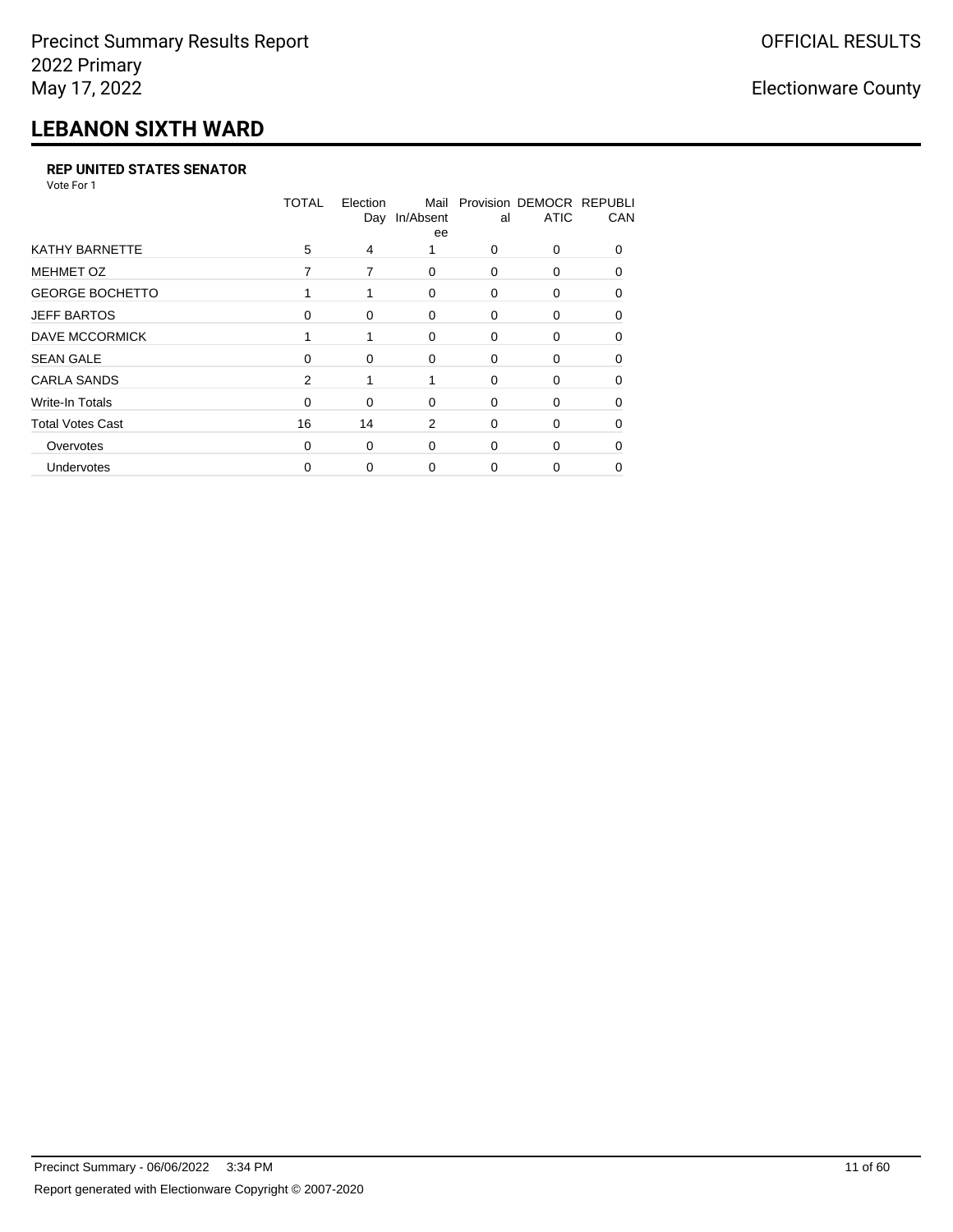# LEBANON SIXTH WARD

### REP UNITED STATES SENATOR

Vote For 1

| | TOTAL | Election Day | Mail In/Absentee | Provisional | DEMOCRATIC | REPUBLICAN |
|---|---|---|---|---|---|---|
| KATHY BARNETTE | 5 | 4 | 1 | 0 | 0 | 0 |
| MEHMET OZ | 7 | 7 | 0 | 0 | 0 | 0 |
| GEORGE BOCHETTO | 1 | 1 | 0 | 0 | 0 | 0 |
| JEFF BARTOS | 0 | 0 | 0 | 0 | 0 | 0 |
| DAVE MCCORMICK | 1 | 1 | 0 | 0 | 0 | 0 |
| SEAN GALE | 0 | 0 | 0 | 0 | 0 | 0 |
| CARLA SANDS | 2 | 1 | 1 | 0 | 0 | 0 |
| Write-In Totals | 0 | 0 | 0 | 0 | 0 | 0 |
| Total Votes Cast | 16 | 14 | 2 | 0 | 0 | 0 |
| Overvotes | 0 | 0 | 0 | 0 | 0 | 0 |
| Undervotes | 0 | 0 | 0 | 0 | 0 | 0 |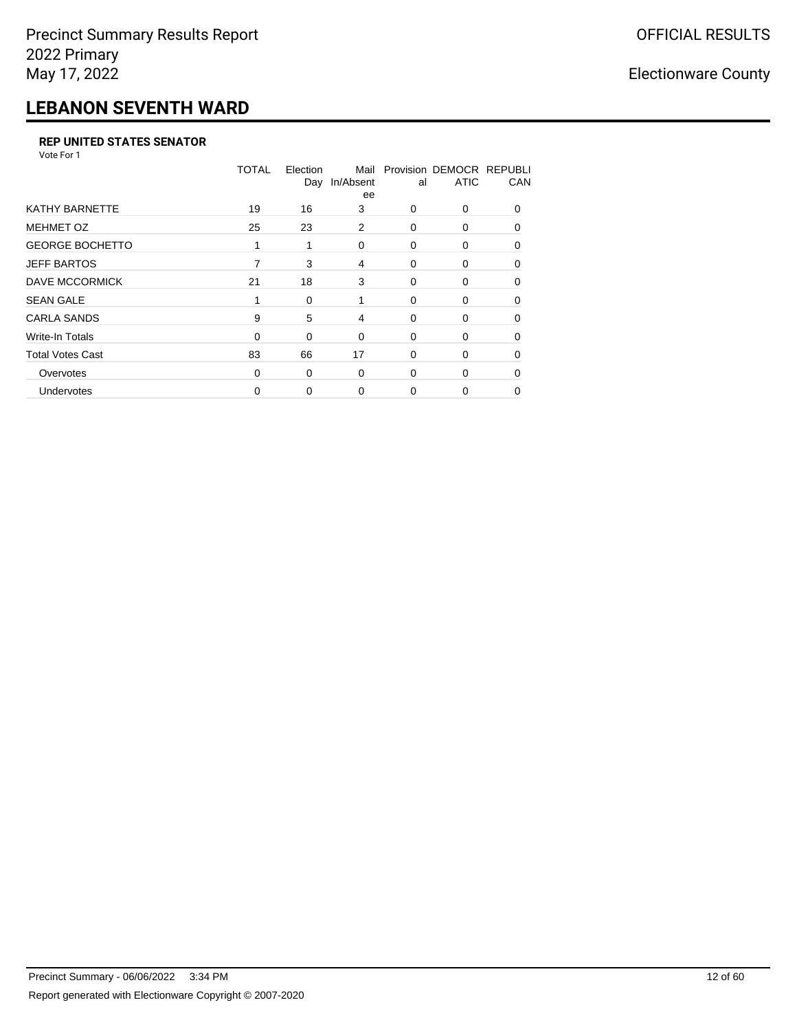# LEBANON SEVENTH WARD

**REP UNITED STATES SENATOR**

Vote For 1

| | TOTAL | Election Day | Mail In/Absentee | Provisional | DEMOCRATIC | REPUBLICAN |
|---|---|---|---|---|---|---|
| KATHY BARNETTE | 19 | 16 | 3 | 0 | 0 | 0 |
| MEHMET OZ | 25 | 23 | 2 | 0 | 0 | 0 |
| GEORGE BOCHETTO | 1 | 1 | 0 | 0 | 0 | 0 |
| JEFF BARTOS | 7 | 3 | 4 | 0 | 0 | 0 |
| DAVE MCCORMICK | 21 | 18 | 3 | 0 | 0 | 0 |
| SEAN GALE | 1 | 0 | 1 | 0 | 0 | 0 |
| CARLA SANDS | 9 | 5 | 4 | 0 | 0 | 0 |
| Write-In Totals | 0 | 0 | 0 | 0 | 0 | 0 |
| Total Votes Cast | 83 | 66 | 17 | 0 | 0 | 0 |
| Overvotes | 0 | 0 | 0 | 0 | 0 | 0 |
| Undervotes | 0 | 0 | 0 | 0 | 0 | 0 |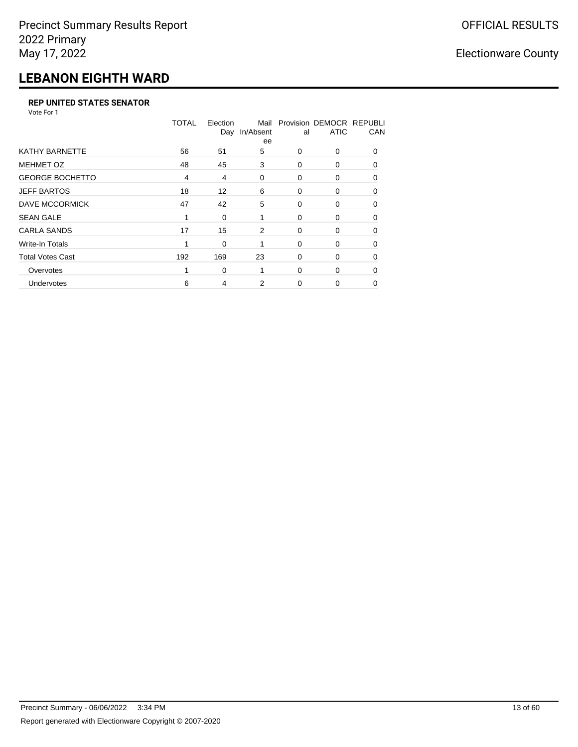# LEBANON EIGHTH WARD

### REP UNITED STATES SENATOR

Vote For 1

| | TOTAL | Election Day | Mail In/Absentee | Provisional | DEMOCRATIC | REPUBLICAN |
|---|---|---|---|---|---|---|
| KATHY BARNETTE | 56 | 51 | 5 | 0 | 0 | 0 |
| MEHMET OZ | 48 | 45 | 3 | 0 | 0 | 0 |
| GEORGE BOCHETTO | 4 | 4 | 0 | 0 | 0 | 0 |
| JEFF BARTOS | 18 | 12 | 6 | 0 | 0 | 0 |
| DAVE MCCORMICK | 47 | 42 | 5 | 0 | 0 | 0 |
| SEAN GALE | 1 | 0 | 1 | 0 | 0 | 0 |
| CARLA SANDS | 17 | 15 | 2 | 0 | 0 | 0 |
| Write-In Totals | 1 | 0 | 1 | 0 | 0 | 0 |
| Total Votes Cast | 192 | 169 | 23 | 0 | 0 | 0 |
| Overvotes | 1 | 0 | 1 | 0 | 0 | 0 |
| Undervotes | 6 | 4 | 2 | 0 | 0 | 0 |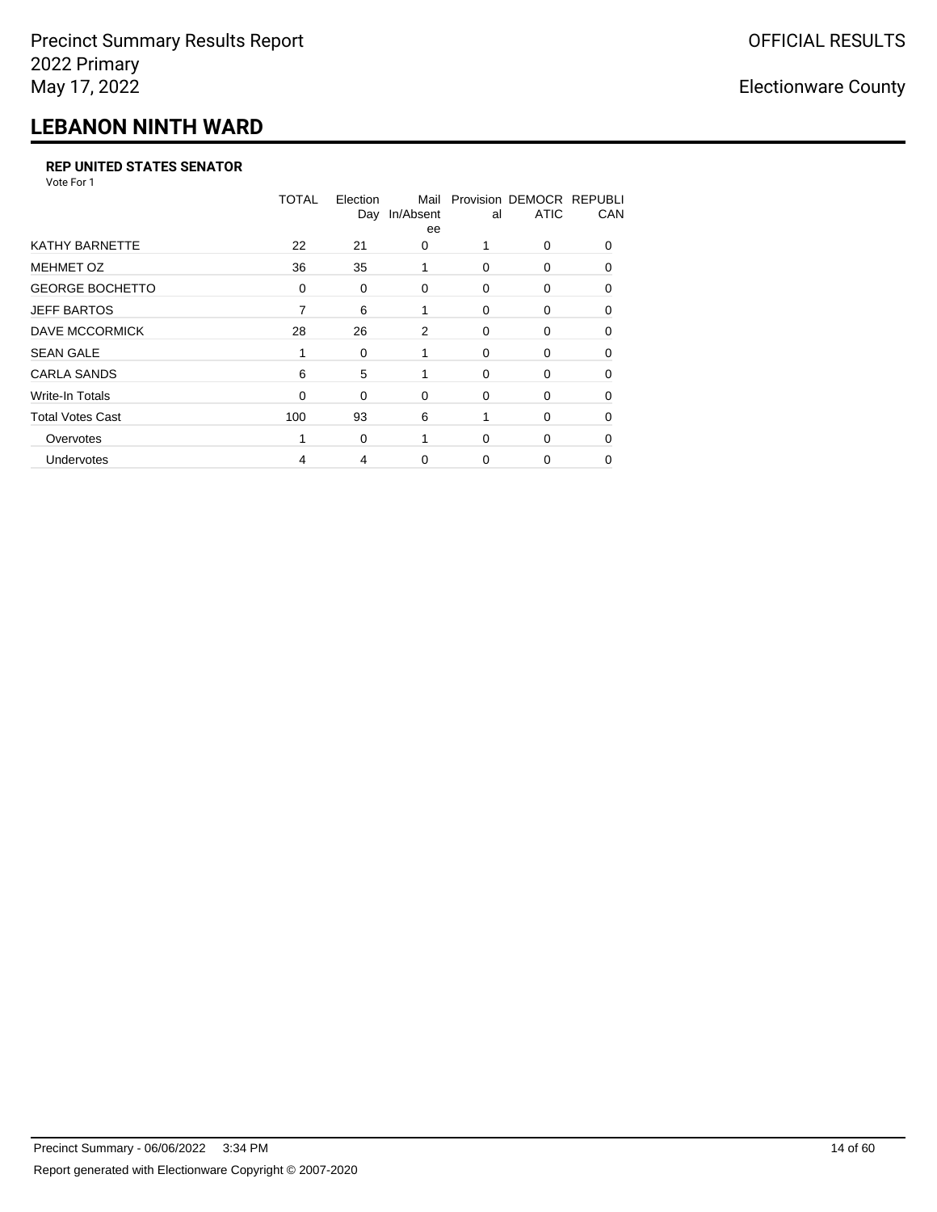Precinct Summary Results Report
2022 Primary
May 17, 2022

OFFICIAL RESULTS

Electionware County

# LEBANON NINTH WARD

### REP UNITED STATES SENATOR

Vote For 1

| | TOTAL | Election Day | Mail In/Absentee | Provisional | DEMOCRATIC | REPUBLICAN |
|---|---|---|---|---|---|---|
| KATHY BARNETTE | 22 | 21 | 0 | 1 | 0 | 0 |
| MEHMET OZ | 36 | 35 | 1 | 0 | 0 | 0 |
| GEORGE BOCHETTO | 0 | 0 | 0 | 0 | 0 | 0 |
| JEFF BARTOS | 7 | 6 | 1 | 0 | 0 | 0 |
| DAVE MCCORMICK | 28 | 26 | 2 | 0 | 0 | 0 |
| SEAN GALE | 1 | 0 | 1 | 0 | 0 | 0 |
| CARLA SANDS | 6 | 5 | 1 | 0 | 0 | 0 |
| Write-In Totals | 0 | 0 | 0 | 0 | 0 | 0 |
| Total Votes Cast | 100 | 93 | 6 | 1 | 0 | 0 |
| Overvotes | 1 | 0 | 1 | 0 | 0 | 0 |
| Undervotes | 4 | 4 | 0 | 0 | 0 | 0 |

Precinct Summary - 06/06/2022 3:34 PM

Report generated with Electionware Copyright © 2007-2020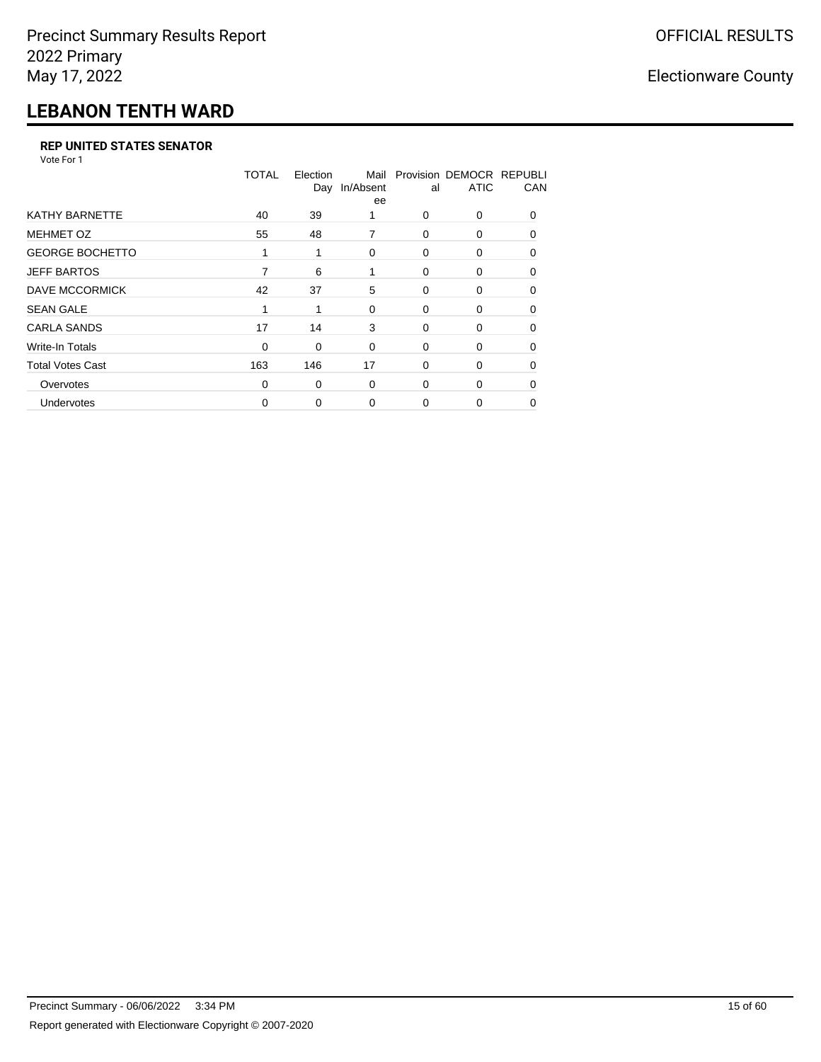# LEBANON TENTH WARD

### REP UNITED STATES SENATOR

Vote For 1

| | TOTAL | Election Day | Mail In/Absentee | Provisional | DEMOCRATIC | REPUBLICAN |
|---|---|---|---|---|---|---|
| KATHY BARNETTE | 40 | 39 | 1 | 0 | 0 | 0 |
| MEHMET OZ | 55 | 48 | 7 | 0 | 0 | 0 |
| GEORGE BOCHETTO | 1 | 1 | 0 | 0 | 0 | 0 |
| JEFF BARTOS | 7 | 6 | 1 | 0 | 0 | 0 |
| DAVE MCCORMICK | 42 | 37 | 5 | 0 | 0 | 0 |
| SEAN GALE | 1 | 1 | 0 | 0 | 0 | 0 |
| CARLA SANDS | 17 | 14 | 3 | 0 | 0 | 0 |
| Write-In Totals | 0 | 0 | 0 | 0 | 0 | 0 |
| Total Votes Cast | 163 | 146 | 17 | 0 | 0 | 0 |
| Overvotes | 0 | 0 | 0 | 0 | 0 | 0 |
| Undervotes | 0 | 0 | 0 | 0 | 0 | 0 |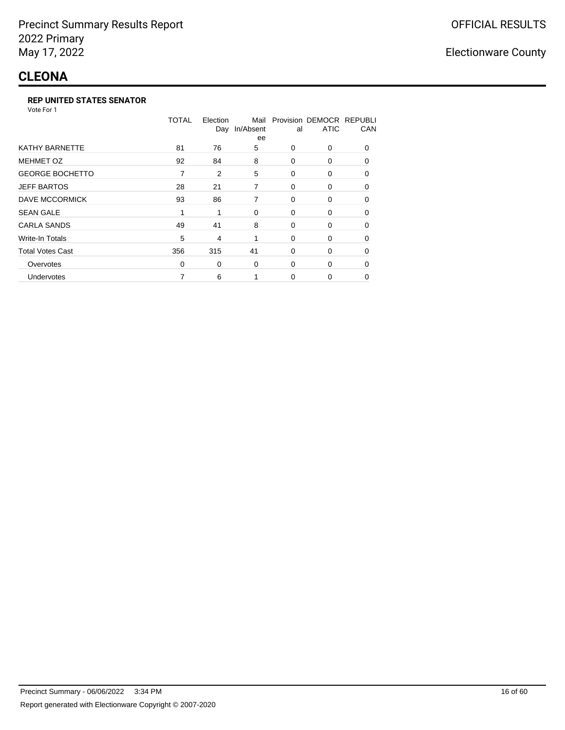Precinct Summary Results Report
2022 Primary
May 17, 2022

OFFICIAL RESULTS

Electionware County

# CLEONA

### REP UNITED STATES SENATOR

Vote For 1

| | TOTAL | Election Day | Mail In/Absentee | Provisional | DEMOCRATIC | REPUBLICAN |
|---|---|---|---|---|---|---|
| KATHY BARNETTE | 81 | 76 | 5 | 0 | 0 | 0 |
| MEHMET OZ | 92 | 84 | 8 | 0 | 0 | 0 |
| GEORGE BOCHETTO | 7 | 2 | 5 | 0 | 0 | 0 |
| JEFF BARTOS | 28 | 21 | 7 | 0 | 0 | 0 |
| DAVE MCCORMICK | 93 | 86 | 7 | 0 | 0 | 0 |
| SEAN GALE | 1 | 1 | 0 | 0 | 0 | 0 |
| CARLA SANDS | 49 | 41 | 8 | 0 | 0 | 0 |
| Write-In Totals | 5 | 4 | 1 | 0 | 0 | 0 |
| Total Votes Cast | 356 | 315 | 41 | 0 | 0 | 0 |
| Overvotes | 0 | 0 | 0 | 0 | 0 | 0 |
| Undervotes | 7 | 6 | 1 | 0 | 0 | 0 |

Precinct Summary - 06/06/2022 3:34 PM

Report generated with Electionware Copyright © 2007-2020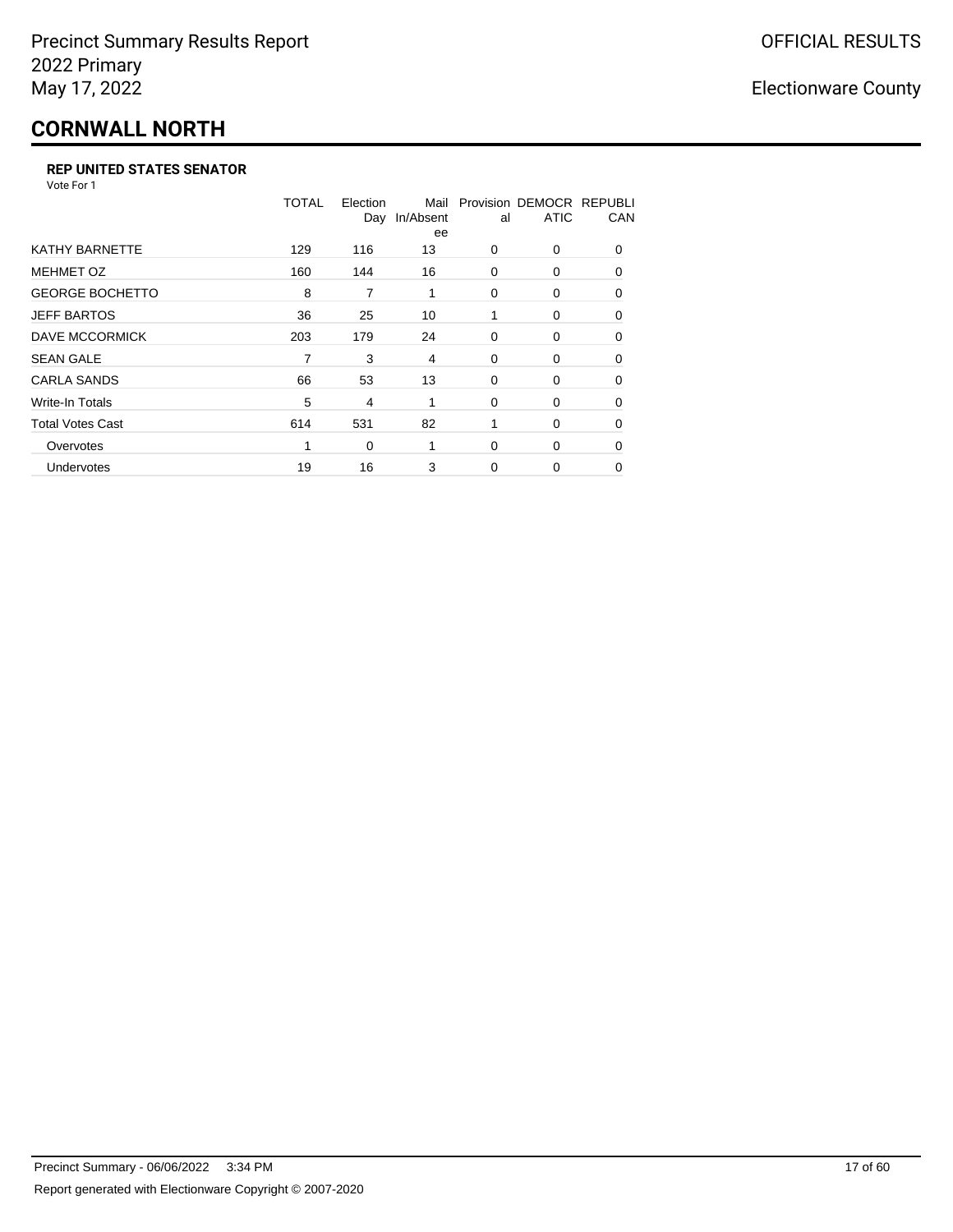Precinct Summary Results Report
2022 Primary
May 17, 2022

OFFICIAL RESULTS

Electionware County

# CORNWALL NORTH

### REP UNITED STATES SENATOR

Vote For 1

| | TOTAL | Election Day | Mail In/Absentee | Provisional | DEMOCRATIC | REPUBLICAN |
|---|---|---|---|---|---|---|
| KATHY BARNETTE | 129 | 116 | 13 | 0 | 0 | 0 |
| MEHMET OZ | 160 | 144 | 16 | 0 | 0 | 0 |
| GEORGE BOCHETTO | 8 | 7 | 1 | 0 | 0 | 0 |
| JEFF BARTOS | 36 | 25 | 10 | 1 | 0 | 0 |
| DAVE MCCORMICK | 203 | 179 | 24 | 0 | 0 | 0 |
| SEAN GALE | 7 | 3 | 4 | 0 | 0 | 0 |
| CARLA SANDS | 66 | 53 | 13 | 0 | 0 | 0 |
| Write-In Totals | 5 | 4 | 1 | 0 | 0 | 0 |
| Total Votes Cast | 614 | 531 | 82 | 1 | 0 | 0 |
| Overvotes | 1 | 0 | 1 | 0 | 0 | 0 |
| Undervotes | 19 | 16 | 3 | 0 | 0 | 0 |

Precinct Summary - 06/06/2022 3:34 PM

Report generated with Electionware Copyright © 2007-2020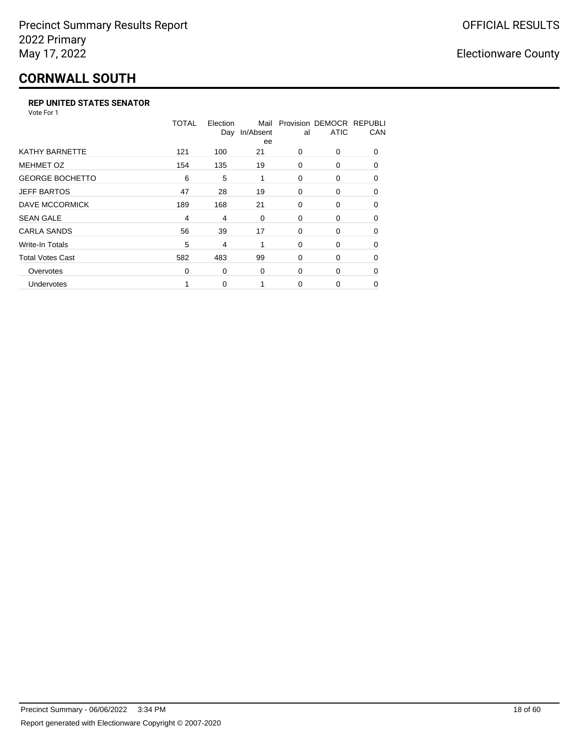Precinct Summary Results Report
2022 Primary
May 17, 2022

OFFICIAL RESULTS

Electionware County

# CORNWALL SOUTH

### REP UNITED STATES SENATOR

Vote For 1

| | TOTAL | Election Day | Mail In/Absentee | Provisional | DEMOCRATIC | REPUBLICAN |
|---|---|---|---|---|---|---|
| KATHY BARNETTE | 121 | 100 | 21 | 0 | 0 | 0 |
| MEHMET OZ | 154 | 135 | 19 | 0 | 0 | 0 |
| GEORGE BOCHETTO | 6 | 5 | 1 | 0 | 0 | 0 |
| JEFF BARTOS | 47 | 28 | 19 | 0 | 0 | 0 |
| DAVE MCCORMICK | 189 | 168 | 21 | 0 | 0 | 0 |
| SEAN GALE | 4 | 4 | 0 | 0 | 0 | 0 |
| CARLA SANDS | 56 | 39 | 17 | 0 | 0 | 0 |
| Write-In Totals | 5 | 4 | 1 | 0 | 0 | 0 |
| Total Votes Cast | 582 | 483 | 99 | 0 | 0 | 0 |
| Overvotes | 0 | 0 | 0 | 0 | 0 | 0 |
| Undervotes | 1 | 0 | 1 | 0 | 0 | 0 |

Precinct Summary - 06/06/2022 3:34 PM

Report generated with Electionware Copyright © 2007-2020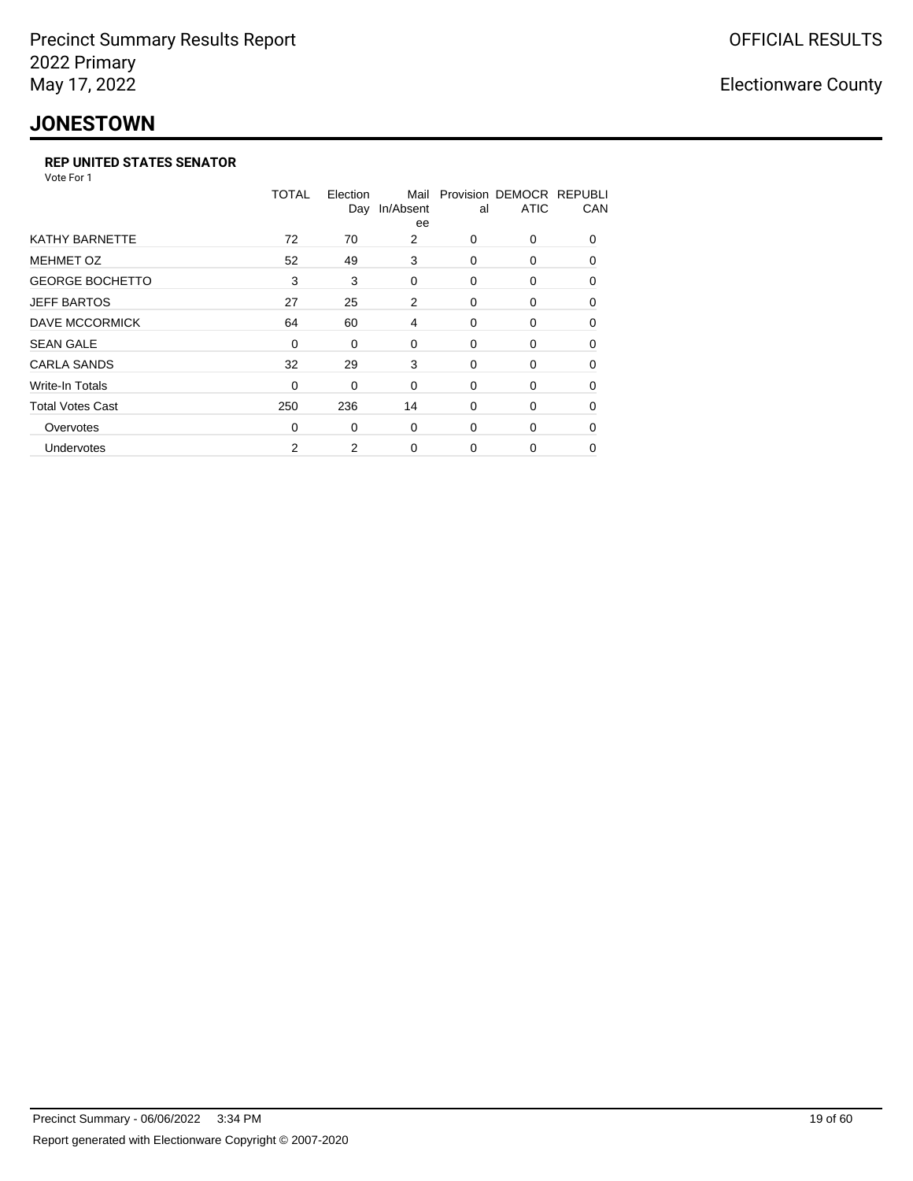Precinct Summary Results Report
2022 Primary
May 17, 2022

OFFICIAL RESULTS

Electionware County

# JONESTOWN

### REP UNITED STATES SENATOR

Vote For 1

| | TOTAL | Election Day | Mail In/Absentee | Provisional | DEMOCRATIC | REPUBLICAN |
|---|---|---|---|---|---|---|
| KATHY BARNETTE | 72 | 70 | 2 | 0 | 0 | 0 |
| MEHMET OZ | 52 | 49 | 3 | 0 | 0 | 0 |
| GEORGE BOCHETTO | 3 | 3 | 0 | 0 | 0 | 0 |
| JEFF BARTOS | 27 | 25 | 2 | 0 | 0 | 0 |
| DAVE MCCORMICK | 64 | 60 | 4 | 0 | 0 | 0 |
| SEAN GALE | 0 | 0 | 0 | 0 | 0 | 0 |
| CARLA SANDS | 32 | 29 | 3 | 0 | 0 | 0 |
| Write-In Totals | 0 | 0 | 0 | 0 | 0 | 0 |
| Total Votes Cast | 250 | 236 | 14 | 0 | 0 | 0 |
| Overvotes | 0 | 0 | 0 | 0 | 0 | 0 |
| Undervotes | 2 | 2 | 0 | 0 | 0 | 0 |

Precinct Summary - 06/06/2022 3:34 PM

Report generated with Electionware Copyright © 2007-2020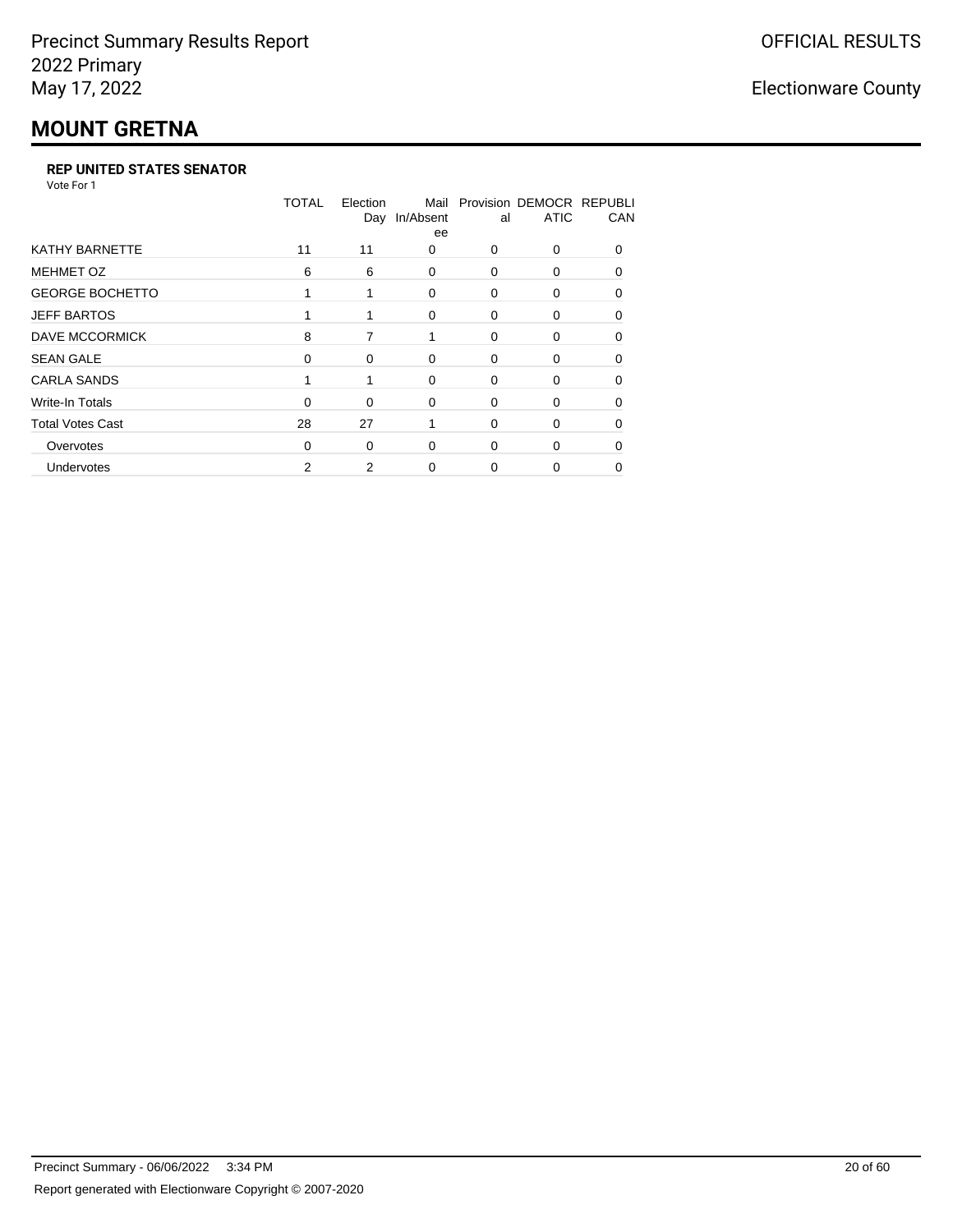Precinct Summary Results Report
2022 Primary
May 17, 2022

OFFICIAL RESULTS

Electionware County

# MOUNT GRETNA

### REP UNITED STATES SENATOR

Vote For 1

| | TOTAL | Election Day | Mail In/Absentee | Provisional | DEMOCRATIC | REPUBLICAN |
|---|---|---|---|---|---|---|
| KATHY BARNETTE | 11 | 11 | 0 | 0 | 0 | 0 |
| MEHMET OZ | 6 | 6 | 0 | 0 | 0 | 0 |
| GEORGE BOCHETTO | 1 | 1 | 0 | 0 | 0 | 0 |
| JEFF BARTOS | 1 | 1 | 0 | 0 | 0 | 0 |
| DAVE MCCORMICK | 8 | 7 | 1 | 0 | 0 | 0 |
| SEAN GALE | 0 | 0 | 0 | 0 | 0 | 0 |
| CARLA SANDS | 1 | 1 | 0 | 0 | 0 | 0 |
| Write-In Totals | 0 | 0 | 0 | 0 | 0 | 0 |
| Total Votes Cast | 28 | 27 | 1 | 0 | 0 | 0 |
| Overvotes | 0 | 0 | 0 | 0 | 0 | 0 |
| Undervotes | 2 | 2 | 0 | 0 | 0 | 0 |

Precinct Summary - 06/06/2022 3:34 PM

Report generated with Electionware Copyright © 2007-2020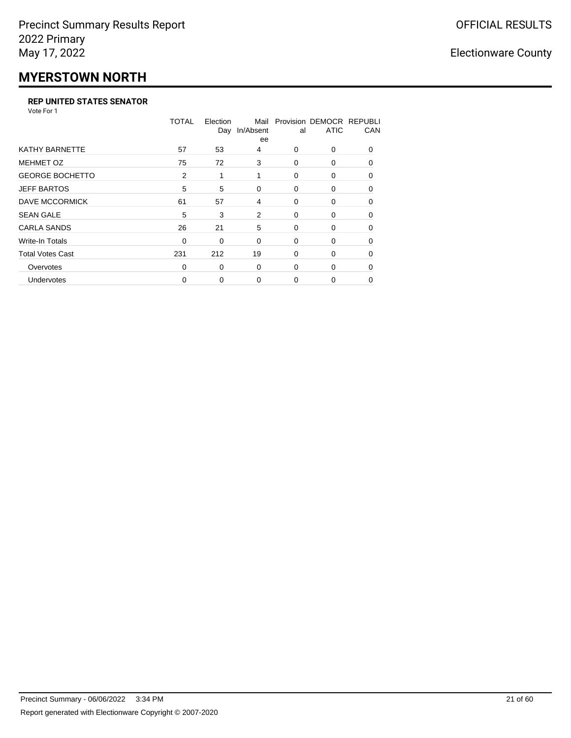Precinct Summary Results Report
2022 Primary
May 17, 2022

OFFICIAL RESULTS

Electionware County

# MYERSTOWN NORTH

### REP UNITED STATES SENATOR

Vote For 1

| | TOTAL | Election Day | Mail In/Absentee | Provisional | DEMOCRATIC | REPUBLICAN |
|---|---|---|---|---|---|---|
| KATHY BARNETTE | 57 | 53 | 4 | 0 | 0 | 0 |
| MEHMET OZ | 75 | 72 | 3 | 0 | 0 | 0 |
| GEORGE BOCHETTO | 2 | 1 | 1 | 0 | 0 | 0 |
| JEFF BARTOS | 5 | 5 | 0 | 0 | 0 | 0 |
| DAVE MCCORMICK | 61 | 57 | 4 | 0 | 0 | 0 |
| SEAN GALE | 5 | 3 | 2 | 0 | 0 | 0 |
| CARLA SANDS | 26 | 21 | 5 | 0 | 0 | 0 |
| Write-In Totals | 0 | 0 | 0 | 0 | 0 | 0 |
| Total Votes Cast | 231 | 212 | 19 | 0 | 0 | 0 |
| Overvotes | 0 | 0 | 0 | 0 | 0 | 0 |
| Undervotes | 0 | 0 | 0 | 0 | 0 | 0 |

Precinct Summary - 06/06/2022 3:34 PM

Report generated with Electionware Copyright © 2007-2020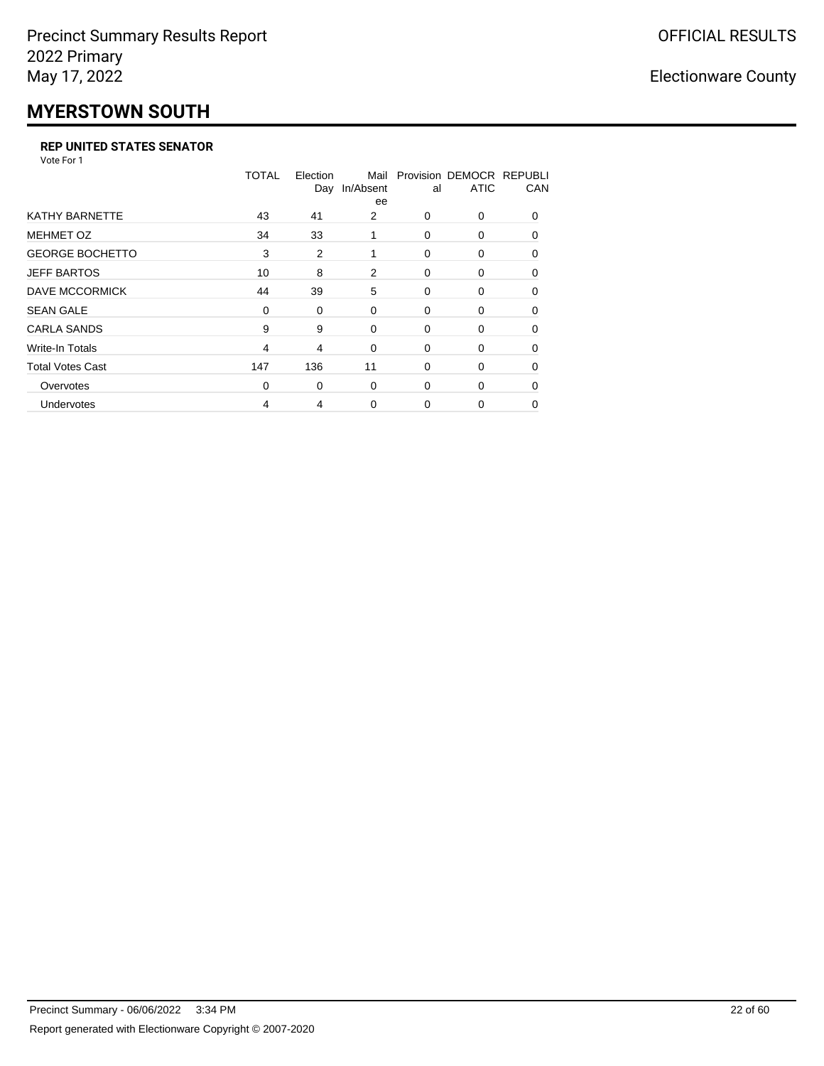# MYERSTOWN SOUTH

### REP UNITED STATES SENATOR

Vote For 1

| | TOTAL | Election Day | Mail In/Absentee | Provisional | DEMOCRATIC | REPUBLICAN |
|---|---|---|---|---|---|---|
| KATHY BARNETTE | 43 | 41 | 2 | 0 | 0 | 0 |
| MEHMET OZ | 34 | 33 | 1 | 0 | 0 | 0 |
| GEORGE BOCHETTO | 3 | 2 | 1 | 0 | 0 | 0 |
| JEFF BARTOS | 10 | 8 | 2 | 0 | 0 | 0 |
| DAVE MCCORMICK | 44 | 39 | 5 | 0 | 0 | 0 |
| SEAN GALE | 0 | 0 | 0 | 0 | 0 | 0 |
| CARLA SANDS | 9 | 9 | 0 | 0 | 0 | 0 |
| Write-In Totals | 4 | 4 | 0 | 0 | 0 | 0 |
| Total Votes Cast | 147 | 136 | 11 | 0 | 0 | 0 |
| Overvotes | 0 | 0 | 0 | 0 | 0 | 0 |
| Undervotes | 4 | 4 | 0 | 0 | 0 | 0 |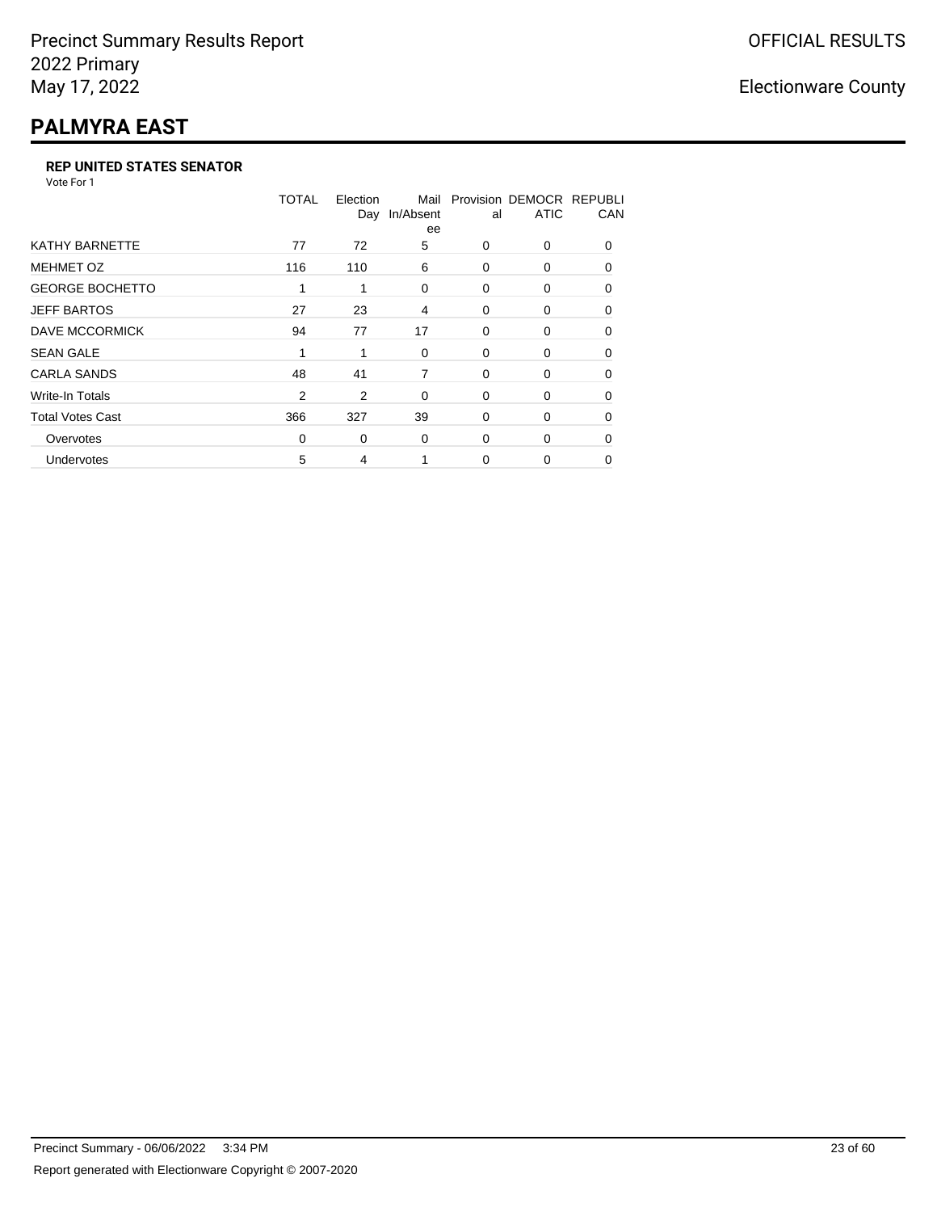# PALMYRA EAST

### REP UNITED STATES SENATOR

Vote For 1

| | TOTAL | Election Day | Mail In/Absentee | Provisional | DEMOCRATIC | REPUBLICAN |
|---|---|---|---|---|---|---|
| KATHY BARNETTE | 77 | 72 | 5 | 0 | 0 | 0 |
| MEHMET OZ | 116 | 110 | 6 | 0 | 0 | 0 |
| GEORGE BOCHETTO | 1 | 1 | 0 | 0 | 0 | 0 |
| JEFF BARTOS | 27 | 23 | 4 | 0 | 0 | 0 |
| DAVE MCCORMICK | 94 | 77 | 17 | 0 | 0 | 0 |
| SEAN GALE | 1 | 1 | 0 | 0 | 0 | 0 |
| CARLA SANDS | 48 | 41 | 7 | 0 | 0 | 0 |
| Write-In Totals | 2 | 2 | 0 | 0 | 0 | 0 |
| Total Votes Cast | 366 | 327 | 39 | 0 | 0 | 0 |
| Overvotes | 0 | 0 | 0 | 0 | 0 | 0 |
| Undervotes | 5 | 4 | 1 | 0 | 0 | 0 |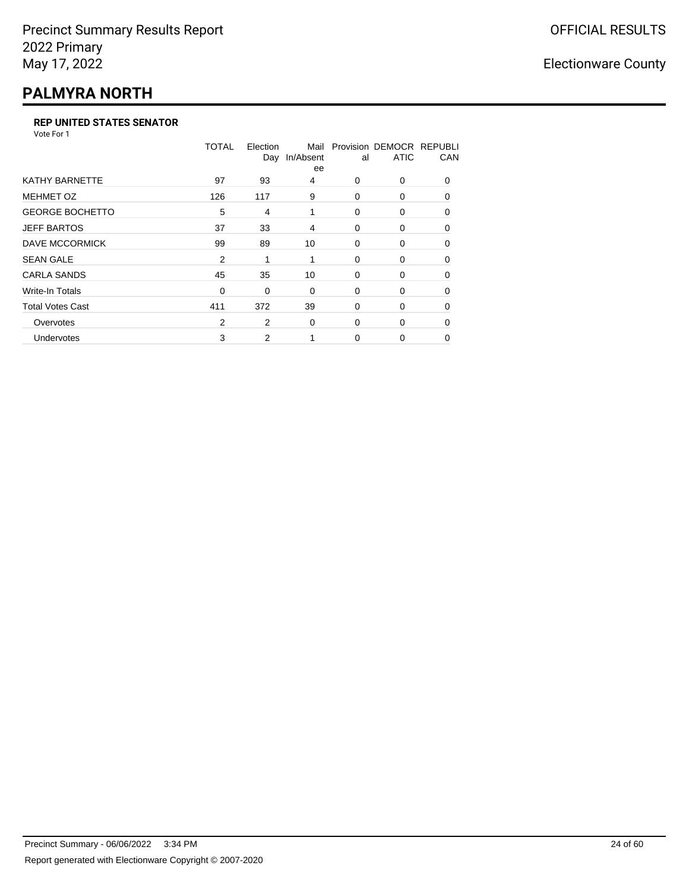Precinct Summary Results Report
2022 Primary
May 17, 2022

OFFICIAL RESULTS

Electionware County

# PALMYRA NORTH

### REP UNITED STATES SENATOR

Vote For 1

| | TOTAL | Election Day | Mail In/Absentee | Provisional | DEMOCRATIC | REPUBLICAN |
|---|---|---|---|---|---|---|
| KATHY BARNETTE | 97 | 93 | 4 | 0 | 0 | 0 |
| MEHMET OZ | 126 | 117 | 9 | 0 | 0 | 0 |
| GEORGE BOCHETTO | 5 | 4 | 1 | 0 | 0 | 0 |
| JEFF BARTOS | 37 | 33 | 4 | 0 | 0 | 0 |
| DAVE MCCORMICK | 99 | 89 | 10 | 0 | 0 | 0 |
| SEAN GALE | 2 | 1 | 1 | 0 | 0 | 0 |
| CARLA SANDS | 45 | 35 | 10 | 0 | 0 | 0 |
| Write-In Totals | 0 | 0 | 0 | 0 | 0 | 0 |
| Total Votes Cast | 411 | 372 | 39 | 0 | 0 | 0 |
| Overvotes | 2 | 2 | 0 | 0 | 0 | 0 |
| Undervotes | 3 | 2 | 1 | 0 | 0 | 0 |

Precinct Summary - 06/06/2022 3:34 PM

Report generated with Electionware Copyright © 2007-2020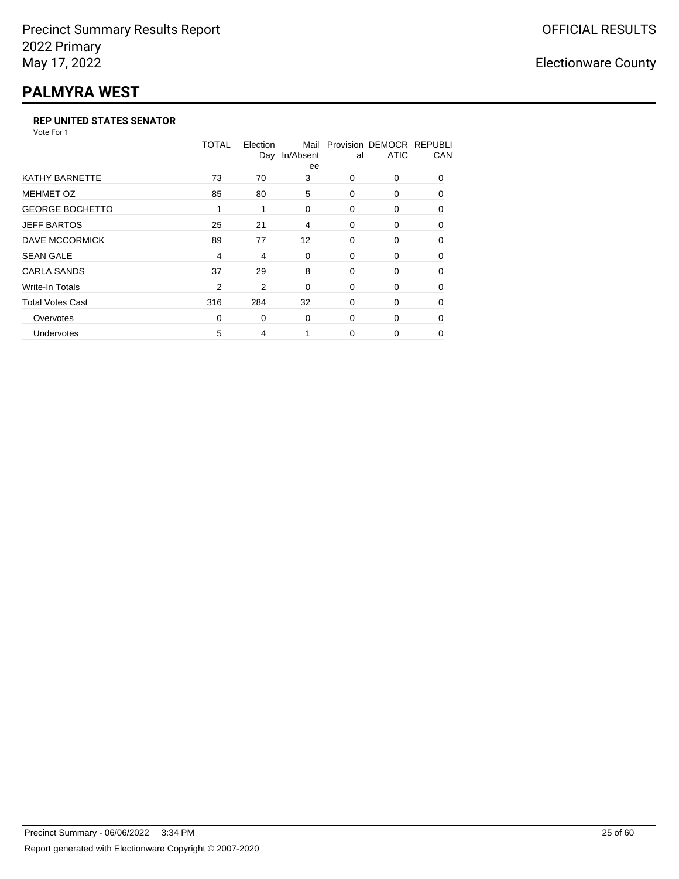Precinct Summary Results Report
2022 Primary
May 17, 2022

OFFICIAL RESULTS

Electionware County

# PALMYRA WEST

### REP UNITED STATES SENATOR

Vote For 1

| | TOTAL | Election Day | Mail In/Absentee | Provisional | DEMOCRATIC | REPUBLICAN |
|---|---|---|---|---|---|---|
| KATHY BARNETTE | 73 | 70 | 3 | 0 | 0 | 0 |
| MEHMET OZ | 85 | 80 | 5 | 0 | 0 | 0 |
| GEORGE BOCHETTO | 1 | 1 | 0 | 0 | 0 | 0 |
| JEFF BARTOS | 25 | 21 | 4 | 0 | 0 | 0 |
| DAVE MCCORMICK | 89 | 77 | 12 | 0 | 0 | 0 |
| SEAN GALE | 4 | 4 | 0 | 0 | 0 | 0 |
| CARLA SANDS | 37 | 29 | 8 | 0 | 0 | 0 |
| Write-In Totals | 2 | 2 | 0 | 0 | 0 | 0 |
| Total Votes Cast | 316 | 284 | 32 | 0 | 0 | 0 |
| Overvotes | 0 | 0 | 0 | 0 | 0 | 0 |
| Undervotes | 5 | 4 | 1 | 0 | 0 | 0 |

Precinct Summary - 06/06/2022 3:34 PM

Report generated with Electionware Copyright © 2007-2020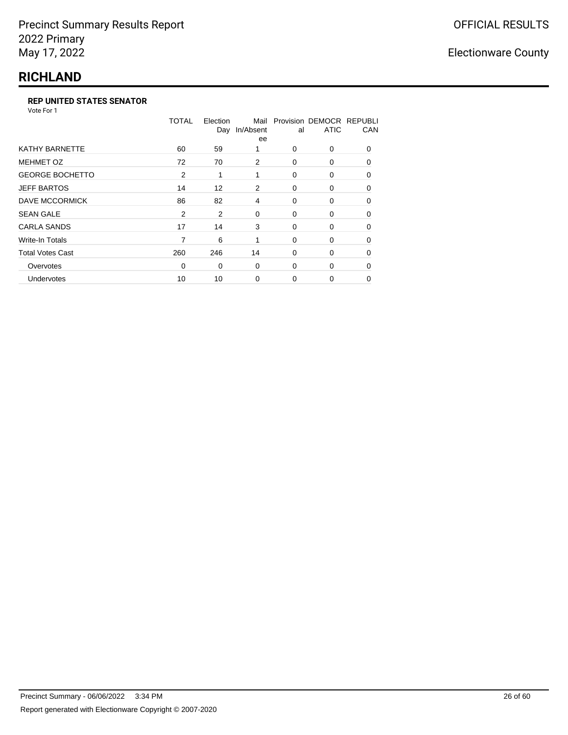Precinct Summary Results Report
2022 Primary
May 17, 2022

OFFICIAL RESULTS

Electionware County

# RICHLAND

### REP UNITED STATES SENATOR

Vote For 1

| | TOTAL | Election Day | Mail In/Absentee | Provisional | DEMOCRATIC | REPUBLICAN |
|---|---|---|---|---|---|---|
| KATHY BARNETTE | 60 | 59 | 1 | 0 | 0 | 0 |
| MEHMET OZ | 72 | 70 | 2 | 0 | 0 | 0 |
| GEORGE BOCHETTO | 2 | 1 | 1 | 0 | 0 | 0 |
| JEFF BARTOS | 14 | 12 | 2 | 0 | 0 | 0 |
| DAVE MCCORMICK | 86 | 82 | 4 | 0 | 0 | 0 |
| SEAN GALE | 2 | 2 | 0 | 0 | 0 | 0 |
| CARLA SANDS | 17 | 14 | 3 | 0 | 0 | 0 |
| Write-In Totals | 7 | 6 | 1 | 0 | 0 | 0 |
| Total Votes Cast | 260 | 246 | 14 | 0 | 0 | 0 |
| Overvotes | 0 | 0 | 0 | 0 | 0 | 0 |
| Undervotes | 10 | 10 | 0 | 0 | 0 | 0 |

Precinct Summary - 06/06/2022 3:34 PM

Report generated with Electionware Copyright © 2007-2020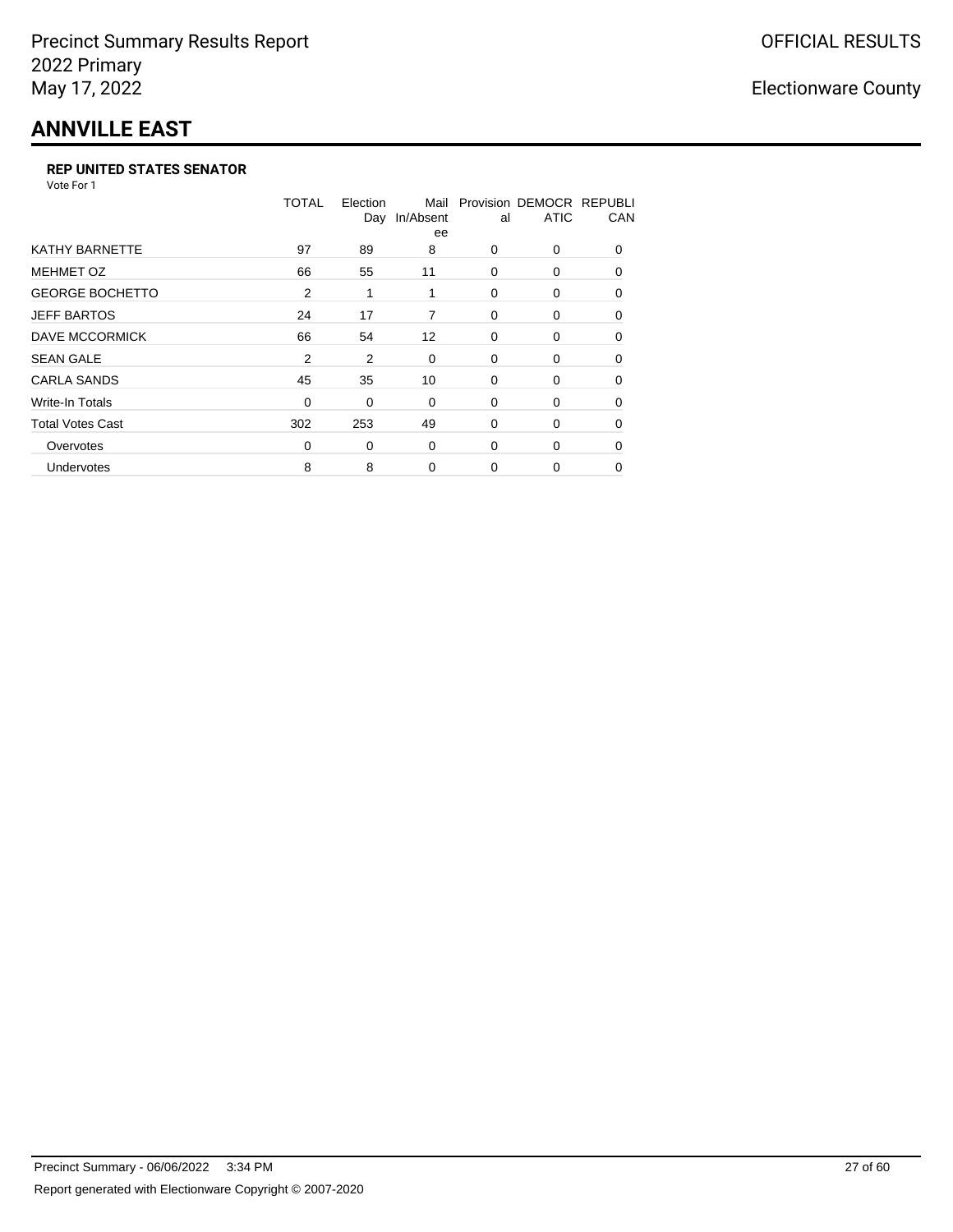# ANNVILLE EAST

### REP UNITED STATES SENATOR

Vote For 1

| | TOTAL | Election Day | Mail In/Absentee | Provisional | DEMOCRATIC | REPUBLICAN |
|---|---|---|---|---|---|---|
| KATHY BARNETTE | 97 | 89 | 8 | 0 | 0 | 0 |
| MEHMET OZ | 66 | 55 | 11 | 0 | 0 | 0 |
| GEORGE BOCHETTO | 2 | 1 | 1 | 0 | 0 | 0 |
| JEFF BARTOS | 24 | 17 | 7 | 0 | 0 | 0 |
| DAVE MCCORMICK | 66 | 54 | 12 | 0 | 0 | 0 |
| SEAN GALE | 2 | 2 | 0 | 0 | 0 | 0 |
| CARLA SANDS | 45 | 35 | 10 | 0 | 0 | 0 |
| Write-In Totals | 0 | 0 | 0 | 0 | 0 | 0 |
| Total Votes Cast | 302 | 253 | 49 | 0 | 0 | 0 |
| Overvotes | 0 | 0 | 0 | 0 | 0 | 0 |
| Undervotes | 8 | 8 | 0 | 0 | 0 | 0 |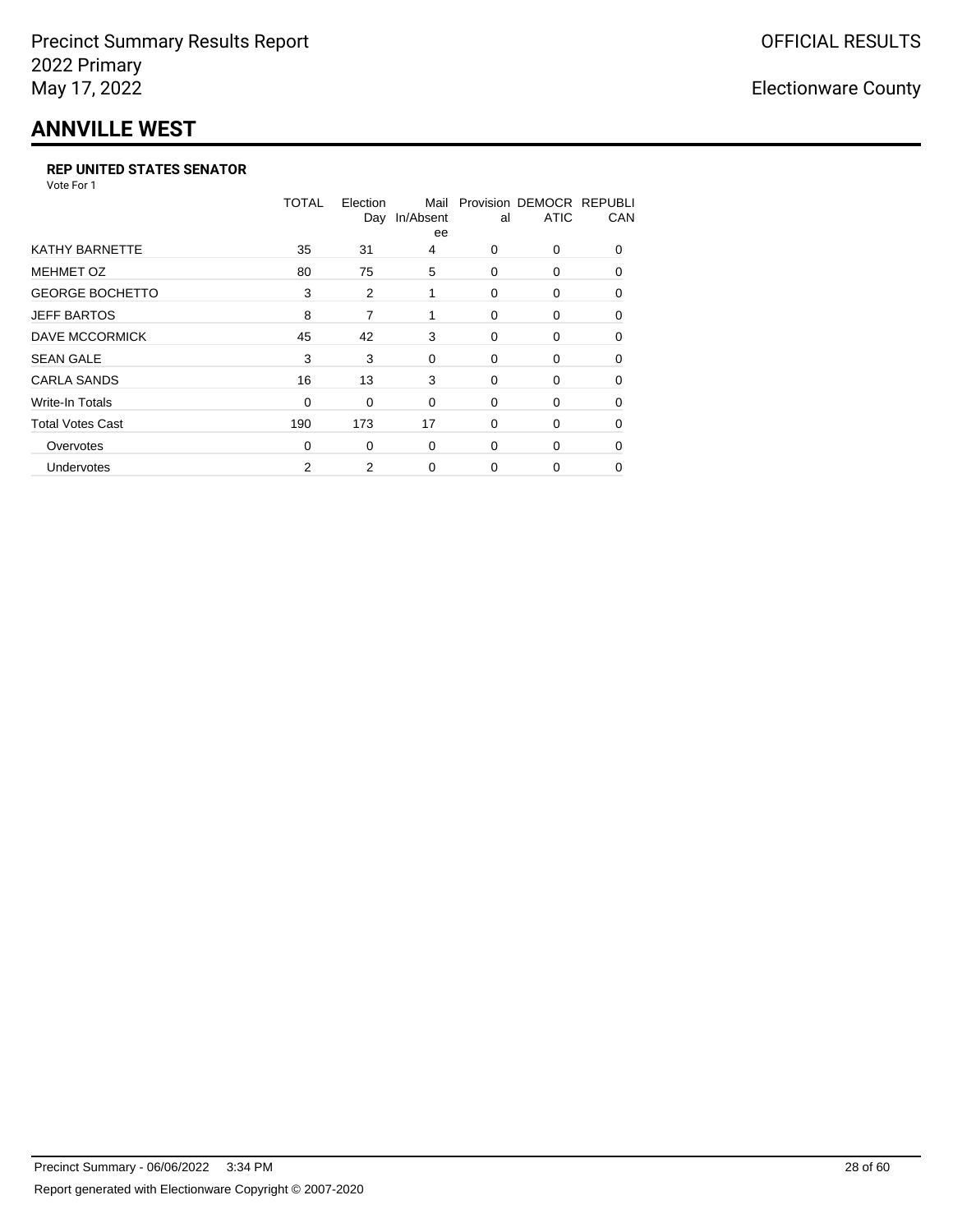Precinct Summary Results Report
2022 Primary
May 17, 2022

OFFICIAL RESULTS

Electionware County

# ANNVILLE WEST

### REP UNITED STATES SENATOR

Vote For 1

| | TOTAL | Election Day | Mail In/Absentee | Provisional | DEMOCRATIC | REPUBLICAN |
|---|---|---|---|---|---|---|
| KATHY BARNETTE | 35 | 31 | 4 | 0 | 0 | 0 |
| MEHMET OZ | 80 | 75 | 5 | 0 | 0 | 0 |
| GEORGE BOCHETTO | 3 | 2 | 1 | 0 | 0 | 0 |
| JEFF BARTOS | 8 | 7 | 1 | 0 | 0 | 0 |
| DAVE MCCORMICK | 45 | 42 | 3 | 0 | 0 | 0 |
| SEAN GALE | 3 | 3 | 0 | 0 | 0 | 0 |
| CARLA SANDS | 16 | 13 | 3 | 0 | 0 | 0 |
| Write-In Totals | 0 | 0 | 0 | 0 | 0 | 0 |
| Total Votes Cast | 190 | 173 | 17 | 0 | 0 | 0 |
| Overvotes | 0 | 0 | 0 | 0 | 0 | 0 |
| Undervotes | 2 | 2 | 0 | 0 | 0 | 0 |

Precinct Summary - 06/06/2022 3:34 PM

Report generated with Electionware Copyright © 2007-2020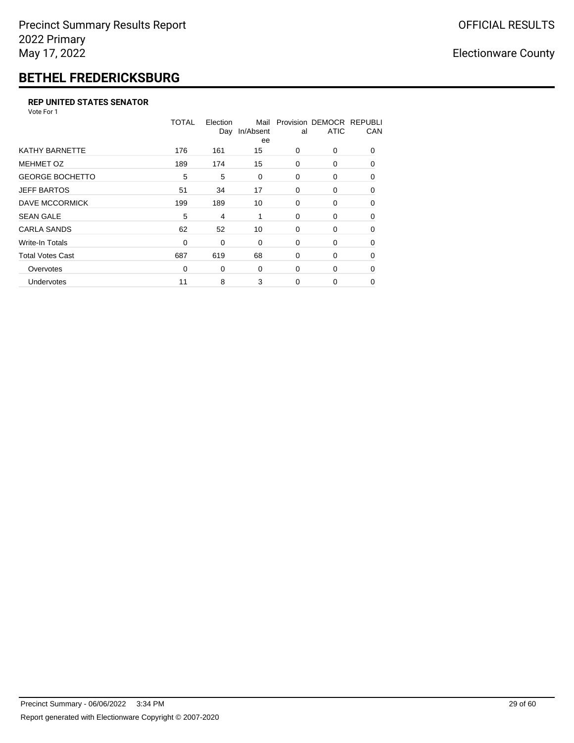# BETHEL FREDERICKSBURG

### REP UNITED STATES SENATOR

Vote For 1

| | TOTAL | Election Day | Mail In/Absentee | Provisional | DEMOCRATIC | REPUBLICAN |
|---|---|---|---|---|---|---|
| KATHY BARNETTE | 176 | 161 | 15 | 0 | 0 | 0 |
| MEHMET OZ | 189 | 174 | 15 | 0 | 0 | 0 |
| GEORGE BOCHETTO | 5 | 5 | 0 | 0 | 0 | 0 |
| JEFF BARTOS | 51 | 34 | 17 | 0 | 0 | 0 |
| DAVE MCCORMICK | 199 | 189 | 10 | 0 | 0 | 0 |
| SEAN GALE | 5 | 4 | 1 | 0 | 0 | 0 |
| CARLA SANDS | 62 | 52 | 10 | 0 | 0 | 0 |
| Write-In Totals | 0 | 0 | 0 | 0 | 0 | 0 |
| Total Votes Cast | 687 | 619 | 68 | 0 | 0 | 0 |
| Overvotes | 0 | 0 | 0 | 0 | 0 | 0 |
| Undervotes | 11 | 8 | 3 | 0 | 0 | 0 |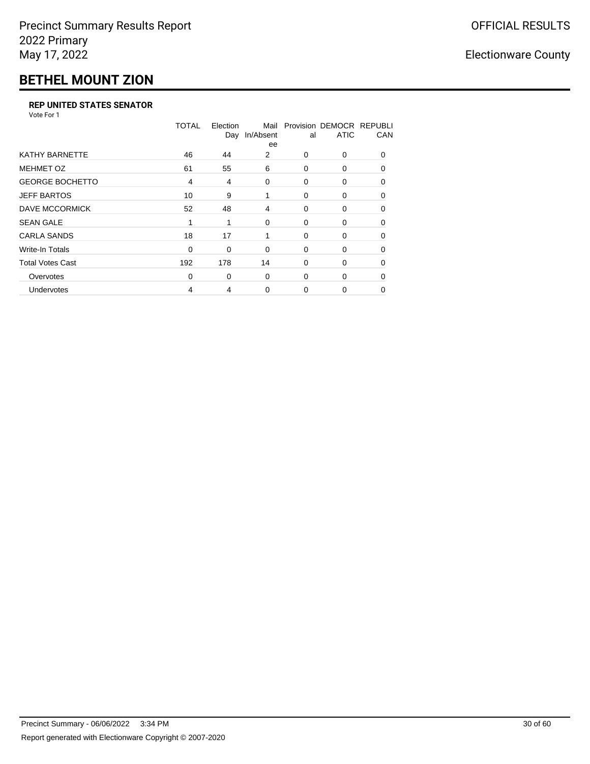Precinct Summary Results Report
2022 Primary
May 17, 2022

OFFICIAL RESULTS

Electionware County

# BETHEL MOUNT ZION

### REP UNITED STATES SENATOR

Vote For 1

| | TOTAL | Election Day | Mail In/Absentee | Provisional | DEMOCRATIC | REPUBLICAN |
|---|---|---|---|---|---|---|
| KATHY BARNETTE | 46 | 44 | 2 | 0 | 0 | 0 |
| MEHMET OZ | 61 | 55 | 6 | 0 | 0 | 0 |
| GEORGE BOCHETTO | 4 | 4 | 0 | 0 | 0 | 0 |
| JEFF BARTOS | 10 | 9 | 1 | 0 | 0 | 0 |
| DAVE MCCORMICK | 52 | 48 | 4 | 0 | 0 | 0 |
| SEAN GALE | 1 | 1 | 0 | 0 | 0 | 0 |
| CARLA SANDS | 18 | 17 | 1 | 0 | 0 | 0 |
| Write-In Totals | 0 | 0 | 0 | 0 | 0 | 0 |
| Total Votes Cast | 192 | 178 | 14 | 0 | 0 | 0 |
| Overvotes | 0 | 0 | 0 | 0 | 0 | 0 |
| Undervotes | 4 | 4 | 0 | 0 | 0 | 0 |

Precinct Summary - 06/06/2022 3:34 PM

Report generated with Electionware Copyright © 2007-2020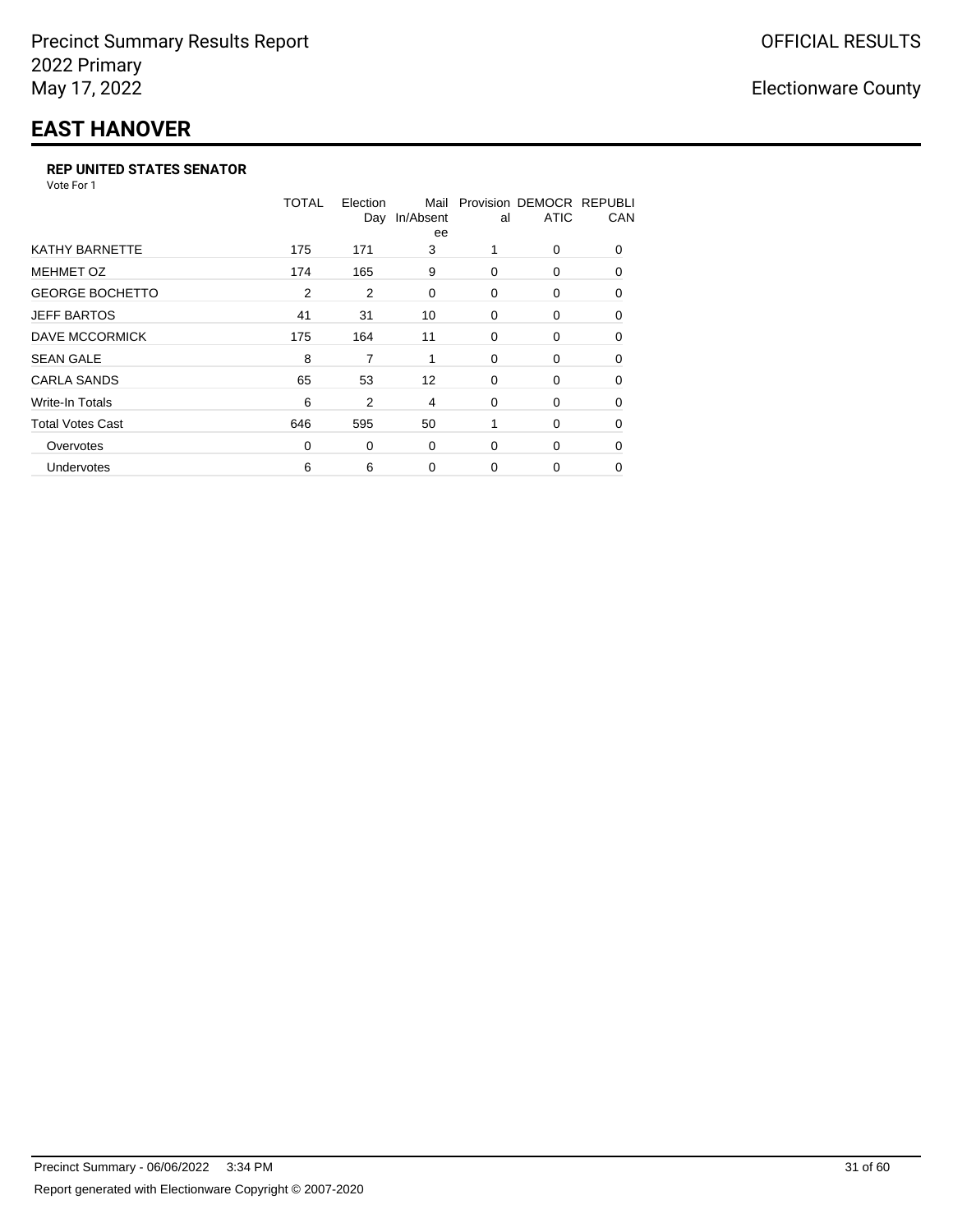Precinct Summary Results Report
2022 Primary
May 17, 2022

OFFICIAL RESULTS

Electionware County

# EAST HANOVER

### REP UNITED STATES SENATOR

Vote For 1

| | TOTAL | Election Day | Mail In/Absentee | Provisional | DEMOCRATIC | REPUBLICAN |
|---|---|---|---|---|---|---|
| KATHY BARNETTE | 175 | 171 | 3 | 1 | 0 | 0 |
| MEHMET OZ | 174 | 165 | 9 | 0 | 0 | 0 |
| GEORGE BOCHETTO | 2 | 2 | 0 | 0 | 0 | 0 |
| JEFF BARTOS | 41 | 31 | 10 | 0 | 0 | 0 |
| DAVE MCCORMICK | 175 | 164 | 11 | 0 | 0 | 0 |
| SEAN GALE | 8 | 7 | 1 | 0 | 0 | 0 |
| CARLA SANDS | 65 | 53 | 12 | 0 | 0 | 0 |
| Write-In Totals | 6 | 2 | 4 | 0 | 0 | 0 |
| Total Votes Cast | 646 | 595 | 50 | 1 | 0 | 0 |
| Overvotes | 0 | 0 | 0 | 0 | 0 | 0 |
| Undervotes | 6 | 6 | 0 | 0 | 0 | 0 |

Precinct Summary - 06/06/2022 3:34 PM

Report generated with Electionware Copyright © 2007-2020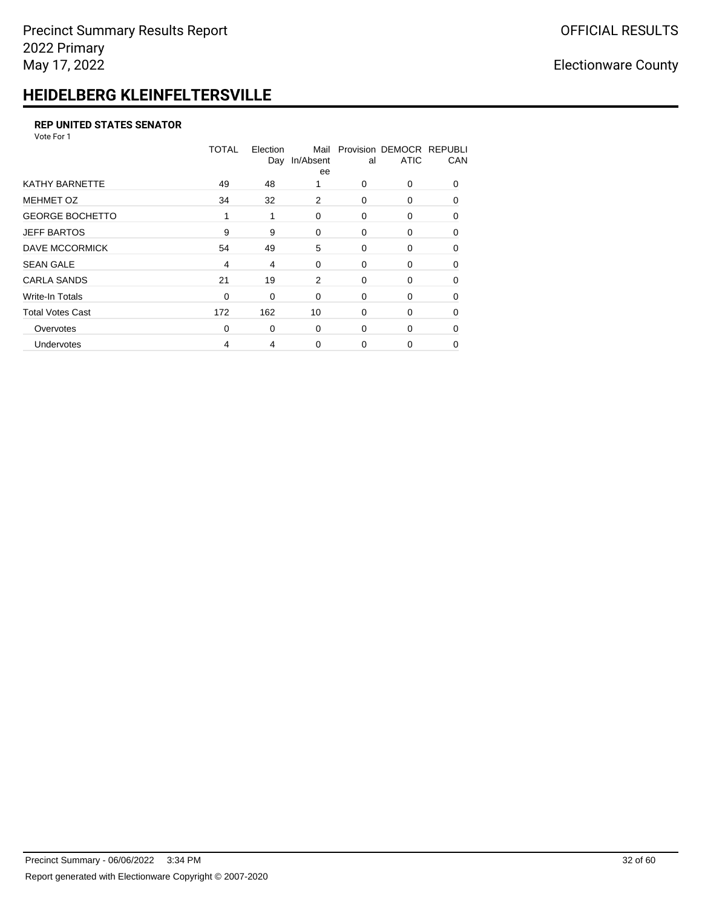# HEIDELBERG KLEINFELTERSVILLE

### REP UNITED STATES SENATOR

Vote For 1

| | TOTAL | Election Day | Mail In/Absentee | Provisional | DEMOCRATIC | REPUBLICAN |
|---|---|---|---|---|---|---|
| KATHY BARNETTE | 49 | 48 | 1 | 0 | 0 | 0 |
| MEHMET OZ | 34 | 32 | 2 | 0 | 0 | 0 |
| GEORGE BOCHETTO | 1 | 1 | 0 | 0 | 0 | 0 |
| JEFF BARTOS | 9 | 9 | 0 | 0 | 0 | 0 |
| DAVE MCCORMICK | 54 | 49 | 5 | 0 | 0 | 0 |
| SEAN GALE | 4 | 4 | 0 | 0 | 0 | 0 |
| CARLA SANDS | 21 | 19 | 2 | 0 | 0 | 0 |
| Write-In Totals | 0 | 0 | 0 | 0 | 0 | 0 |
| Total Votes Cast | 172 | 162 | 10 | 0 | 0 | 0 |
| Overvotes | 0 | 0 | 0 | 0 | 0 | 0 |
| Undervotes | 4 | 4 | 0 | 0 | 0 | 0 |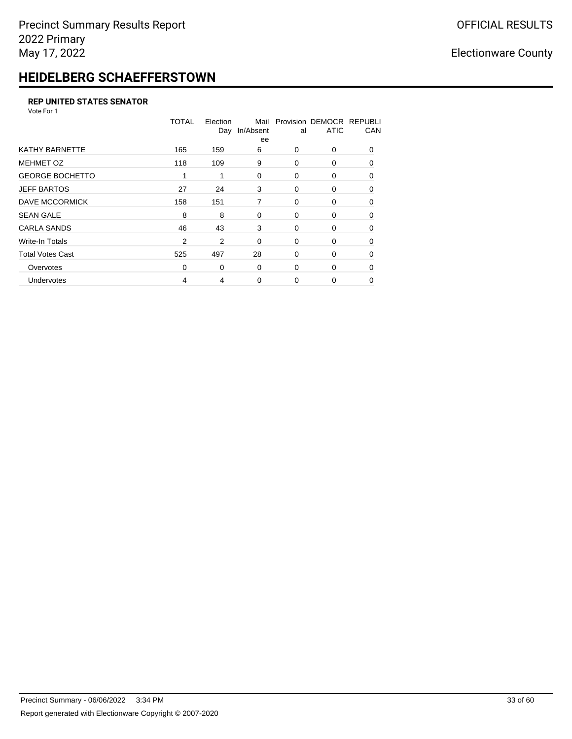# HEIDELBERG SCHAEFFERSTOWN

### REP UNITED STATES SENATOR

Vote For 1

| | TOTAL | Election Day | Mail In/Absentee | Provisional | DEMOCRATIC | REPUBLICAN |
|---|---|---|---|---|---|---|
| KATHY BARNETTE | 165 | 159 | 6 | 0 | 0 | 0 |
| MEHMET OZ | 118 | 109 | 9 | 0 | 0 | 0 |
| GEORGE BOCHETTO | 1 | 1 | 0 | 0 | 0 | 0 |
| JEFF BARTOS | 27 | 24 | 3 | 0 | 0 | 0 |
| DAVE MCCORMICK | 158 | 151 | 7 | 0 | 0 | 0 |
| SEAN GALE | 8 | 8 | 0 | 0 | 0 | 0 |
| CARLA SANDS | 46 | 43 | 3 | 0 | 0 | 0 |
| Write-In Totals | 2 | 2 | 0 | 0 | 0 | 0 |
| Total Votes Cast | 525 | 497 | 28 | 0 | 0 | 0 |
| Overvotes | 0 | 0 | 0 | 0 | 0 | 0 |
| Undervotes | 4 | 4 | 0 | 0 | 0 | 0 |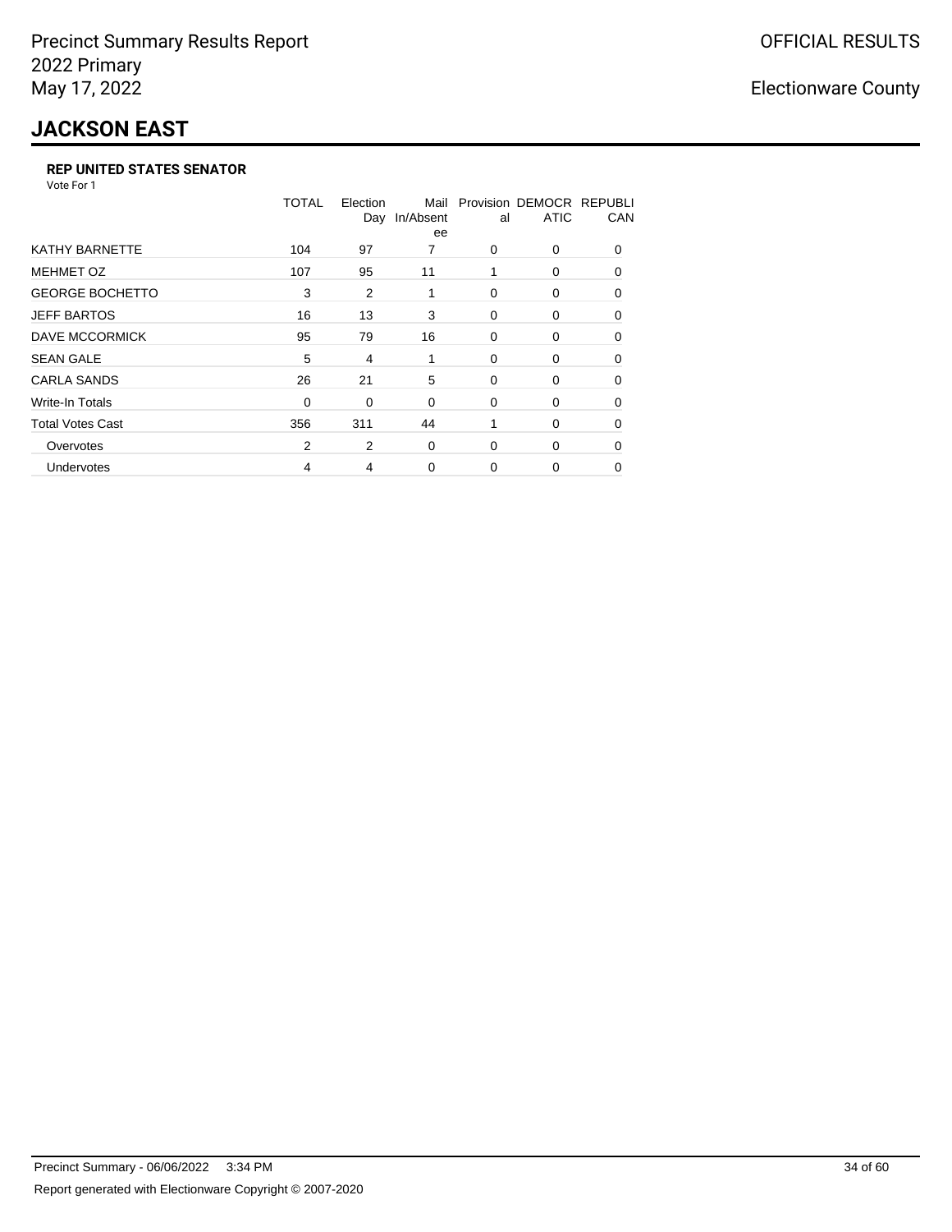# JACKSON EAST

### REP UNITED STATES SENATOR

Vote For 1

| | TOTAL | Election Day | Mail In/Absentee | Provisional | DEMOCRATIC | REPUBLICAN |
|---|---|---|---|---|---|---|
| KATHY BARNETTE | 104 | 97 | 7 | 0 | 0 | 0 |
| MEHMET OZ | 107 | 95 | 11 | 1 | 0 | 0 |
| GEORGE BOCHETTO | 3 | 2 | 1 | 0 | 0 | 0 |
| JEFF BARTOS | 16 | 13 | 3 | 0 | 0 | 0 |
| DAVE MCCORMICK | 95 | 79 | 16 | 0 | 0 | 0 |
| SEAN GALE | 5 | 4 | 1 | 0 | 0 | 0 |
| CARLA SANDS | 26 | 21 | 5 | 0 | 0 | 0 |
| Write-In Totals | 0 | 0 | 0 | 0 | 0 | 0 |
| Total Votes Cast | 356 | 311 | 44 | 1 | 0 | 0 |
| Overvotes | 2 | 2 | 0 | 0 | 0 | 0 |
| Undervotes | 4 | 4 | 0 | 0 | 0 | 0 |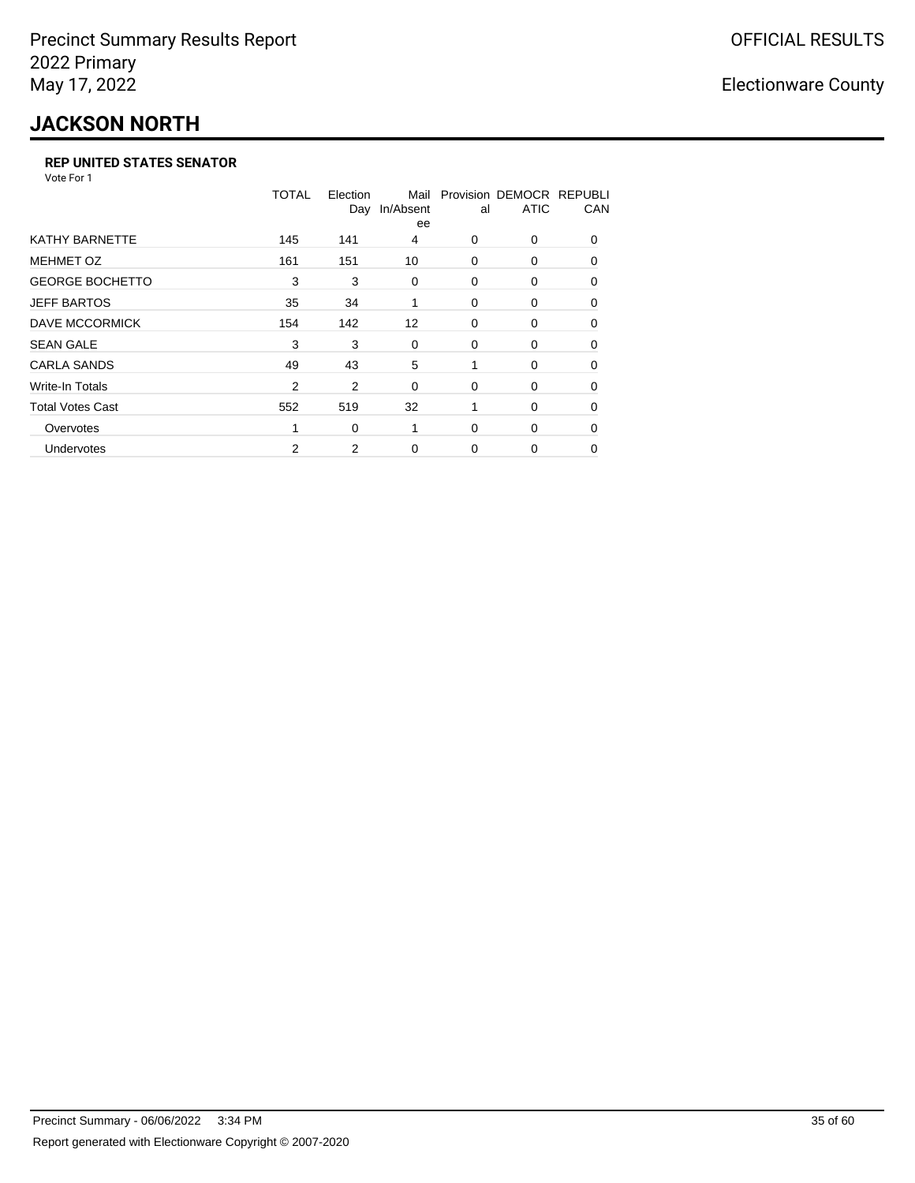# JACKSON NORTH

### REP UNITED STATES SENATOR

Vote For 1

| | TOTAL | Election Day | Mail In/Absentee | Provisional | DEMOCRATIC | REPUBLICAN |
|---|---|---|---|---|---|---|
| KATHY BARNETTE | 145 | 141 | 4 | 0 | 0 | 0 |
| MEHMET OZ | 161 | 151 | 10 | 0 | 0 | 0 |
| GEORGE BOCHETTO | 3 | 3 | 0 | 0 | 0 | 0 |
| JEFF BARTOS | 35 | 34 | 1 | 0 | 0 | 0 |
| DAVE MCCORMICK | 154 | 142 | 12 | 0 | 0 | 0 |
| SEAN GALE | 3 | 3 | 0 | 0 | 0 | 0 |
| CARLA SANDS | 49 | 43 | 5 | 1 | 0 | 0 |
| Write-In Totals | 2 | 2 | 0 | 0 | 0 | 0 |
| Total Votes Cast | 552 | 519 | 32 | 1 | 0 | 0 |
| Overvotes | 1 | 0 | 1 | 0 | 0 | 0 |
| Undervotes | 2 | 2 | 0 | 0 | 0 | 0 |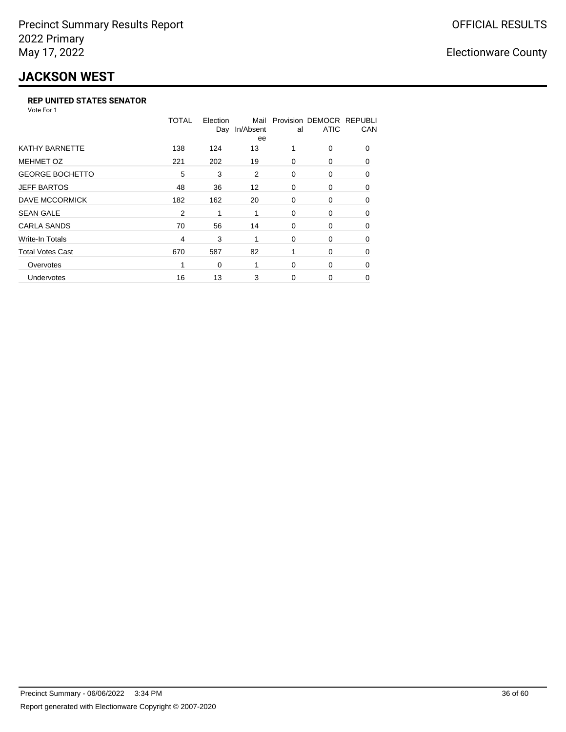# JACKSON WEST

### REP UNITED STATES SENATOR

Vote For 1

| | TOTAL | Election Day | Mail In/Absentee | Provisional | DEMOCRATIC | REPUBLICAN |
|---|---|---|---|---|---|---|
| KATHY BARNETTE | 138 | 124 | 13 | 1 | 0 | 0 |
| MEHMET OZ | 221 | 202 | 19 | 0 | 0 | 0 |
| GEORGE BOCHETTO | 5 | 3 | 2 | 0 | 0 | 0 |
| JEFF BARTOS | 48 | 36 | 12 | 0 | 0 | 0 |
| DAVE MCCORMICK | 182 | 162 | 20 | 0 | 0 | 0 |
| SEAN GALE | 2 | 1 | 1 | 0 | 0 | 0 |
| CARLA SANDS | 70 | 56 | 14 | 0 | 0 | 0 |
| Write-In Totals | 4 | 3 | 1 | 0 | 0 | 0 |
| Total Votes Cast | 670 | 587 | 82 | 1 | 0 | 0 |
| Overvotes | 1 | 0 | 1 | 0 | 0 | 0 |
| Undervotes | 16 | 13 | 3 | 0 | 0 | 0 |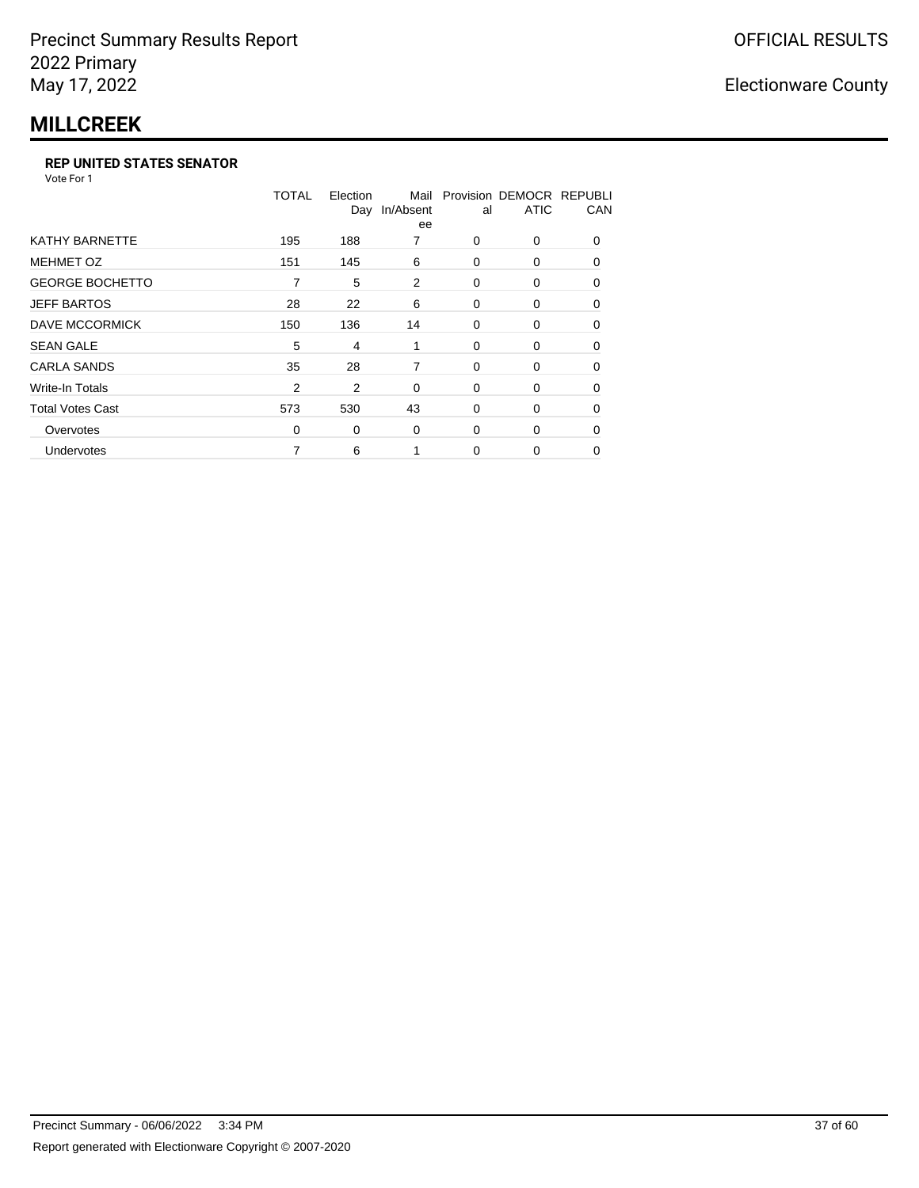Precinct Summary Results Report
2022 Primary
May 17, 2022

OFFICIAL RESULTS

Electionware County

# MILLCREEK

### REP UNITED STATES SENATOR

Vote For 1

| | TOTAL | Election Day | Mail In/Absentee | Provisional | DEMOCRATIC | REPUBLICAN |
|---|---|---|---|---|---|---|
| KATHY BARNETTE | 195 | 188 | 7 | 0 | 0 | 0 |
| MEHMET OZ | 151 | 145 | 6 | 0 | 0 | 0 |
| GEORGE BOCHETTO | 7 | 5 | 2 | 0 | 0 | 0 |
| JEFF BARTOS | 28 | 22 | 6 | 0 | 0 | 0 |
| DAVE MCCORMICK | 150 | 136 | 14 | 0 | 0 | 0 |
| SEAN GALE | 5 | 4 | 1 | 0 | 0 | 0 |
| CARLA SANDS | 35 | 28 | 7 | 0 | 0 | 0 |
| Write-In Totals | 2 | 2 | 0 | 0 | 0 | 0 |
| Total Votes Cast | 573 | 530 | 43 | 0 | 0 | 0 |
| Overvotes | 0 | 0 | 0 | 0 | 0 | 0 |
| Undervotes | 7 | 6 | 1 | 0 | 0 | 0 |

Precinct Summary - 06/06/2022 3:34 PM

Report generated with Electionware Copyright © 2007-2020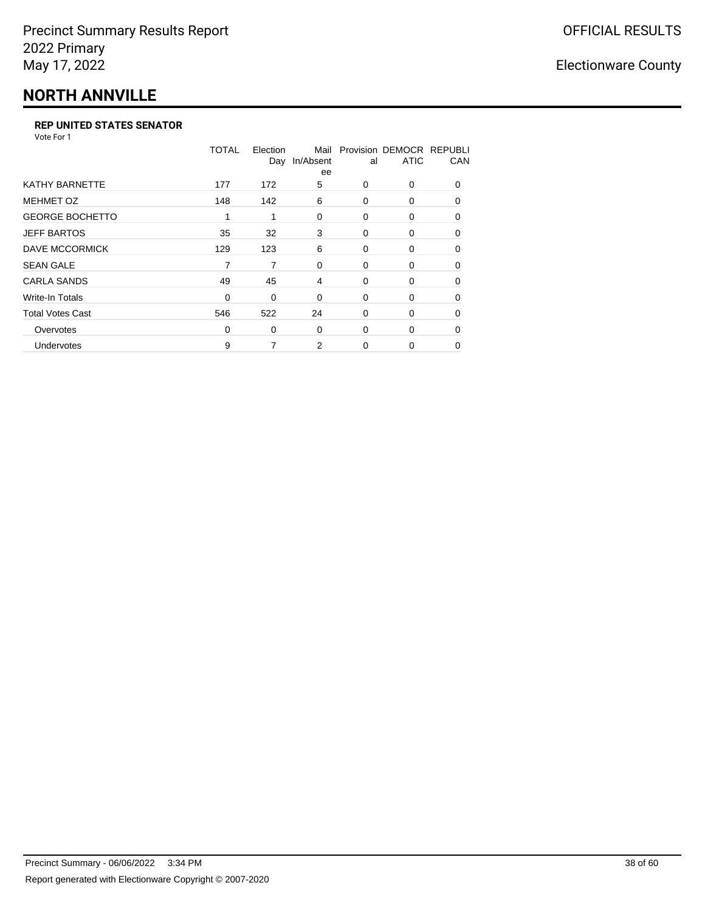Precinct Summary Results Report
2022 Primary
May 17, 2022

OFFICIAL RESULTS

Electionware County

# NORTH ANNVILLE

### REP UNITED STATES SENATOR

Vote For 1

| | TOTAL | Election Day | Mail In/Absentee | Provisional | DEMOCRATIC | REPUBLICAN |
|---|---|---|---|---|---|---|
| KATHY BARNETTE | 177 | 172 | 5 | 0 | 0 | 0 |
| MEHMET OZ | 148 | 142 | 6 | 0 | 0 | 0 |
| GEORGE BOCHETTO | 1 | 1 | 0 | 0 | 0 | 0 |
| JEFF BARTOS | 35 | 32 | 3 | 0 | 0 | 0 |
| DAVE MCCORMICK | 129 | 123 | 6 | 0 | 0 | 0 |
| SEAN GALE | 7 | 7 | 0 | 0 | 0 | 0 |
| CARLA SANDS | 49 | 45 | 4 | 0 | 0 | 0 |
| Write-In Totals | 0 | 0 | 0 | 0 | 0 | 0 |
| Total Votes Cast | 546 | 522 | 24 | 0 | 0 | 0 |
| Overvotes | 0 | 0 | 0 | 0 | 0 | 0 |
| Undervotes | 9 | 7 | 2 | 0 | 0 | 0 |

Precinct Summary - 06/06/2022 3:34 PM

Report generated with Electionware Copyright © 2007-2020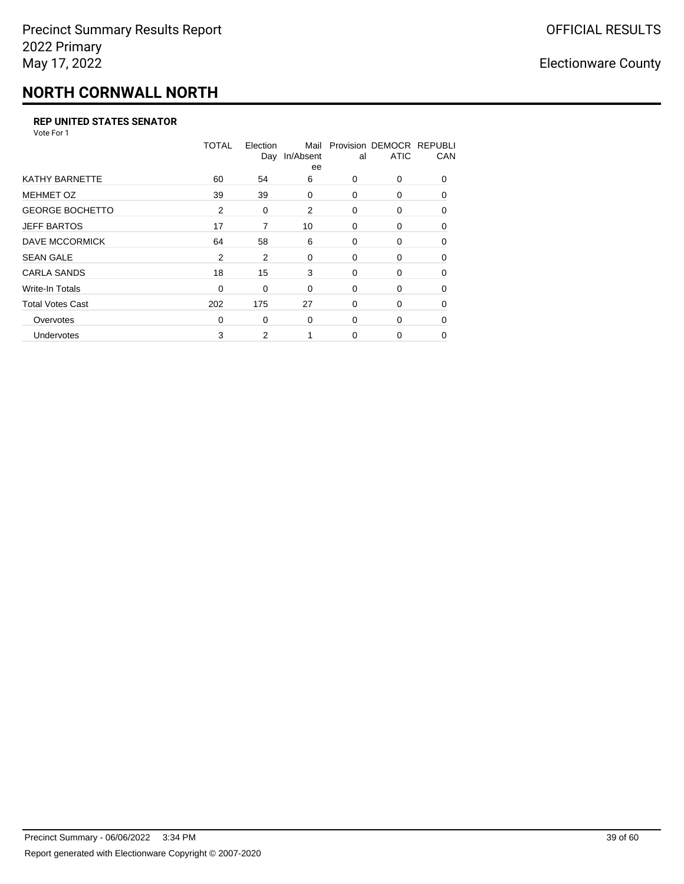Precinct Summary Results Report
2022 Primary
May 17, 2022

OFFICIAL RESULTS

Electionware County

# NORTH CORNWALL NORTH

### REP UNITED STATES SENATOR

Vote For 1

| | TOTAL | Election Day | Mail In/Absentee | Provisional | DEMOCRATIC | REPUBLICAN |
|---|---|---|---|---|---|---|
| KATHY BARNETTE | 60 | 54 | 6 | 0 | 0 | 0 |
| MEHMET OZ | 39 | 39 | 0 | 0 | 0 | 0 |
| GEORGE BOCHETTO | 2 | 0 | 2 | 0 | 0 | 0 |
| JEFF BARTOS | 17 | 7 | 10 | 0 | 0 | 0 |
| DAVE MCCORMICK | 64 | 58 | 6 | 0 | 0 | 0 |
| SEAN GALE | 2 | 2 | 0 | 0 | 0 | 0 |
| CARLA SANDS | 18 | 15 | 3 | 0 | 0 | 0 |
| Write-In Totals | 0 | 0 | 0 | 0 | 0 | 0 |
| Total Votes Cast | 202 | 175 | 27 | 0 | 0 | 0 |
| Overvotes | 0 | 0 | 0 | 0 | 0 | 0 |
| Undervotes | 3 | 2 | 1 | 0 | 0 | 0 |

Precinct Summary - 06/06/2022 3:34 PM

Report generated with Electionware Copyright © 2007-2020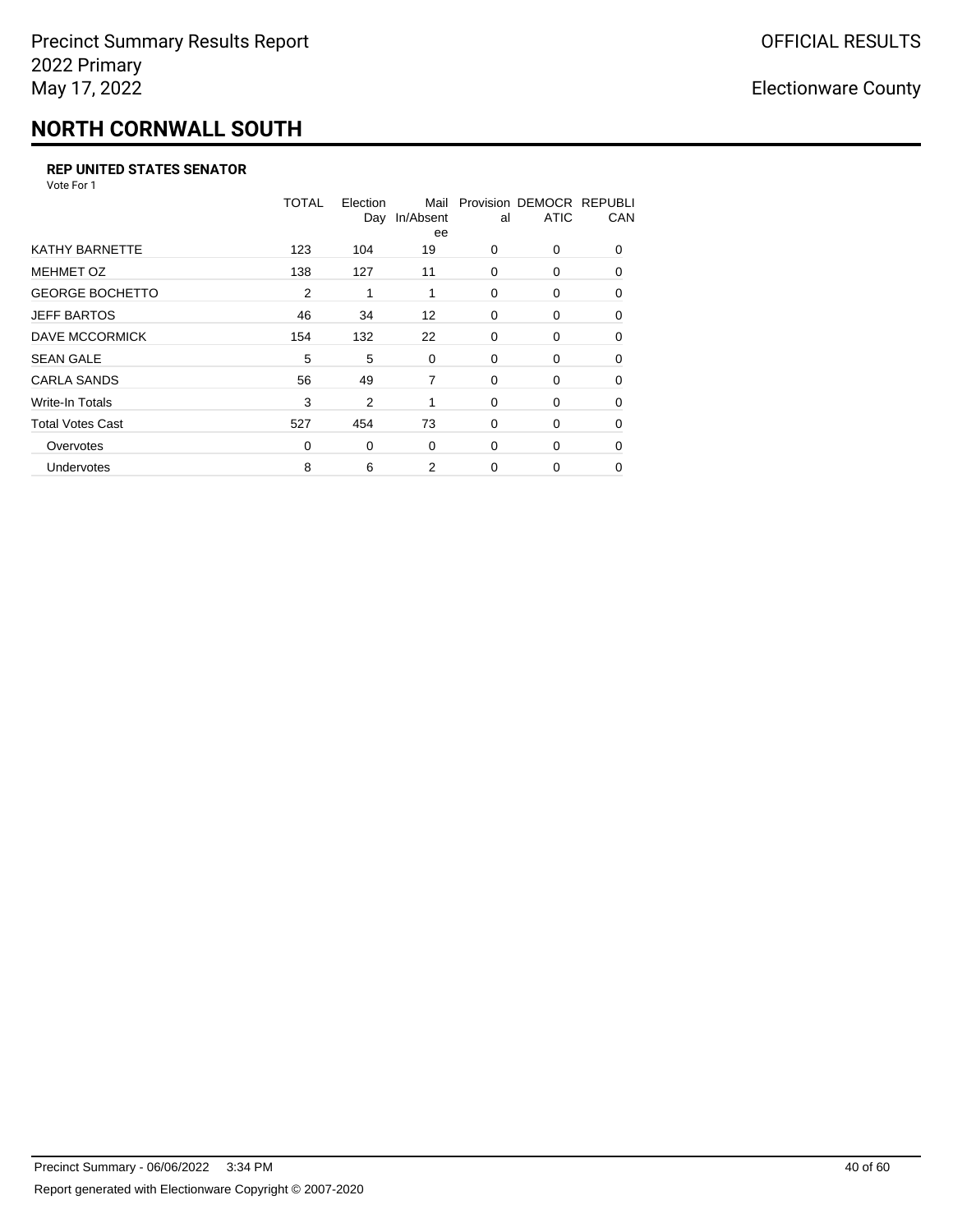Precinct Summary Results Report
2022 Primary
May 17, 2022

OFFICIAL RESULTS

Electionware County

# NORTH CORNWALL SOUTH

### REP UNITED STATES SENATOR

Vote For 1

| | TOTAL | Election Day | Mail In/Absentee | Provisional | DEMOCRATIC | REPUBLICAN |
|---|---|---|---|---|---|---|
| KATHY BARNETTE | 123 | 104 | 19 | 0 | 0 | 0 |
| MEHMET OZ | 138 | 127 | 11 | 0 | 0 | 0 |
| GEORGE BOCHETTO | 2 | 1 | 1 | 0 | 0 | 0 |
| JEFF BARTOS | 46 | 34 | 12 | 0 | 0 | 0 |
| DAVE MCCORMICK | 154 | 132 | 22 | 0 | 0 | 0 |
| SEAN GALE | 5 | 5 | 0 | 0 | 0 | 0 |
| CARLA SANDS | 56 | 49 | 7 | 0 | 0 | 0 |
| Write-In Totals | 3 | 2 | 1 | 0 | 0 | 0 |
| Total Votes Cast | 527 | 454 | 73 | 0 | 0 | 0 |
| Overvotes | 0 | 0 | 0 | 0 | 0 | 0 |
| Undervotes | 8 | 6 | 2 | 0 | 0 | 0 |

Precinct Summary - 06/06/2022 3:34 PM

Report generated with Electionware Copyright © 2007-2020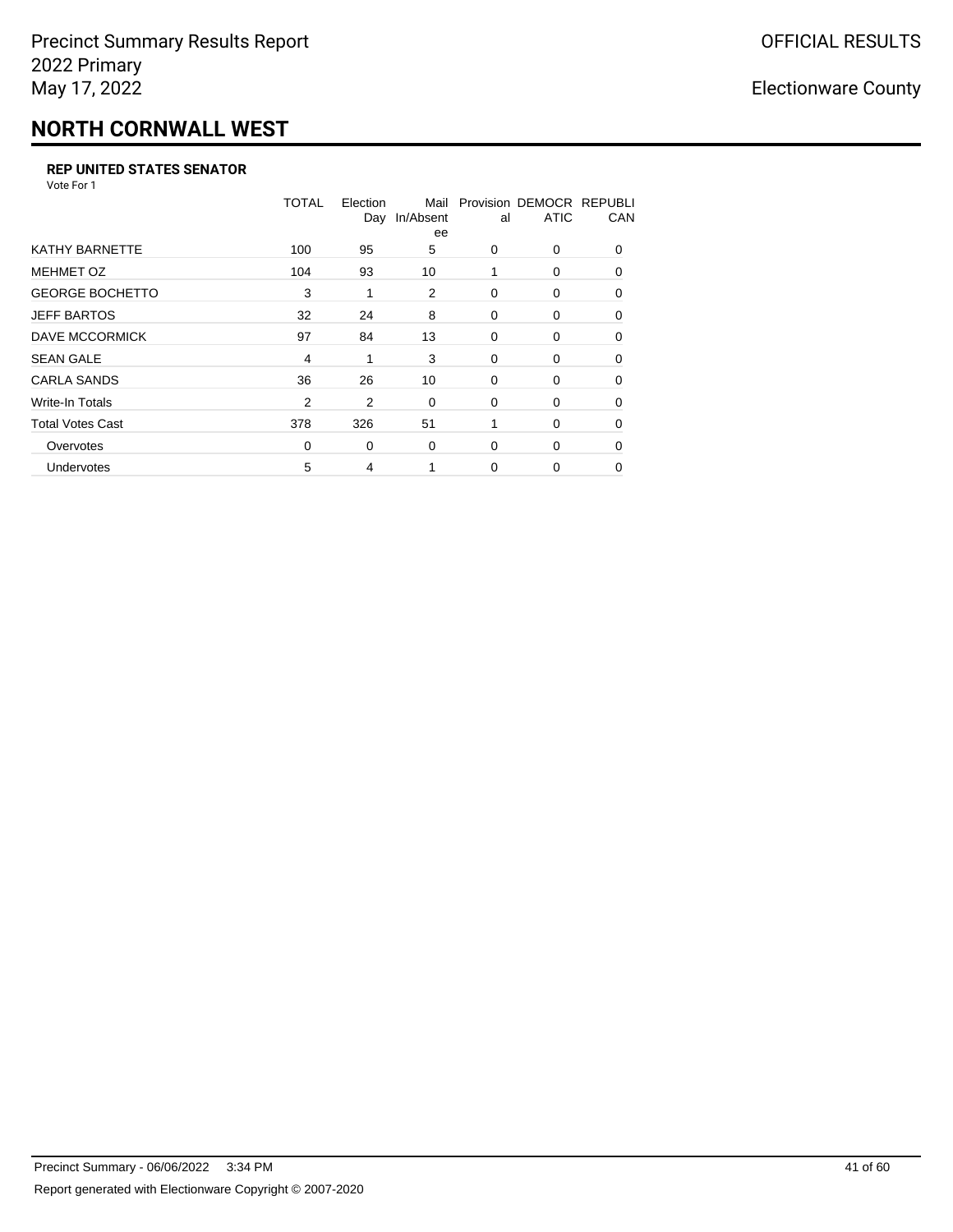# NORTH CORNWALL WEST

### REP UNITED STATES SENATOR

Vote For 1

| | TOTAL | Election Day | Mail In/Absentee | Provisional | DEMOCRATIC | REPUBLICAN |
|---|---|---|---|---|---|---|
| KATHY BARNETTE | 100 | 95 | 5 | 0 | 0 | 0 |
| MEHMET OZ | 104 | 93 | 10 | 1 | 0 | 0 |
| GEORGE BOCHETTO | 3 | 1 | 2 | 0 | 0 | 0 |
| JEFF BARTOS | 32 | 24 | 8 | 0 | 0 | 0 |
| DAVE MCCORMICK | 97 | 84 | 13 | 0 | 0 | 0 |
| SEAN GALE | 4 | 1 | 3 | 0 | 0 | 0 |
| CARLA SANDS | 36 | 26 | 10 | 0 | 0 | 0 |
| Write-In Totals | 2 | 2 | 0 | 0 | 0 | 0 |
| Total Votes Cast | 378 | 326 | 51 | 1 | 0 | 0 |
| Overvotes | 0 | 0 | 0 | 0 | 0 | 0 |
| Undervotes | 5 | 4 | 1 | 0 | 0 | 0 |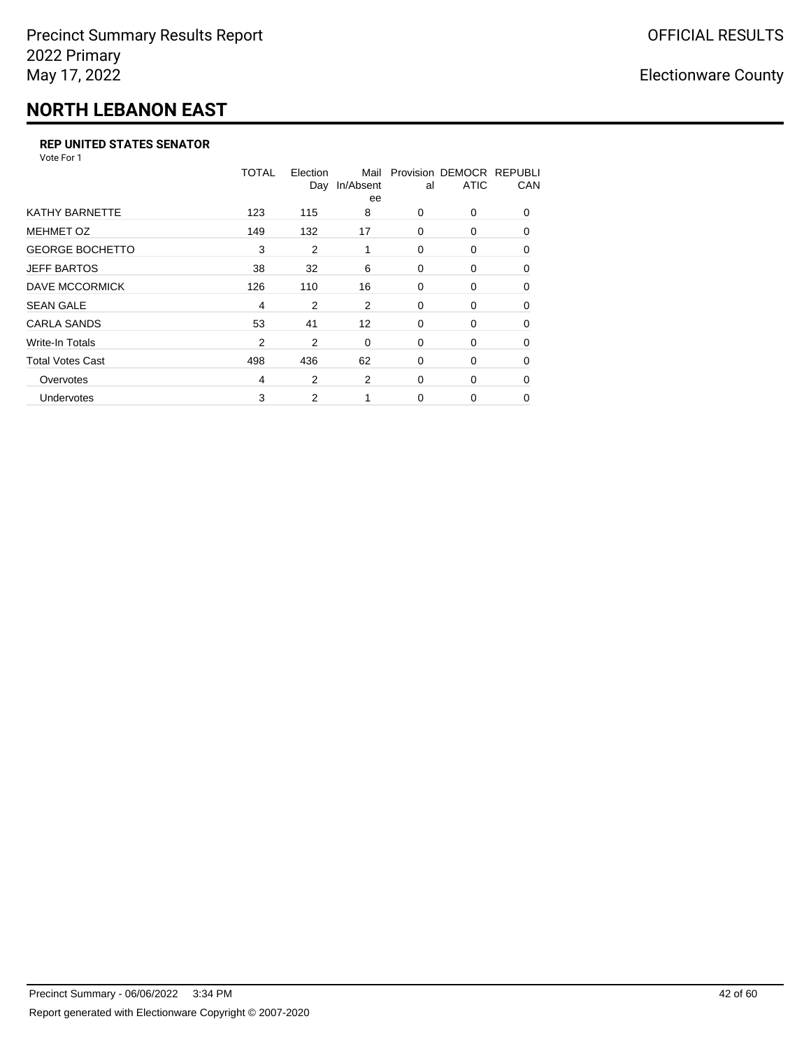# NORTH LEBANON EAST

Precinct Summary Results Report
2022 Primary
May 17, 2022

OFFICIAL RESULTS

Electionware County

### REP UNITED STATES SENATOR

Vote For 1

| | TOTAL | Election Day | Mail In/Absentee | Provisional | DEMOCRATIC | REPUBLICAN |
|---|---|---|---|---|---|---|
| KATHY BARNETTE | 123 | 115 | 8 | 0 | 0 | 0 |
| MEHMET OZ | 149 | 132 | 17 | 0 | 0 | 0 |
| GEORGE BOCHETTO | 3 | 2 | 1 | 0 | 0 | 0 |
| JEFF BARTOS | 38 | 32 | 6 | 0 | 0 | 0 |
| DAVE MCCORMICK | 126 | 110 | 16 | 0 | 0 | 0 |
| SEAN GALE | 4 | 2 | 2 | 0 | 0 | 0 |
| CARLA SANDS | 53 | 41 | 12 | 0 | 0 | 0 |
| Write-In Totals | 2 | 2 | 0 | 0 | 0 | 0 |
| Total Votes Cast | 498 | 436 | 62 | 0 | 0 | 0 |
| Overvotes | 4 | 2 | 2 | 0 | 0 | 0 |
| Undervotes | 3 | 2 | 1 | 0 | 0 | 0 |

Precinct Summary - 06/06/2022 3:34 PM

Report generated with Electionware Copyright © 2007-2020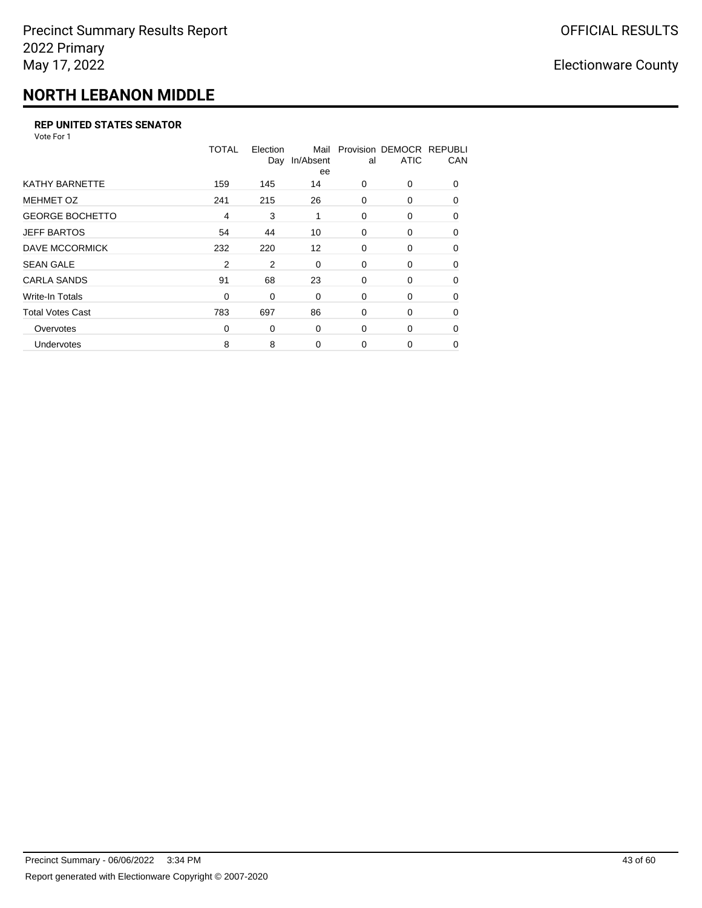Precinct Summary Results Report
2022 Primary
May 17, 2022

OFFICIAL RESULTS

Electionware County

# NORTH LEBANON MIDDLE

### REP UNITED STATES SENATOR

Vote For 1

| | TOTAL | Election Day | Mail In/Absentee | Provisional | DEMOCRATIC | REPUBLICAN |
|---|---|---|---|---|---|---|
| KATHY BARNETTE | 159 | 145 | 14 | 0 | 0 | 0 |
| MEHMET OZ | 241 | 215 | 26 | 0 | 0 | 0 |
| GEORGE BOCHETTO | 4 | 3 | 1 | 0 | 0 | 0 |
| JEFF BARTOS | 54 | 44 | 10 | 0 | 0 | 0 |
| DAVE MCCORMICK | 232 | 220 | 12 | 0 | 0 | 0 |
| SEAN GALE | 2 | 2 | 0 | 0 | 0 | 0 |
| CARLA SANDS | 91 | 68 | 23 | 0 | 0 | 0 |
| Write-In Totals | 0 | 0 | 0 | 0 | 0 | 0 |
| Total Votes Cast | 783 | 697 | 86 | 0 | 0 | 0 |
| Overvotes | 0 | 0 | 0 | 0 | 0 | 0 |
| Undervotes | 8 | 8 | 0 | 0 | 0 | 0 |

Precinct Summary - 06/06/2022 3:34 PM

Report generated with Electionware Copyright © 2007-2020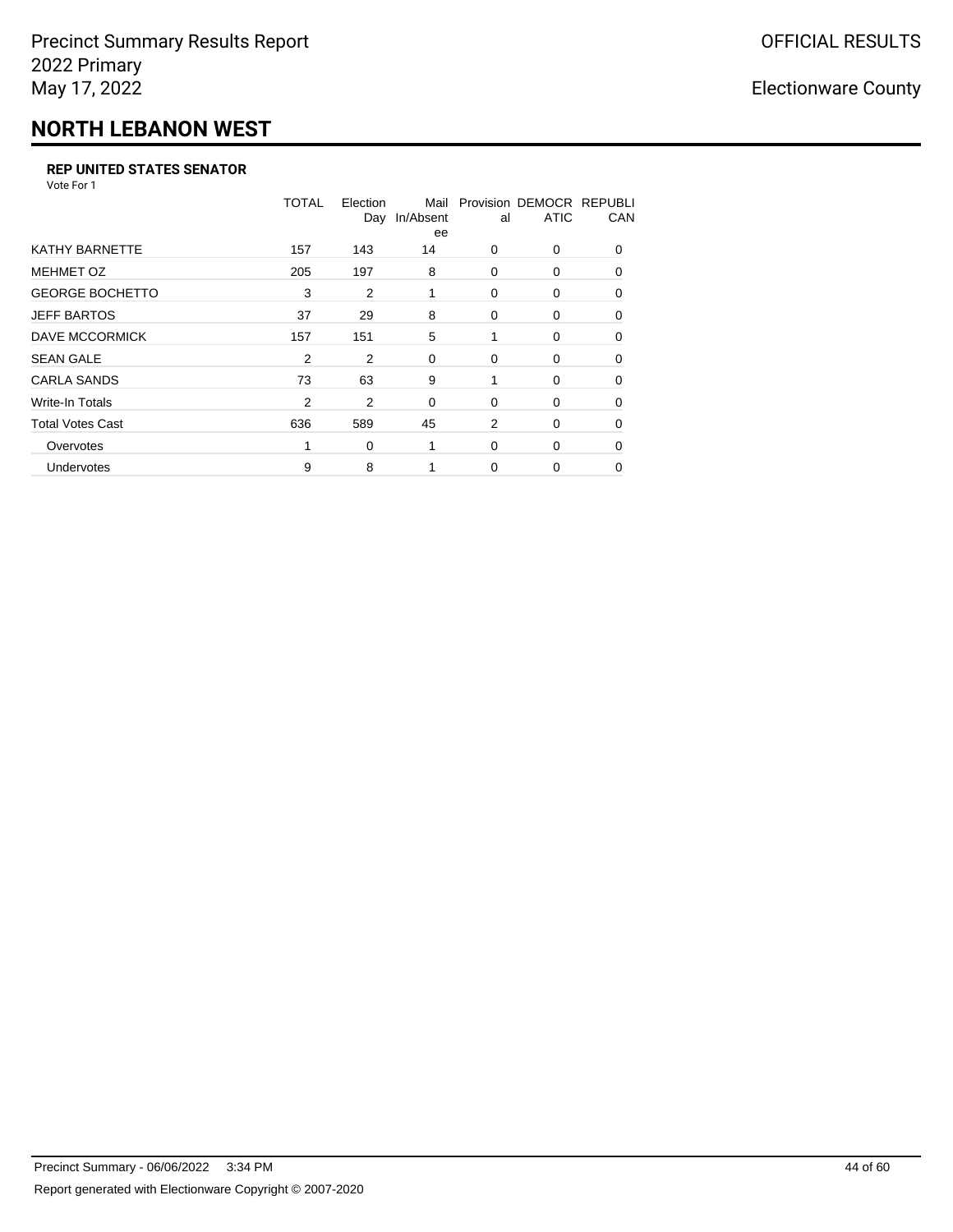# NORTH LEBANON WEST

### REP UNITED STATES SENATOR

Vote For 1

| | TOTAL | Election Day | Mail In/Absentee | Provisional | DEMOCRATIC | REPUBLICAN |
|---|---|---|---|---|---|---|
| KATHY BARNETTE | 157 | 143 | 14 | 0 | 0 | 0 |
| MEHMET OZ | 205 | 197 | 8 | 0 | 0 | 0 |
| GEORGE BOCHETTO | 3 | 2 | 1 | 0 | 0 | 0 |
| JEFF BARTOS | 37 | 29 | 8 | 0 | 0 | 0 |
| DAVE MCCORMICK | 157 | 151 | 5 | 1 | 0 | 0 |
| SEAN GALE | 2 | 2 | 0 | 0 | 0 | 0 |
| CARLA SANDS | 73 | 63 | 9 | 1 | 0 | 0 |
| Write-In Totals | 2 | 2 | 0 | 0 | 0 | 0 |
| Total Votes Cast | 636 | 589 | 45 | 2 | 0 | 0 |
| Overvotes | 1 | 0 | 1 | 0 | 0 | 0 |
| Undervotes | 9 | 8 | 1 | 0 | 0 | 0 |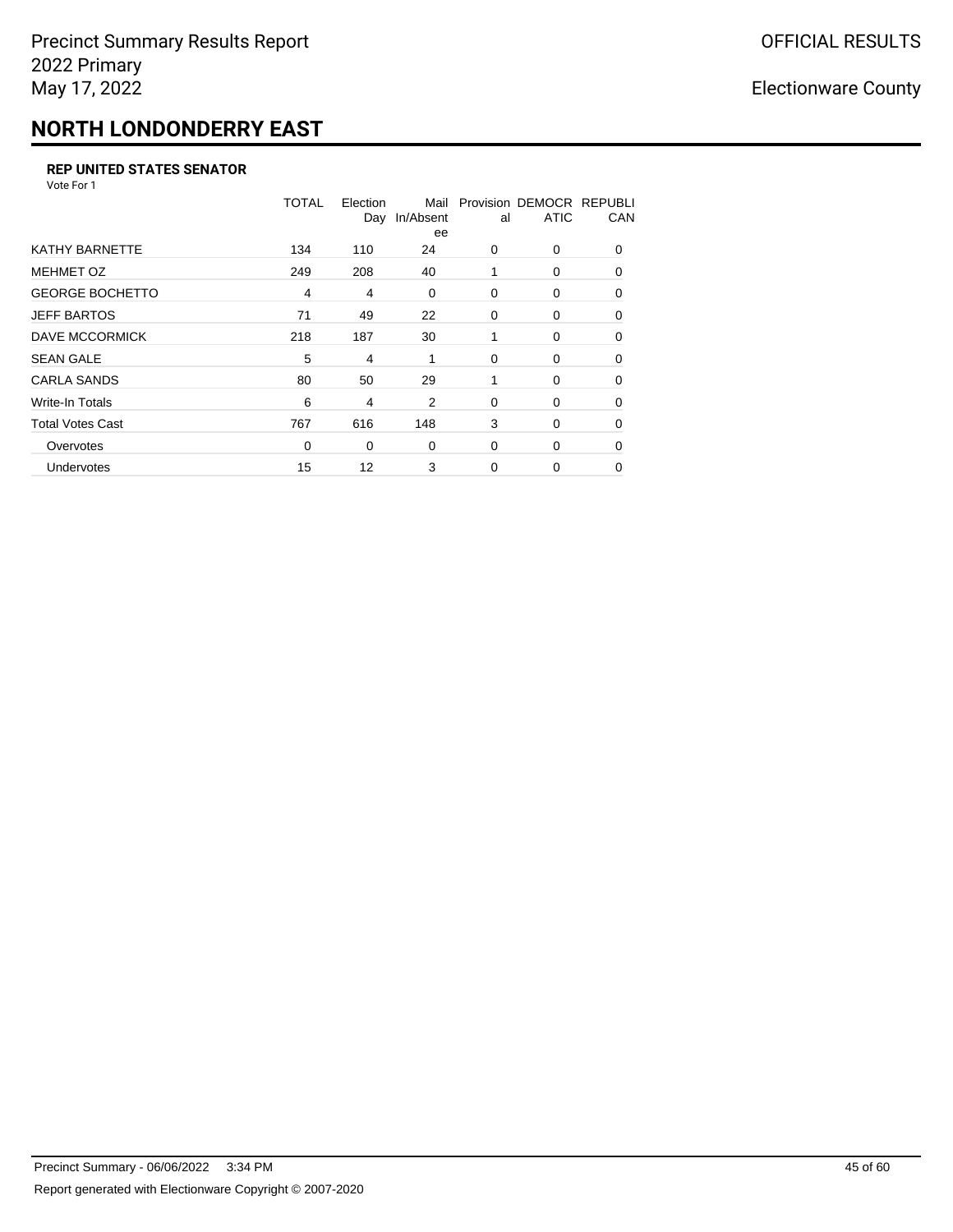Precinct Summary Results Report
2022 Primary
May 17, 2022

OFFICIAL RESULTS

Electionware County

# NORTH LONDONDERRY EAST

### REP UNITED STATES SENATOR

Vote For 1

| | TOTAL | Election Day | Mail In/Absentee | Provisional | DEMOCRATIC | REPUBLICAN |
|---|---|---|---|---|---|---|
| KATHY BARNETTE | 134 | 110 | 24 | 0 | 0 | 0 |
| MEHMET OZ | 249 | 208 | 40 | 1 | 0 | 0 |
| GEORGE BOCHETTO | 4 | 4 | 0 | 0 | 0 | 0 |
| JEFF BARTOS | 71 | 49 | 22 | 0 | 0 | 0 |
| DAVE MCCORMICK | 218 | 187 | 30 | 1 | 0 | 0 |
| SEAN GALE | 5 | 4 | 1 | 0 | 0 | 0 |
| CARLA SANDS | 80 | 50 | 29 | 1 | 0 | 0 |
| Write-In Totals | 6 | 4 | 2 | 0 | 0 | 0 |
| Total Votes Cast | 767 | 616 | 148 | 3 | 0 | 0 |
| Overvotes | 0 | 0 | 0 | 0 | 0 | 0 |
| Undervotes | 15 | 12 | 3 | 0 | 0 | 0 |

Precinct Summary - 06/06/2022 3:34 PM

Report generated with Electionware Copyright © 2007-2020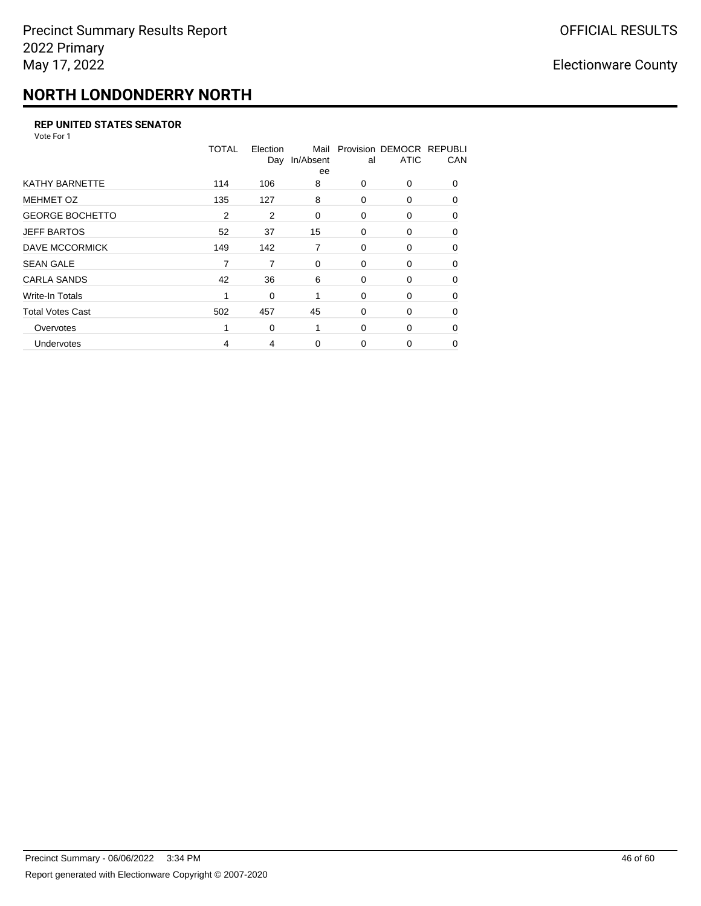# NORTH LONDONDERRY NORTH

### REP UNITED STATES SENATOR

Vote For 1

| | TOTAL | Election Day | Mail In/Absentee | Provisional | DEMOCRATIC | REPUBLICAN |
|---|---|---|---|---|---|---|
| KATHY BARNETTE | 114 | 106 | 8 | 0 | 0 | 0 |
| MEHMET OZ | 135 | 127 | 8 | 0 | 0 | 0 |
| GEORGE BOCHETTO | 2 | 2 | 0 | 0 | 0 | 0 |
| JEFF BARTOS | 52 | 37 | 15 | 0 | 0 | 0 |
| DAVE MCCORMICK | 149 | 142 | 7 | 0 | 0 | 0 |
| SEAN GALE | 7 | 7 | 0 | 0 | 0 | 0 |
| CARLA SANDS | 42 | 36 | 6 | 0 | 0 | 0 |
| Write-In Totals | 1 | 0 | 1 | 0 | 0 | 0 |
| Total Votes Cast | 502 | 457 | 45 | 0 | 0 | 0 |
| Overvotes | 1 | 0 | 1 | 0 | 0 | 0 |
| Undervotes | 4 | 4 | 0 | 0 | 0 | 0 |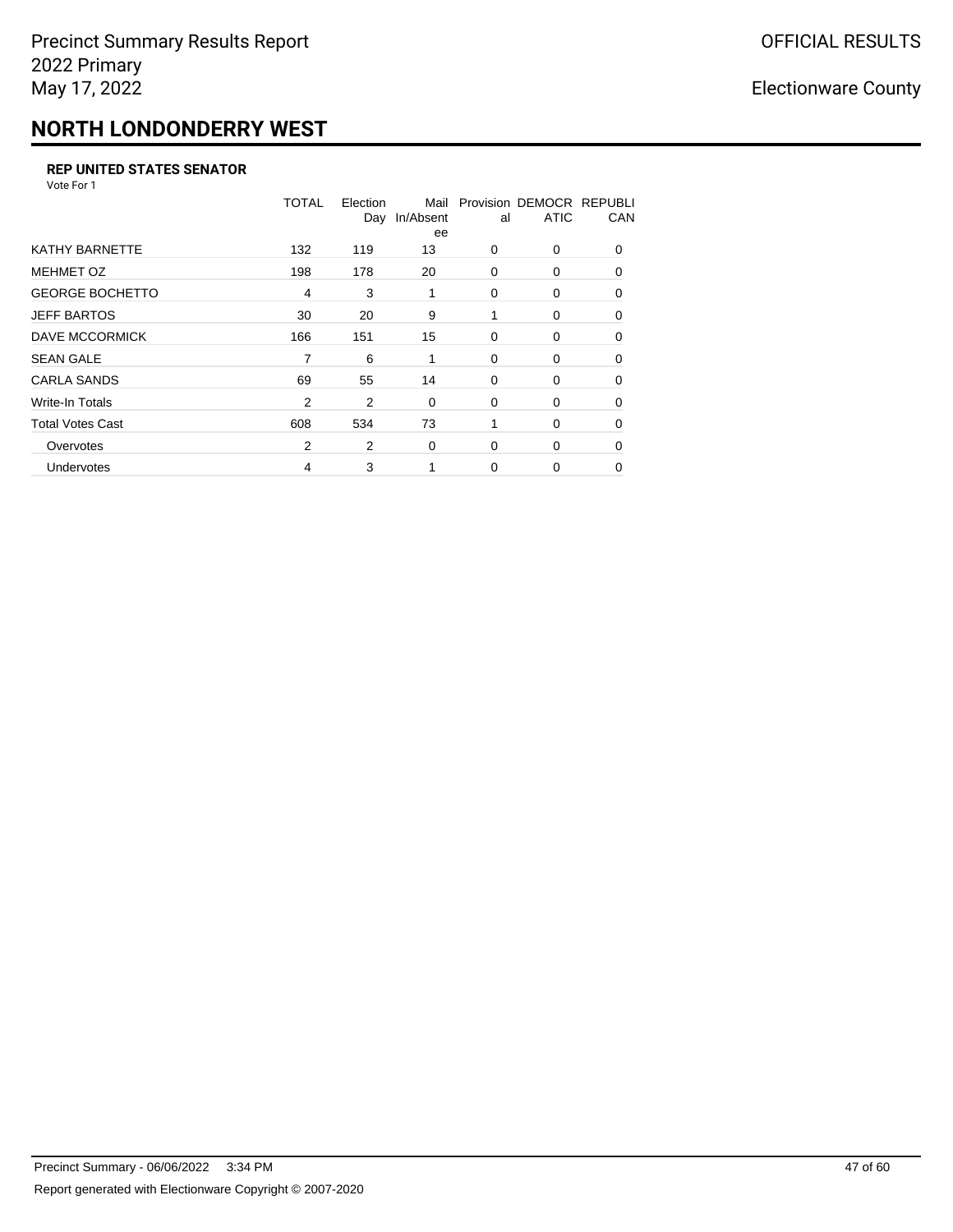Precinct Summary Results Report
2022 Primary
May 17, 2022

OFFICIAL RESULTS

Electionware County

# NORTH LONDONDERRY WEST

### REP UNITED STATES SENATOR

Vote For 1

| | TOTAL | Election Day | Mail In/Absentee | Provisional | DEMOCRATIC | REPUBLICAN |
|---|---|---|---|---|---|---|
| KATHY BARNETTE | 132 | 119 | 13 | 0 | 0 | 0 |
| MEHMET OZ | 198 | 178 | 20 | 0 | 0 | 0 |
| GEORGE BOCHETTO | 4 | 3 | 1 | 0 | 0 | 0 |
| JEFF BARTOS | 30 | 20 | 9 | 1 | 0 | 0 |
| DAVE MCCORMICK | 166 | 151 | 15 | 0 | 0 | 0 |
| SEAN GALE | 7 | 6 | 1 | 0 | 0 | 0 |
| CARLA SANDS | 69 | 55 | 14 | 0 | 0 | 0 |
| Write-In Totals | 2 | 2 | 0 | 0 | 0 | 0 |
| Total Votes Cast | 608 | 534 | 73 | 1 | 0 | 0 |
| Overvotes | 2 | 2 | 0 | 0 | 0 | 0 |
| Undervotes | 4 | 3 | 1 | 0 | 0 | 0 |

Precinct Summary - 06/06/2022 3:34 PM

Report generated with Electionware Copyright © 2007-2020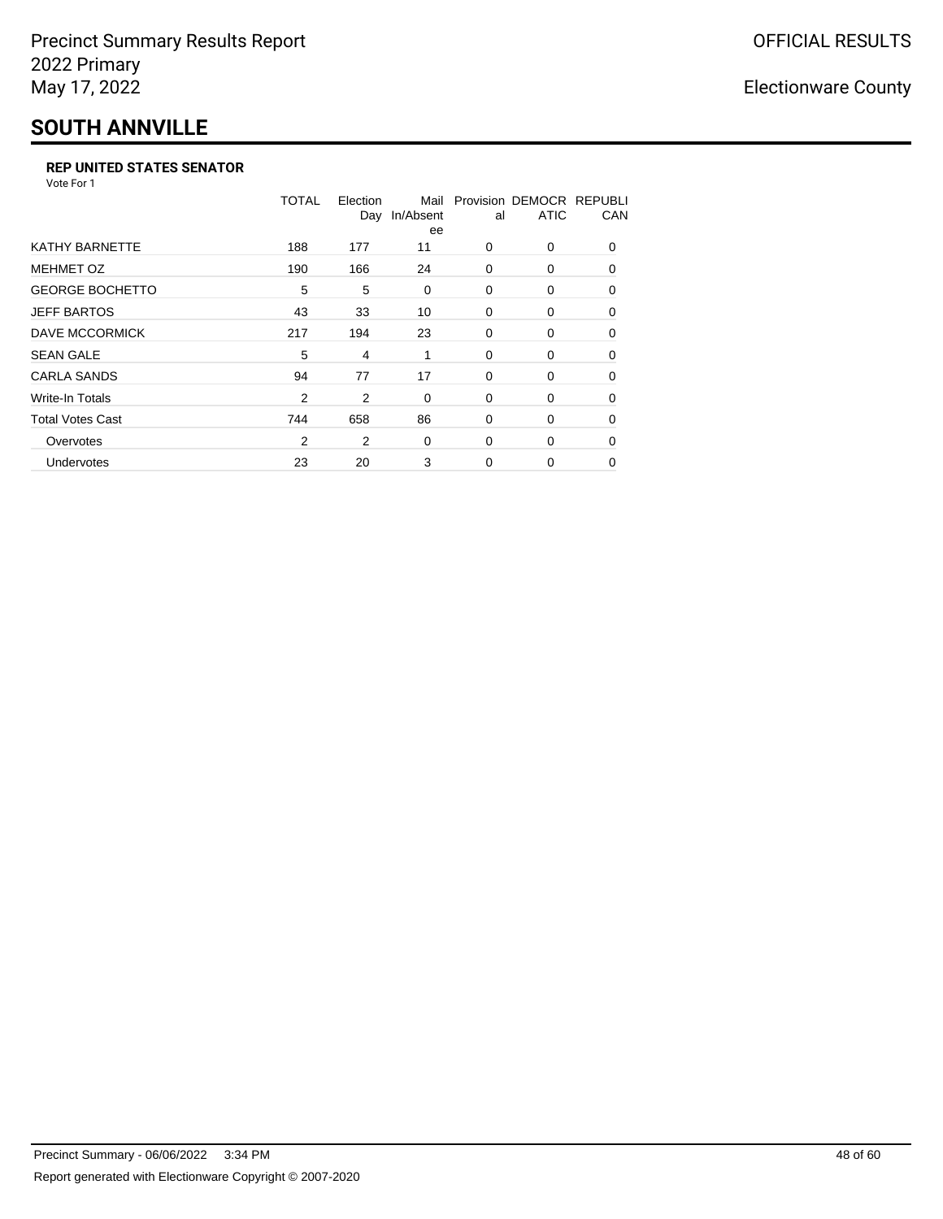Precinct Summary Results Report
2022 Primary
May 17, 2022

OFFICIAL RESULTS

Electionware County

# SOUTH ANNVILLE

### REP UNITED STATES SENATOR

Vote For 1

| | TOTAL | Election Day | Mail In/Absentee | Provisional | DEMOCRATIC | REPUBLICAN |
|---|---|---|---|---|---|---|
| KATHY BARNETTE | 188 | 177 | 11 | 0 | 0 | 0 |
| MEHMET OZ | 190 | 166 | 24 | 0 | 0 | 0 |
| GEORGE BOCHETTO | 5 | 5 | 0 | 0 | 0 | 0 |
| JEFF BARTOS | 43 | 33 | 10 | 0 | 0 | 0 |
| DAVE MCCORMICK | 217 | 194 | 23 | 0 | 0 | 0 |
| SEAN GALE | 5 | 4 | 1 | 0 | 0 | 0 |
| CARLA SANDS | 94 | 77 | 17 | 0 | 0 | 0 |
| Write-In Totals | 2 | 2 | 0 | 0 | 0 | 0 |
| Total Votes Cast | 744 | 658 | 86 | 0 | 0 | 0 |
| Overvotes | 2 | 2 | 0 | 0 | 0 | 0 |
| Undervotes | 23 | 20 | 3 | 0 | 0 | 0 |

Precinct Summary - 06/06/2022 3:34 PM

Report generated with Electionware Copyright © 2007-2020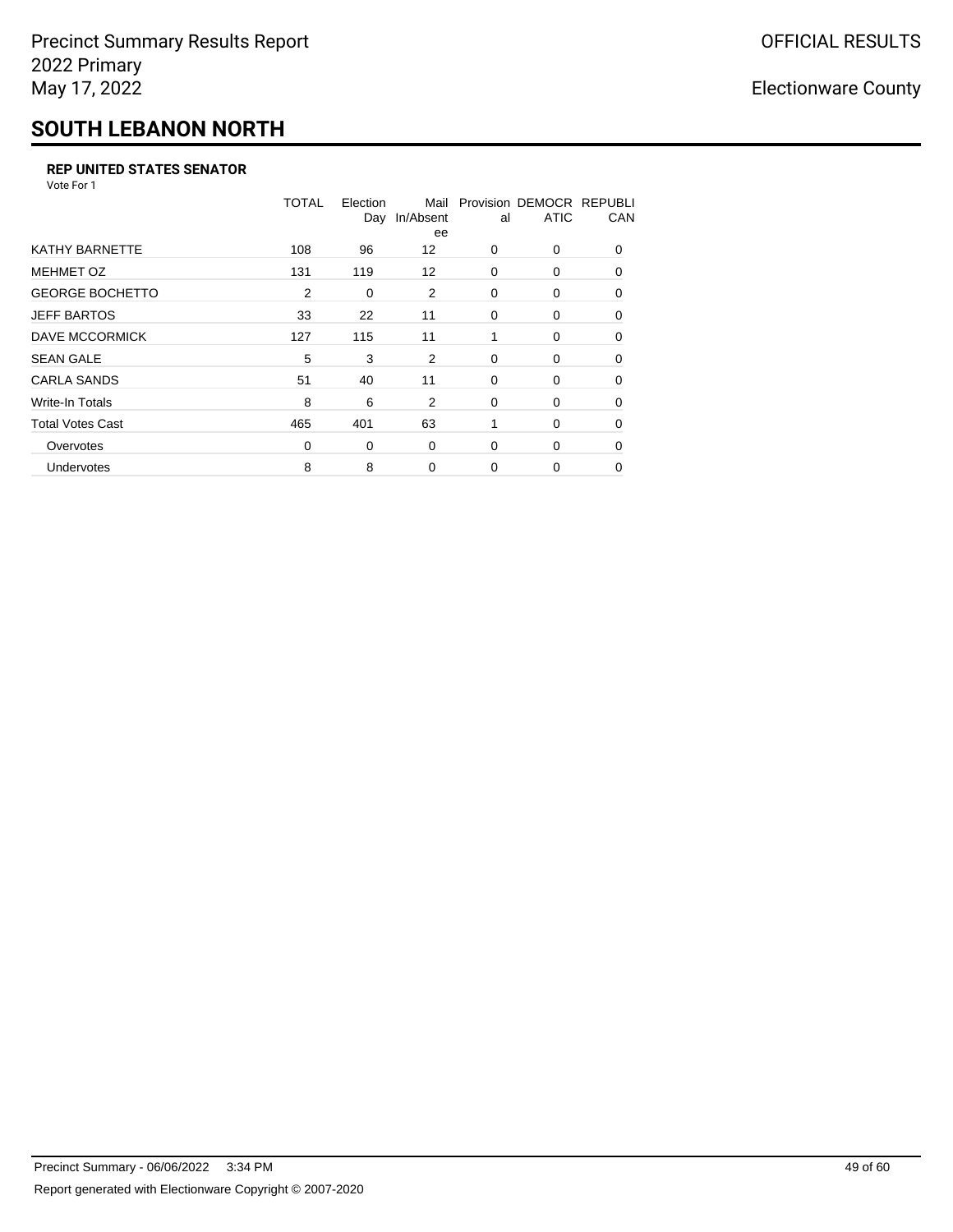Precinct Summary Results Report
2022 Primary
May 17, 2022

OFFICIAL RESULTS

Electionware County

# SOUTH LEBANON NORTH

### REP UNITED STATES SENATOR

Vote For 1

| | TOTAL | Election Day | Mail In/Absentee | Provisional | DEMOCRATIC | REPUBLICAN |
|---|---|---|---|---|---|---|
| KATHY BARNETTE | 108 | 96 | 12 | 0 | 0 | 0 |
| MEHMET OZ | 131 | 119 | 12 | 0 | 0 | 0 |
| GEORGE BOCHETTO | 2 | 0 | 2 | 0 | 0 | 0 |
| JEFF BARTOS | 33 | 22 | 11 | 0 | 0 | 0 |
| DAVE MCCORMICK | 127 | 115 | 11 | 1 | 0 | 0 |
| SEAN GALE | 5 | 3 | 2 | 0 | 0 | 0 |
| CARLA SANDS | 51 | 40 | 11 | 0 | 0 | 0 |
| Write-In Totals | 8 | 6 | 2 | 0 | 0 | 0 |
| Total Votes Cast | 465 | 401 | 63 | 1 | 0 | 0 |
| Overvotes | 0 | 0 | 0 | 0 | 0 | 0 |
| Undervotes | 8 | 8 | 0 | 0 | 0 | 0 |

Precinct Summary - 06/06/2022 3:34 PM

Report generated with Electionware Copyright © 2007-2020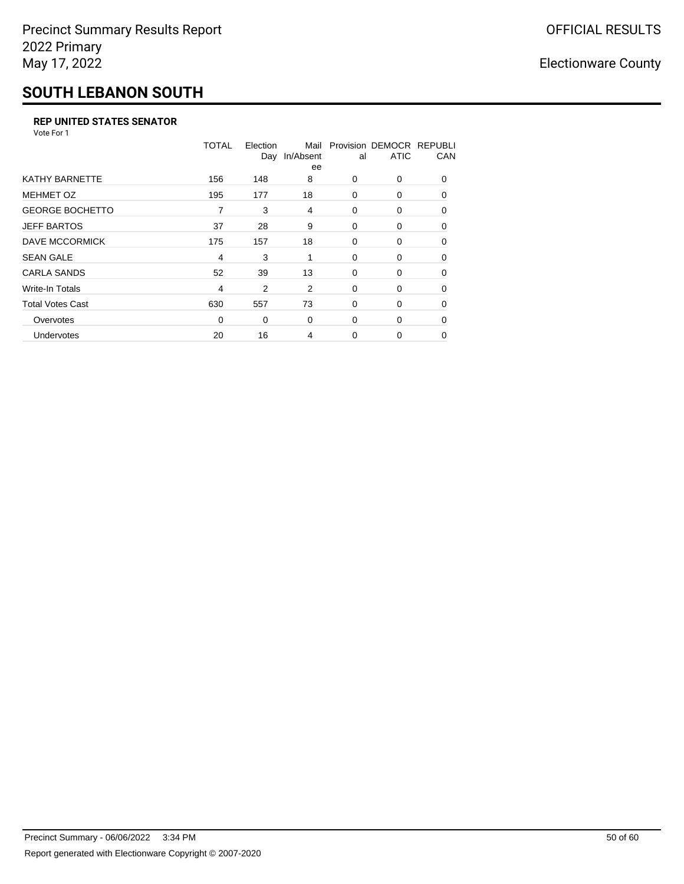Precinct Summary Results Report
2022 Primary
May 17, 2022

OFFICIAL RESULTS

Electionware County

# SOUTH LEBANON SOUTH

### REP UNITED STATES SENATOR

Vote For 1

| | TOTAL | Election Day | Mail In/Absentee | Provisional | DEMOCRATIC | REPUBLICAN |
|---|---|---|---|---|---|---|
| KATHY BARNETTE | 156 | 148 | 8 | 0 | 0 | 0 |
| MEHMET OZ | 195 | 177 | 18 | 0 | 0 | 0 |
| GEORGE BOCHETTO | 7 | 3 | 4 | 0 | 0 | 0 |
| JEFF BARTOS | 37 | 28 | 9 | 0 | 0 | 0 |
| DAVE MCCORMICK | 175 | 157 | 18 | 0 | 0 | 0 |
| SEAN GALE | 4 | 3 | 1 | 0 | 0 | 0 |
| CARLA SANDS | 52 | 39 | 13 | 0 | 0 | 0 |
| Write-In Totals | 4 | 2 | 2 | 0 | 0 | 0 |
| Total Votes Cast | 630 | 557 | 73 | 0 | 0 | 0 |
| Overvotes | 0 | 0 | 0 | 0 | 0 | 0 |
| Undervotes | 20 | 16 | 4 | 0 | 0 | 0 |

Precinct Summary - 06/06/2022 3:34 PM

Report generated with Electionware Copyright © 2007-2020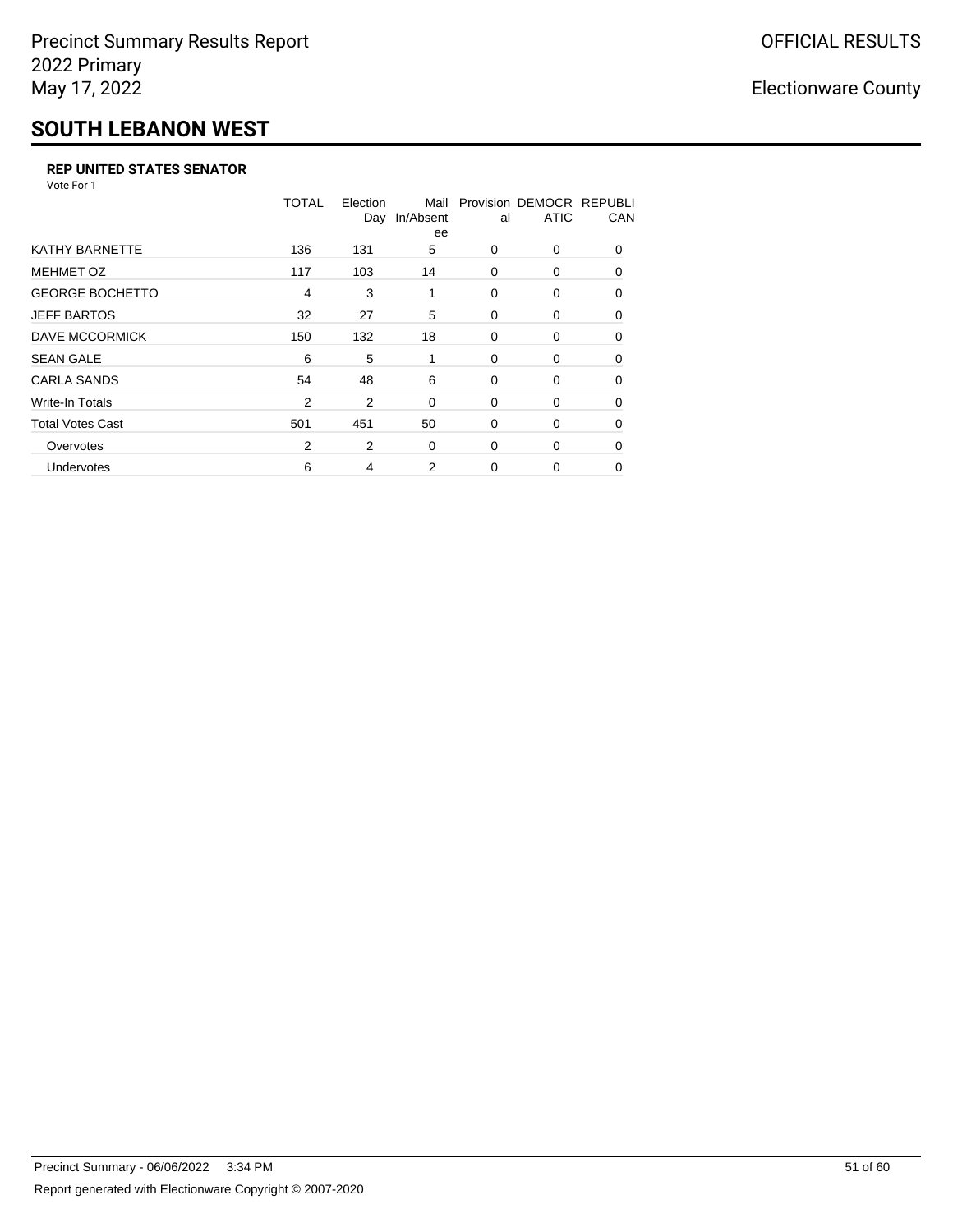Precinct Summary Results Report
2022 Primary
May 17, 2022

OFFICIAL RESULTS

Electionware County

# SOUTH LEBANON WEST

### REP UNITED STATES SENATOR

Vote For 1

| | TOTAL | Election Day | Mail In/Absentee | Provisional | DEMOCRATIC | REPUBLICAN |
|---|---|---|---|---|---|---|
| KATHY BARNETTE | 136 | 131 | 5 | 0 | 0 | 0 |
| MEHMET OZ | 117 | 103 | 14 | 0 | 0 | 0 |
| GEORGE BOCHETTO | 4 | 3 | 1 | 0 | 0 | 0 |
| JEFF BARTOS | 32 | 27 | 5 | 0 | 0 | 0 |
| DAVE MCCORMICK | 150 | 132 | 18 | 0 | 0 | 0 |
| SEAN GALE | 6 | 5 | 1 | 0 | 0 | 0 |
| CARLA SANDS | 54 | 48 | 6 | 0 | 0 | 0 |
| Write-In Totals | 2 | 2 | 0 | 0 | 0 | 0 |
| Total Votes Cast | 501 | 451 | 50 | 0 | 0 | 0 |
| Overvotes | 2 | 2 | 0 | 0 | 0 | 0 |
| Undervotes | 6 | 4 | 2 | 0 | 0 | 0 |

Precinct Summary - 06/06/2022 3:34 PM

Report generated with Electionware Copyright © 2007-2020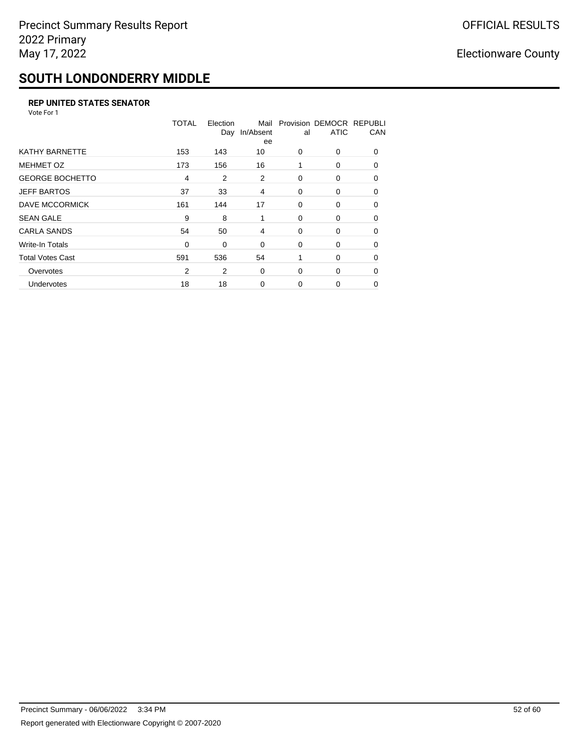Precinct Summary Results Report
2022 Primary
May 17, 2022

OFFICIAL RESULTS

Electionware County

# SOUTH LONDONDERRY MIDDLE

### REP UNITED STATES SENATOR

Vote For 1

| | TOTAL | Election Day | Mail In/Absentee | Provisional | DEMOCRATIC | REPUBLICAN |
|---|---|---|---|---|---|---|
| KATHY BARNETTE | 153 | 143 | 10 | 0 | 0 | 0 |
| MEHMET OZ | 173 | 156 | 16 | 1 | 0 | 0 |
| GEORGE BOCHETTO | 4 | 2 | 2 | 0 | 0 | 0 |
| JEFF BARTOS | 37 | 33 | 4 | 0 | 0 | 0 |
| DAVE MCCORMICK | 161 | 144 | 17 | 0 | 0 | 0 |
| SEAN GALE | 9 | 8 | 1 | 0 | 0 | 0 |
| CARLA SANDS | 54 | 50 | 4 | 0 | 0 | 0 |
| Write-In Totals | 0 | 0 | 0 | 0 | 0 | 0 |
| Total Votes Cast | 591 | 536 | 54 | 1 | 0 | 0 |
| Overvotes | 2 | 2 | 0 | 0 | 0 | 0 |
| Undervotes | 18 | 18 | 0 | 0 | 0 | 0 |

Precinct Summary - 06/06/2022 3:34 PM

Report generated with Electionware Copyright © 2007-2020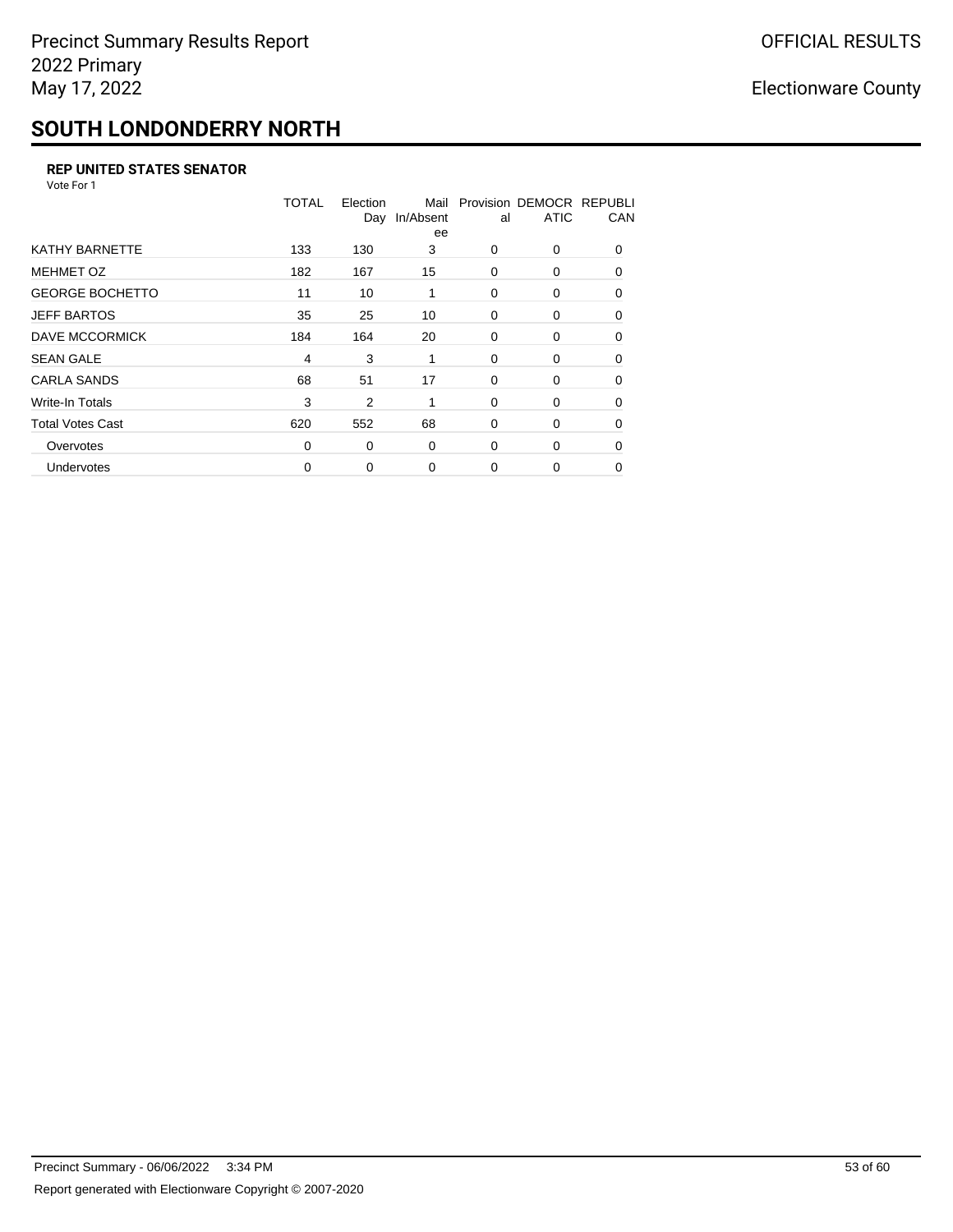Precinct Summary Results Report
2022 Primary
May 17, 2022

OFFICIAL RESULTS

Electionware County

# SOUTH LONDONDERRY NORTH

### REP UNITED STATES SENATOR

Vote For 1

| | TOTAL | Election Day | Mail In/Absentee | Provisional | DEMOCRATIC | REPUBLICAN |
|---|---|---|---|---|---|---|
| KATHY BARNETTE | 133 | 130 | 3 | 0 | 0 | 0 |
| MEHMET OZ | 182 | 167 | 15 | 0 | 0 | 0 |
| GEORGE BOCHETTO | 11 | 10 | 1 | 0 | 0 | 0 |
| JEFF BARTOS | 35 | 25 | 10 | 0 | 0 | 0 |
| DAVE MCCORMICK | 184 | 164 | 20 | 0 | 0 | 0 |
| SEAN GALE | 4 | 3 | 1 | 0 | 0 | 0 |
| CARLA SANDS | 68 | 51 | 17 | 0 | 0 | 0 |
| Write-In Totals | 3 | 2 | 1 | 0 | 0 | 0 |
| Total Votes Cast | 620 | 552 | 68 | 0 | 0 | 0 |
| Overvotes | 0 | 0 | 0 | 0 | 0 | 0 |
| Undervotes | 0 | 0 | 0 | 0 | 0 | 0 |

Precinct Summary - 06/06/2022 3:34 PM

Report generated with Electionware Copyright © 2007-2020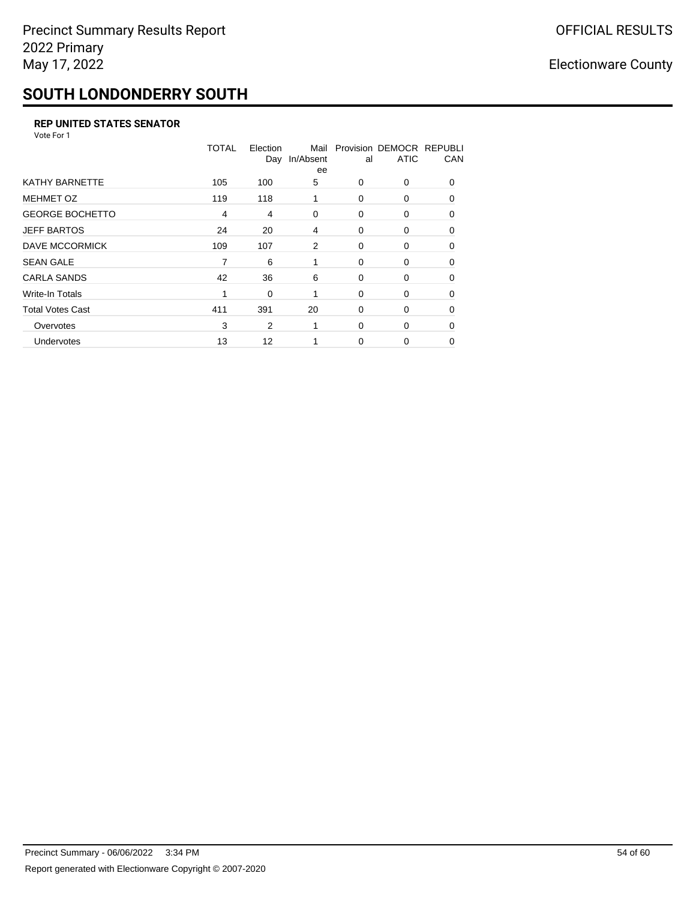# SOUTH LONDONDERRY SOUTH

### REP UNITED STATES SENATOR

Vote For 1

| | TOTAL | Election Day | Mail In/Absentee | Provisional | DEMOCRATIC | REPUBLICAN |
|---|---|---|---|---|---|---|
| KATHY BARNETTE | 105 | 100 | 5 | 0 | 0 | 0 |
| MEHMET OZ | 119 | 118 | 1 | 0 | 0 | 0 |
| GEORGE BOCHETTO | 4 | 4 | 0 | 0 | 0 | 0 |
| JEFF BARTOS | 24 | 20 | 4 | 0 | 0 | 0 |
| DAVE MCCORMICK | 109 | 107 | 2 | 0 | 0 | 0 |
| SEAN GALE | 7 | 6 | 1 | 0 | 0 | 0 |
| CARLA SANDS | 42 | 36 | 6 | 0 | 0 | 0 |
| Write-In Totals | 1 | 0 | 1 | 0 | 0 | 0 |
| Total Votes Cast | 411 | 391 | 20 | 0 | 0 | 0 |
| Overvotes | 3 | 2 | 1 | 0 | 0 | 0 |
| Undervotes | 13 | 12 | 1 | 0 | 0 | 0 |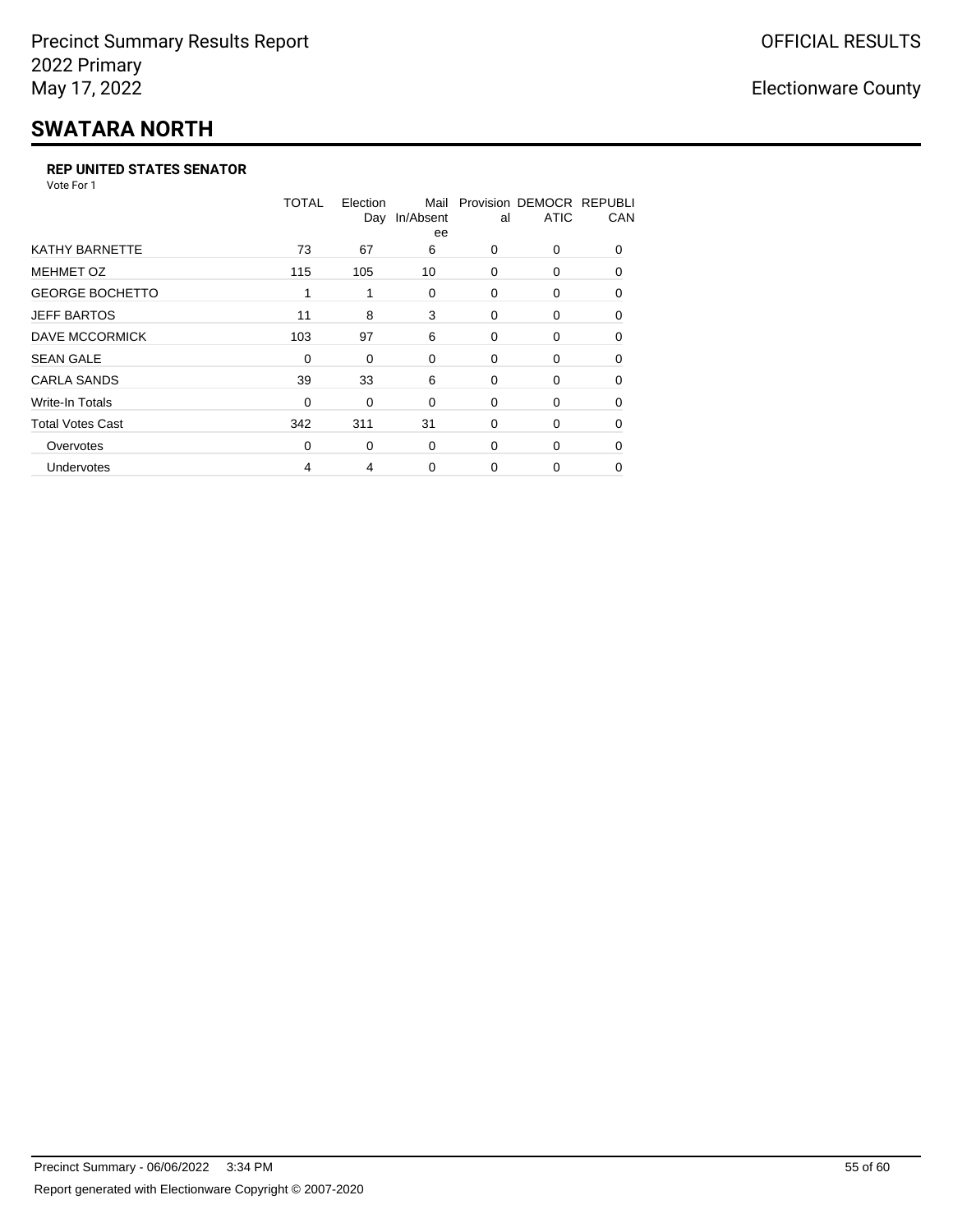Precinct Summary Results Report
2022 Primary
May 17, 2022

OFFICIAL RESULTS

Electionware County

# SWATARA NORTH

### REP UNITED STATES SENATOR

Vote For 1

| | TOTAL | Election Day | Mail In/Absentee | Provisional | DEMOCRATIC | REPUBLICAN |
|---|---|---|---|---|---|---|
| KATHY BARNETTE | 73 | 67 | 6 | 0 | 0 | 0 |
| MEHMET OZ | 115 | 105 | 10 | 0 | 0 | 0 |
| GEORGE BOCHETTO | 1 | 1 | 0 | 0 | 0 | 0 |
| JEFF BARTOS | 11 | 8 | 3 | 0 | 0 | 0 |
| DAVE MCCORMICK | 103 | 97 | 6 | 0 | 0 | 0 |
| SEAN GALE | 0 | 0 | 0 | 0 | 0 | 0 |
| CARLA SANDS | 39 | 33 | 6 | 0 | 0 | 0 |
| Write-In Totals | 0 | 0 | 0 | 0 | 0 | 0 |
| Total Votes Cast | 342 | 311 | 31 | 0 | 0 | 0 |
| Overvotes | 0 | 0 | 0 | 0 | 0 | 0 |
| Undervotes | 4 | 4 | 0 | 0 | 0 | 0 |

Precinct Summary - 06/06/2022 3:34 PM

Report generated with Electionware Copyright © 2007-2020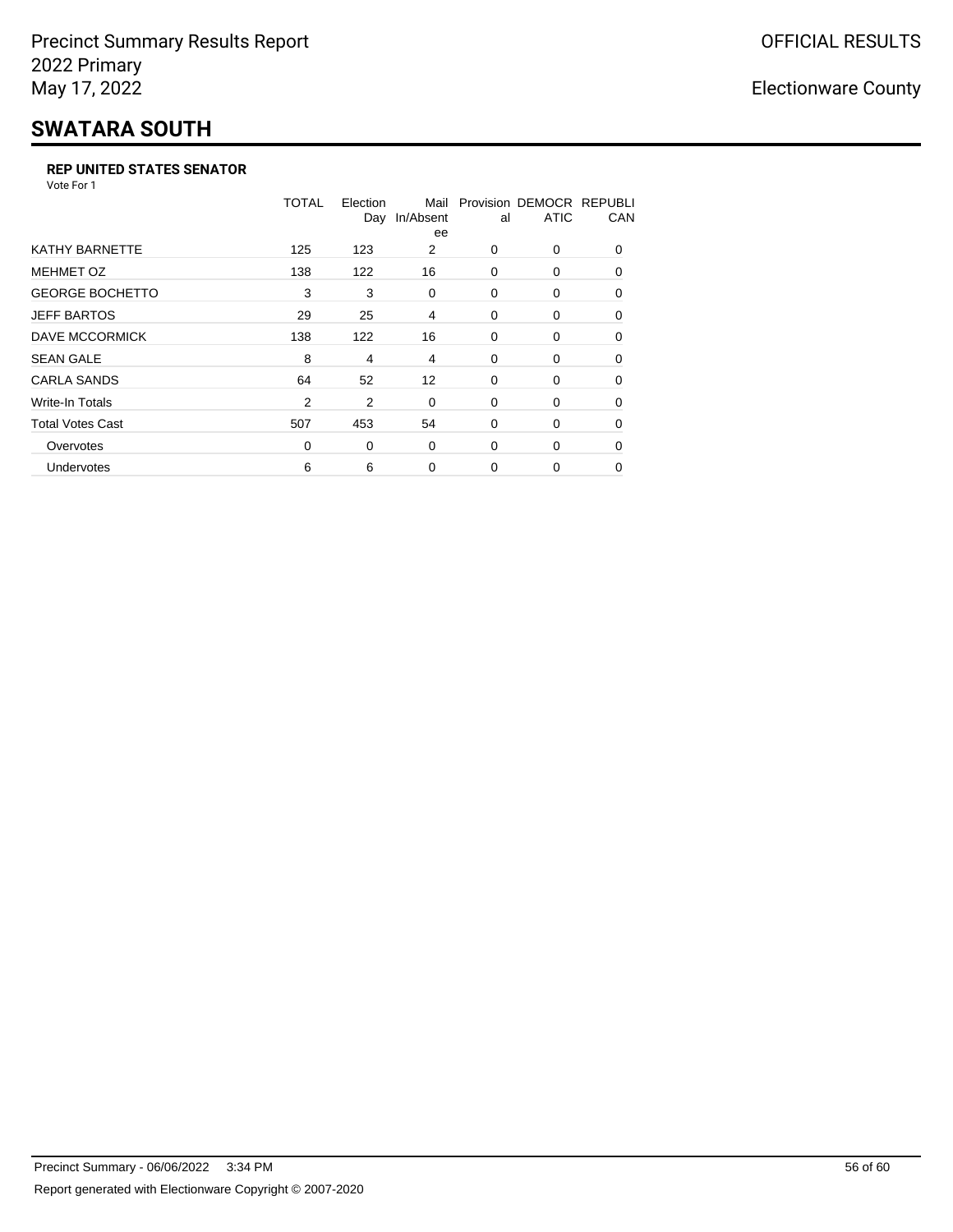Precinct Summary Results Report
2022 Primary
May 17, 2022

OFFICIAL RESULTS

Electionware County

# SWATARA SOUTH

### REP UNITED STATES SENATOR

Vote For 1

| | TOTAL | Election Day | Mail In/Absentee | Provisional | DEMOCRATIC | REPUBLICAN |
|---|---|---|---|---|---|---|
| KATHY BARNETTE | 125 | 123 | 2 | 0 | 0 | 0 |
| MEHMET OZ | 138 | 122 | 16 | 0 | 0 | 0 |
| GEORGE BOCHETTO | 3 | 3 | 0 | 0 | 0 | 0 |
| JEFF BARTOS | 29 | 25 | 4 | 0 | 0 | 0 |
| DAVE MCCORMICK | 138 | 122 | 16 | 0 | 0 | 0 |
| SEAN GALE | 8 | 4 | 4 | 0 | 0 | 0 |
| CARLA SANDS | 64 | 52 | 12 | 0 | 0 | 0 |
| Write-In Totals | 2 | 2 | 0 | 0 | 0 | 0 |
| Total Votes Cast | 507 | 453 | 54 | 0 | 0 | 0 |
| Overvotes | 0 | 0 | 0 | 0 | 0 | 0 |
| Undervotes | 6 | 6 | 0 | 0 | 0 | 0 |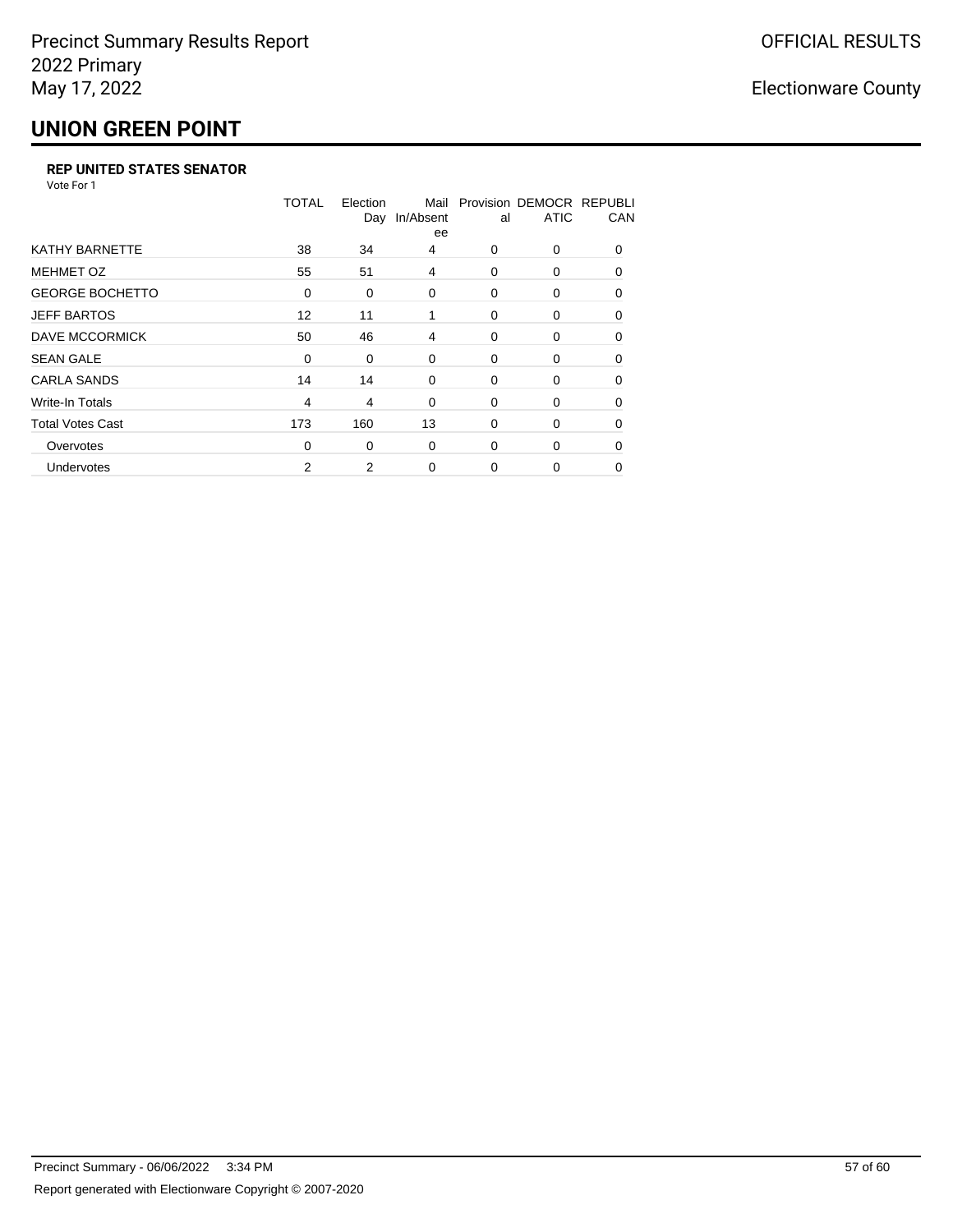Precinct Summary Results Report
2022 Primary
May 17, 2022

OFFICIAL RESULTS

Electionware County

# UNION GREEN POINT

### REP UNITED STATES SENATOR

Vote For 1

| | TOTAL | Election Day | Mail In/Absentee | Provisional | DEMOCRATIC | REPUBLICAN |
|---|---|---|---|---|---|---|
| KATHY BARNETTE | 38 | 34 | 4 | 0 | 0 | 0 |
| MEHMET OZ | 55 | 51 | 4 | 0 | 0 | 0 |
| GEORGE BOCHETTO | 0 | 0 | 0 | 0 | 0 | 0 |
| JEFF BARTOS | 12 | 11 | 1 | 0 | 0 | 0 |
| DAVE MCCORMICK | 50 | 46 | 4 | 0 | 0 | 0 |
| SEAN GALE | 0 | 0 | 0 | 0 | 0 | 0 |
| CARLA SANDS | 14 | 14 | 0 | 0 | 0 | 0 |
| Write-In Totals | 4 | 4 | 0 | 0 | 0 | 0 |
| Total Votes Cast | 173 | 160 | 13 | 0 | 0 | 0 |
| Overvotes | 0 | 0 | 0 | 0 | 0 | 0 |
| Undervotes | 2 | 2 | 0 | 0 | 0 | 0 |

Precinct Summary - 06/06/2022 3:34 PM

Report generated with Electionware Copyright © 2007-2020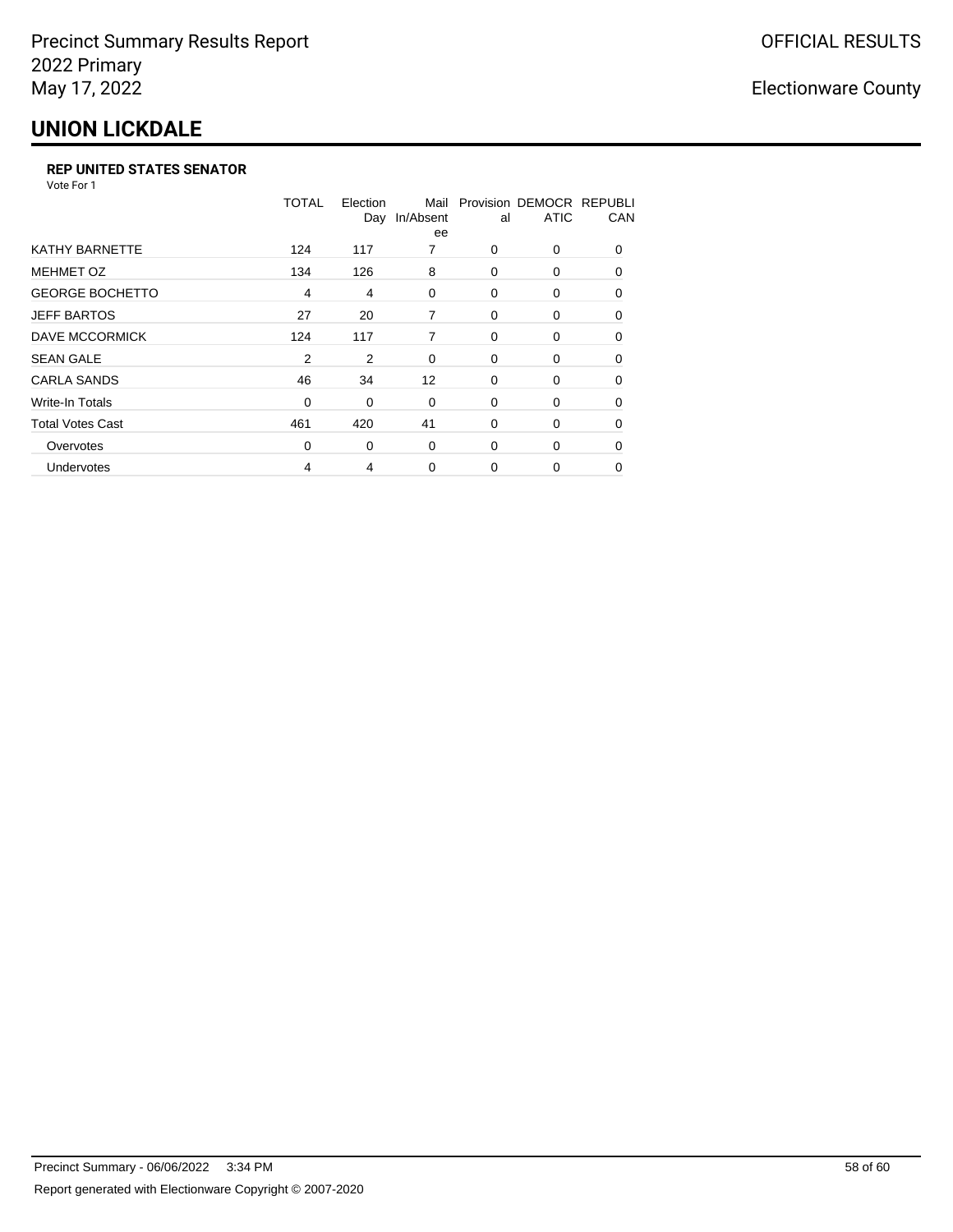Precinct Summary Results Report
2022 Primary
May 17, 2022

OFFICIAL RESULTS

Electionware County

## UNION LICKDALE

### REP UNITED STATES SENATOR

Vote For 1

| | TOTAL | Election Day | Mail In/Absentee | Provisional | DEMOCRATIC | REPUBLICAN |
|---|---|---|---|---|---|---|
| KATHY BARNETTE | 124 | 117 | 7 | 0 | 0 | 0 |
| MEHMET OZ | 134 | 126 | 8 | 0 | 0 | 0 |
| GEORGE BOCHETTO | 4 | 4 | 0 | 0 | 0 | 0 |
| JEFF BARTOS | 27 | 20 | 7 | 0 | 0 | 0 |
| DAVE MCCORMICK | 124 | 117 | 7 | 0 | 0 | 0 |
| SEAN GALE | 2 | 2 | 0 | 0 | 0 | 0 |
| CARLA SANDS | 46 | 34 | 12 | 0 | 0 | 0 |
| Write-In Totals | 0 | 0 | 0 | 0 | 0 | 0 |
| Total Votes Cast | 461 | 420 | 41 | 0 | 0 | 0 |
| Overvotes | 0 | 0 | 0 | 0 | 0 | 0 |
| Undervotes | 4 | 4 | 0 | 0 | 0 | 0 |

Precinct Summary - 06/06/2022 3:34 PM

Report generated with Electionware Copyright © 2007-2020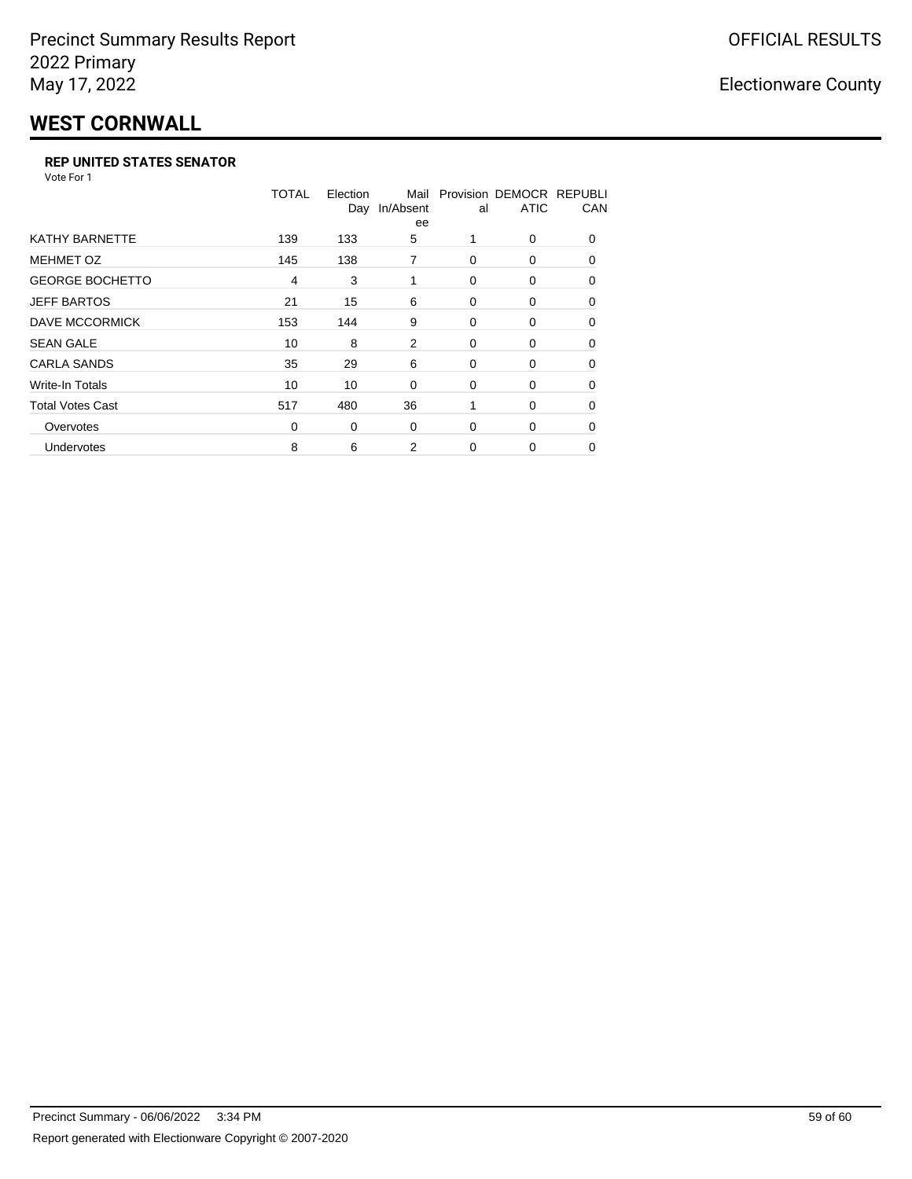# WEST CORNWALL

### REP UNITED STATES SENATOR

Vote For 1

| | TOTAL | Election Day | Mail In/Absentee | Provisional | DEMOCRATIC | REPUBLICAN |
|---|---|---|---|---|---|---|
| KATHY BARNETTE | 139 | 133 | 5 | 1 | 0 | 0 |
| MEHMET OZ | 145 | 138 | 7 | 0 | 0 | 0 |
| GEORGE BOCHETTO | 4 | 3 | 1 | 0 | 0 | 0 |
| JEFF BARTOS | 21 | 15 | 6 | 0 | 0 | 0 |
| DAVE MCCORMICK | 153 | 144 | 9 | 0 | 0 | 0 |
| SEAN GALE | 10 | 8 | 2 | 0 | 0 | 0 |
| CARLA SANDS | 35 | 29 | 6 | 0 | 0 | 0 |
| Write-In Totals | 10 | 10 | 0 | 0 | 0 | 0 |
| Total Votes Cast | 517 | 480 | 36 | 1 | 0 | 0 |
| Overvotes | 0 | 0 | 0 | 0 | 0 | 0 |
| Undervotes | 8 | 6 | 2 | 0 | 0 | 0 |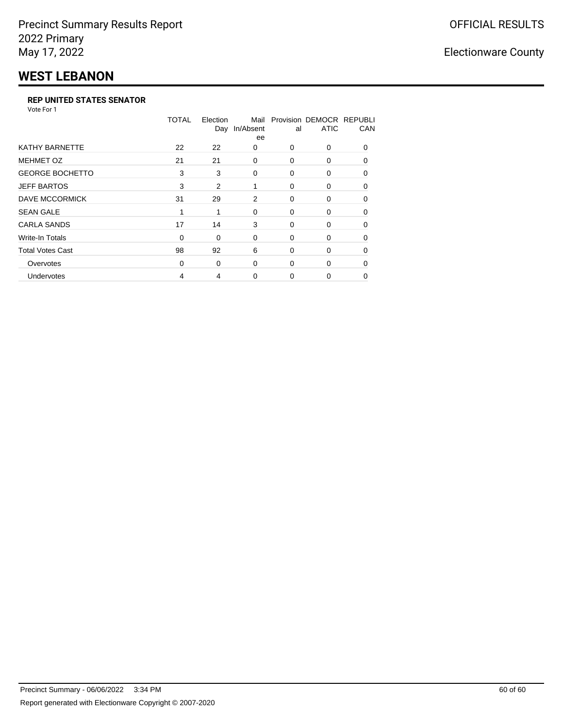# WEST LEBANON

### REP UNITED STATES SENATOR

Vote For 1

| | TOTAL | Election Day | Mail In/Absentee | Provisional | DEMOCRATIC | REPUBLICAN |
|---|---|---|---|---|---|---|
| KATHY BARNETTE | 22 | 22 | 0 | 0 | 0 | 0 |
| MEHMET OZ | 21 | 21 | 0 | 0 | 0 | 0 |
| GEORGE BOCHETTO | 3 | 3 | 0 | 0 | 0 | 0 |
| JEFF BARTOS | 3 | 2 | 1 | 0 | 0 | 0 |
| DAVE MCCORMICK | 31 | 29 | 2 | 0 | 0 | 0 |
| SEAN GALE | 1 | 1 | 0 | 0 | 0 | 0 |
| CARLA SANDS | 17 | 14 | 3 | 0 | 0 | 0 |
| Write-In Totals | 0 | 0 | 0 | 0 | 0 | 0 |
| Total Votes Cast | 98 | 92 | 6 | 0 | 0 | 0 |
| Overvotes | 0 | 0 | 0 | 0 | 0 | 0 |
| Undervotes | 4 | 4 | 0 | 0 | 0 | 0 |